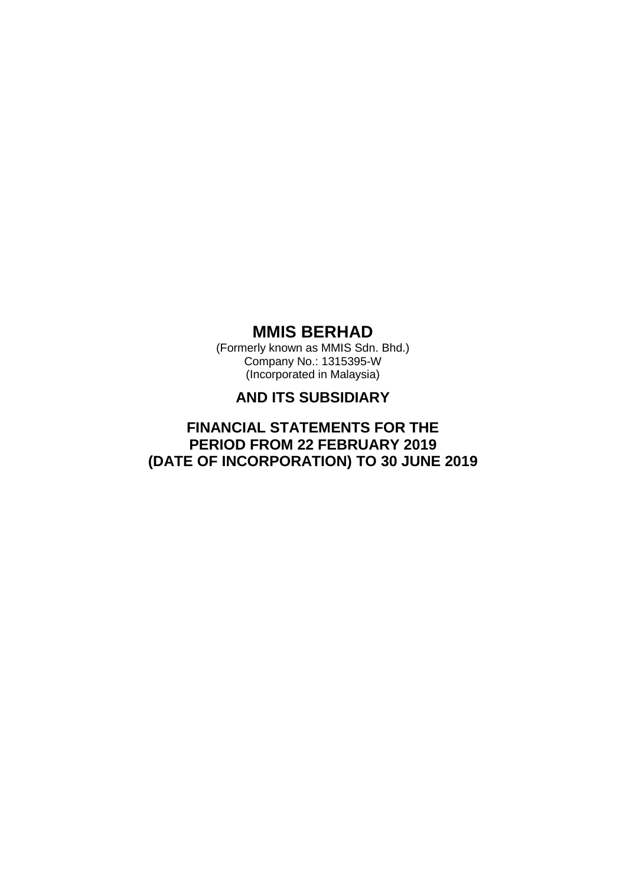# MMIS BERHAD

(Formerly known as MMIS Sdn. Bhd.)
Company No.: 1315395-W
(Incorporated in Malaysia)

## AND ITS SUBSIDIARY

## FINANCIAL STATEMENTS FOR THE PERIOD FROM 22 FEBRUARY 2019 (DATE OF INCORPORATION) TO 30 JUNE 2019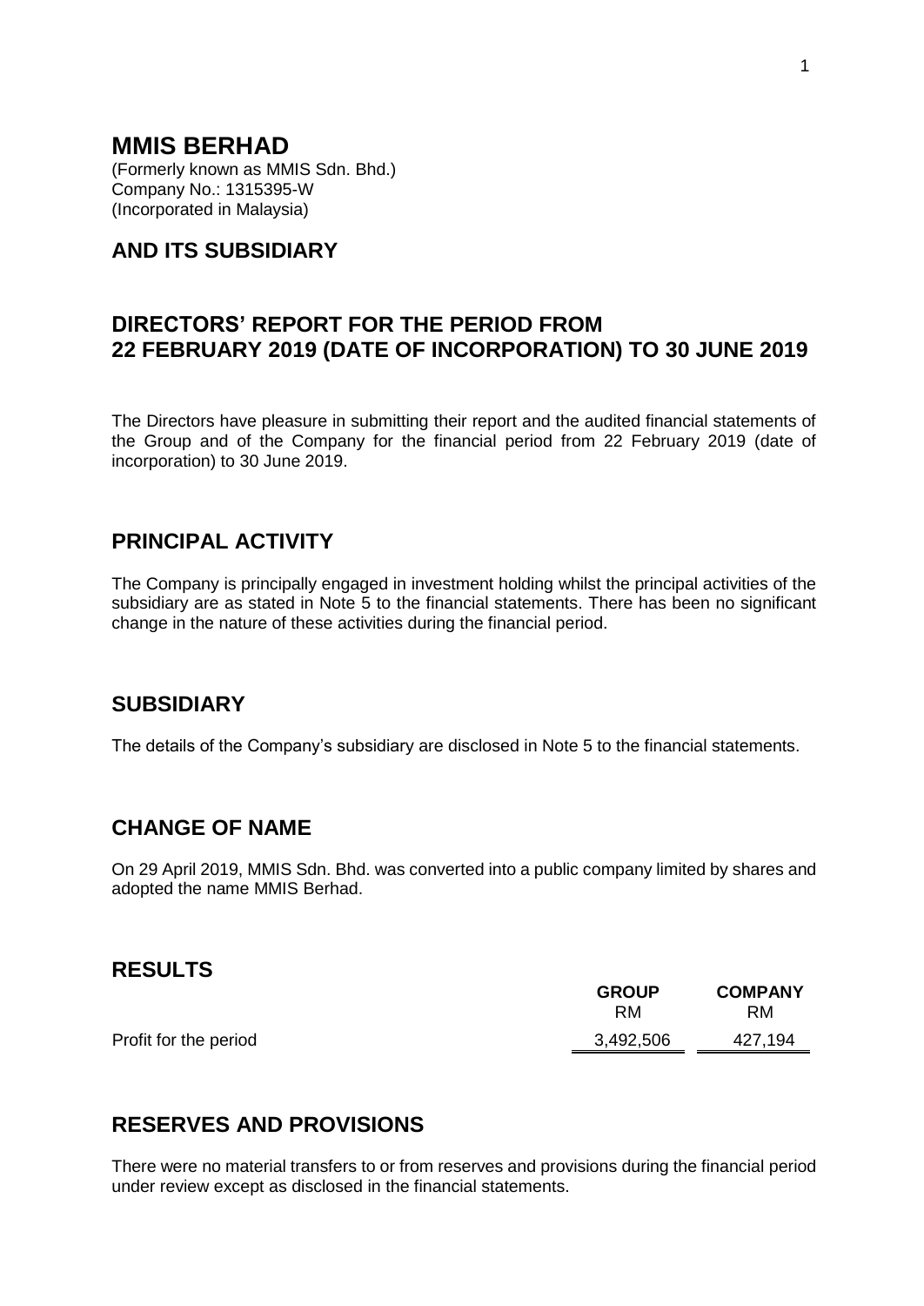# MMIS BERHAD

(Formerly known as MMIS Sdn. Bhd.)
Company No.: 1315395-W
(Incorporated in Malaysia)

## AND ITS SUBSIDIARY

## DIRECTORS' REPORT FOR THE PERIOD FROM 22 FEBRUARY 2019 (DATE OF INCORPORATION) TO 30 JUNE 2019

The Directors have pleasure in submitting their report and the audited financial statements of the Group and of the Company for the financial period from 22 February 2019 (date of incorporation) to 30 June 2019.

## PRINCIPAL ACTIVITY

The Company is principally engaged in investment holding whilst the principal activities of the subsidiary are as stated in Note 5 to the financial statements. There has been no significant change in the nature of these activities during the financial period.

## SUBSIDIARY

The details of the Company's subsidiary are disclosed in Note 5 to the financial statements.

## CHANGE OF NAME

On 29 April 2019, MMIS Sdn. Bhd. was converted into a public company limited by shares and adopted the name MMIS Berhad.

## RESULTS

| | GROUP | COMPANY |
|---|---|---|
| | RM | RM |
| Profit for the period | 3,492,506 | 427,194 |

## RESERVES AND PROVISIONS

There were no material transfers to or from reserves and provisions during the financial period under review except as disclosed in the financial statements.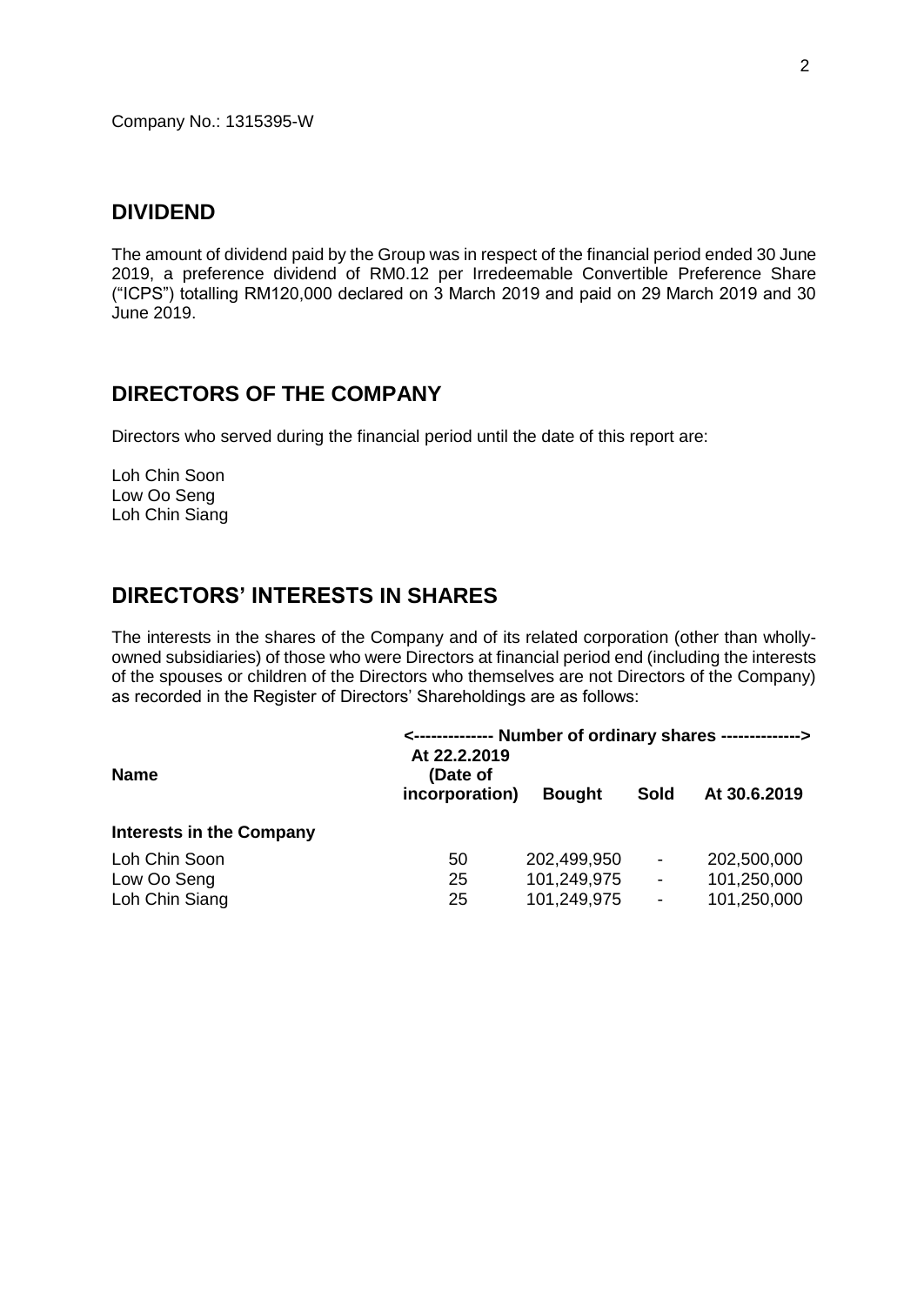Company No.: 1315395-W

## DIVIDEND

The amount of dividend paid by the Group was in respect of the financial period ended 30 June 2019, a preference dividend of RM0.12 per Irredeemable Convertible Preference Share ("ICPS") totalling RM120,000 declared on 3 March 2019 and paid on 29 March 2019 and 30 June 2019.

## DIRECTORS OF THE COMPANY

Directors who served during the financial period until the date of this report are:

Loh Chin Soon
Low Oo Seng
Loh Chin Siang

## DIRECTORS' INTERESTS IN SHARES

The interests in the shares of the Company and of its related corporation (other than wholly-owned subsidiaries) of those who were Directors at financial period end (including the interests of the spouses or children of the Directors who themselves are not Directors of the Company) as recorded in the Register of Directors' Shareholdings are as follows:

| Name | <-------------- Number of ordinary shares --------------> | | | |
|---|---|---|---|---|
| | At 22.2.2019 (Date of incorporation) | Bought | Sold | At 30.6.2019 |
| **Interests in the Company** | | | | |
| Loh Chin Soon | 50 | 202,499,950 | - | 202,500,000 |
| Low Oo Seng | 25 | 101,249,975 | - | 101,250,000 |
| Loh Chin Siang | 25 | 101,249,975 | - | 101,250,000 |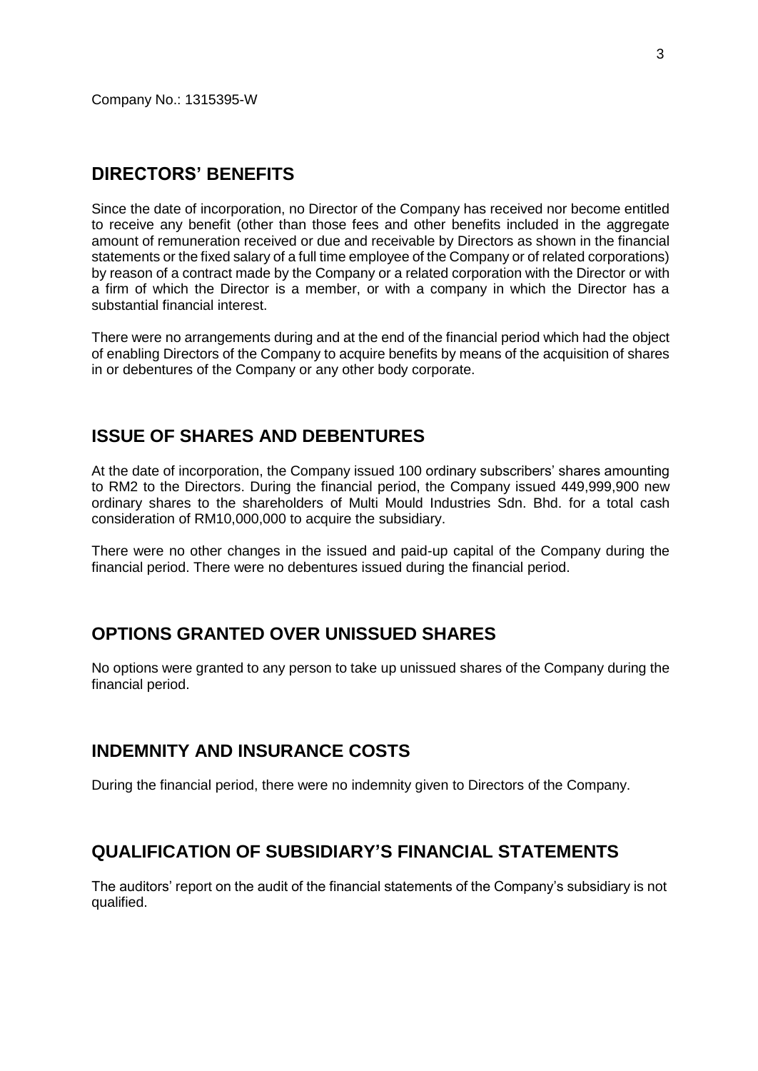Company No.: 1315395-W

## DIRECTORS' BENEFITS

Since the date of incorporation, no Director of the Company has received nor become entitled to receive any benefit (other than those fees and other benefits included in the aggregate amount of remuneration received or due and receivable by Directors as shown in the financial statements or the fixed salary of a full time employee of the Company or of related corporations) by reason of a contract made by the Company or a related corporation with the Director or with a firm of which the Director is a member, or with a company in which the Director has a substantial financial interest.

There were no arrangements during and at the end of the financial period which had the object of enabling Directors of the Company to acquire benefits by means of the acquisition of shares in or debentures of the Company or any other body corporate.

## ISSUE OF SHARES AND DEBENTURES

At the date of incorporation, the Company issued 100 ordinary subscribers' shares amounting to RM2 to the Directors. During the financial period, the Company issued 449,999,900 new ordinary shares to the shareholders of Multi Mould Industries Sdn. Bhd. for a total cash consideration of RM10,000,000 to acquire the subsidiary.

There were no other changes in the issued and paid-up capital of the Company during the financial period. There were no debentures issued during the financial period.

## OPTIONS GRANTED OVER UNISSUED SHARES

No options were granted to any person to take up unissued shares of the Company during the financial period.

## INDEMNITY AND INSURANCE COSTS

During the financial period, there were no indemnity given to Directors of the Company.

## QUALIFICATION OF SUBSIDIARY'S FINANCIAL STATEMENTS

The auditors' report on the audit of the financial statements of the Company's subsidiary is not qualified.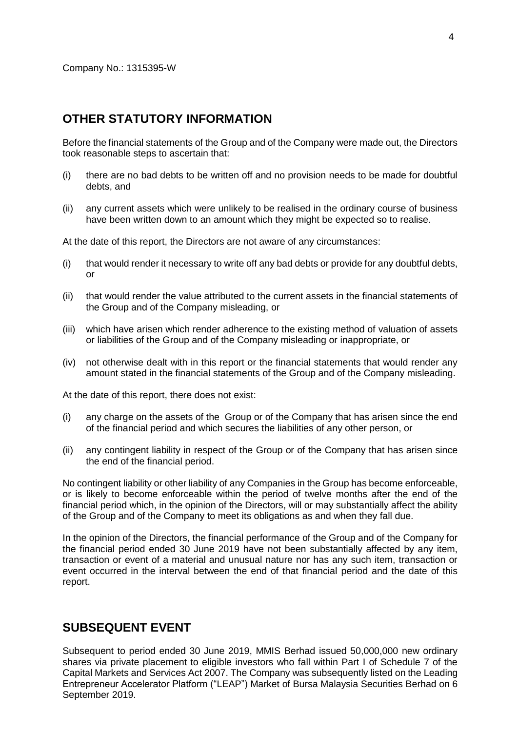Company No.: 1315395-W

## OTHER STATUTORY INFORMATION

Before the financial statements of the Group and of the Company were made out, the Directors took reasonable steps to ascertain that:

(i) there are no bad debts to be written off and no provision needs to be made for doubtful debts, and

(ii) any current assets which were unlikely to be realised in the ordinary course of business have been written down to an amount which they might be expected so to realise.

At the date of this report, the Directors are not aware of any circumstances:

(i) that would render it necessary to write off any bad debts or provide for any doubtful debts, or

(ii) that would render the value attributed to the current assets in the financial statements of the Group and of the Company misleading, or

(iii) which have arisen which render adherence to the existing method of valuation of assets or liabilities of the Group and of the Company misleading or inappropriate, or

(iv) not otherwise dealt with in this report or the financial statements that would render any amount stated in the financial statements of the Group and of the Company misleading.

At the date of this report, there does not exist:

(i) any charge on the assets of the Group or of the Company that has arisen since the end of the financial period and which secures the liabilities of any other person, or

(ii) any contingent liability in respect of the Group or of the Company that has arisen since the end of the financial period.

No contingent liability or other liability of any Companies in the Group has become enforceable, or is likely to become enforceable within the period of twelve months after the end of the financial period which, in the opinion of the Directors, will or may substantially affect the ability of the Group and of the Company to meet its obligations as and when they fall due.

In the opinion of the Directors, the financial performance of the Group and of the Company for the financial period ended 30 June 2019 have not been substantially affected by any item, transaction or event of a material and unusual nature nor has any such item, transaction or event occurred in the interval between the end of that financial period and the date of this report.

## SUBSEQUENT EVENT

Subsequent to period ended 30 June 2019, MMIS Berhad issued 50,000,000 new ordinary shares via private placement to eligible investors who fall within Part I of Schedule 7 of the Capital Markets and Services Act 2007. The Company was subsequently listed on the Leading Entrepreneur Accelerator Platform ("LEAP") Market of Bursa Malaysia Securities Berhad on 6 September 2019.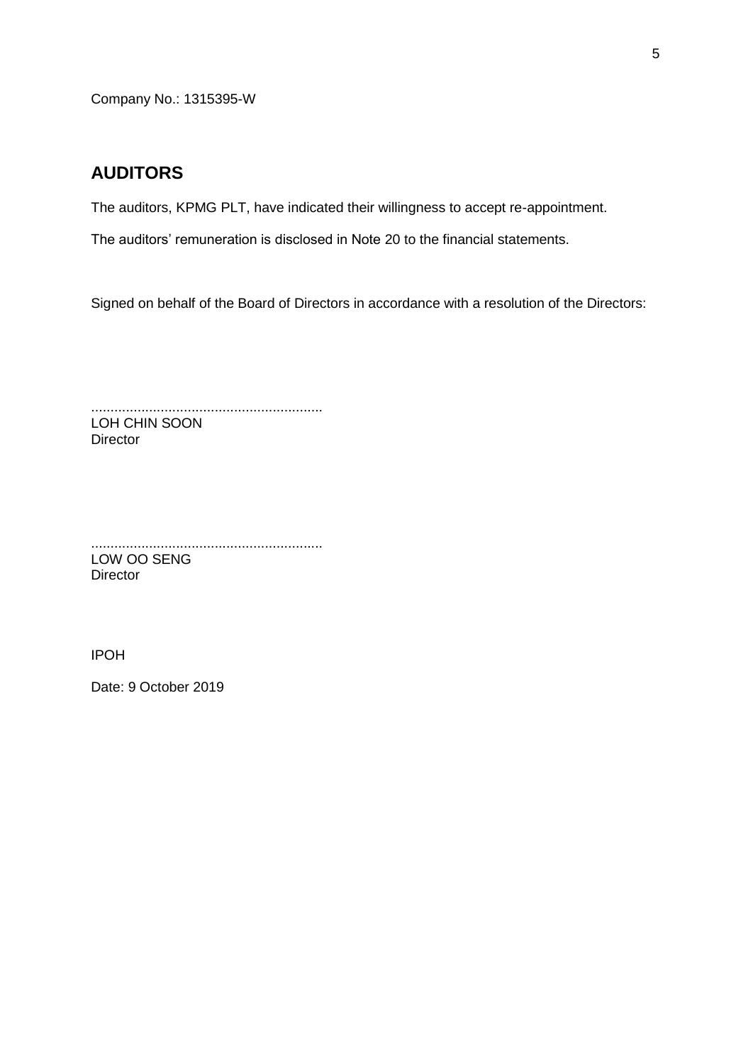Company No.: 1315395-W

## AUDITORS

The auditors, KPMG PLT, have indicated their willingness to accept re-appointment.

The auditors' remuneration is disclosed in Note 20 to the financial statements.

Signed on behalf of the Board of Directors in accordance with a resolution of the Directors:

............................................................
LOH CHIN SOON
Director

............................................................
LOW OO SENG
Director

IPOH

Date: 9 October 2019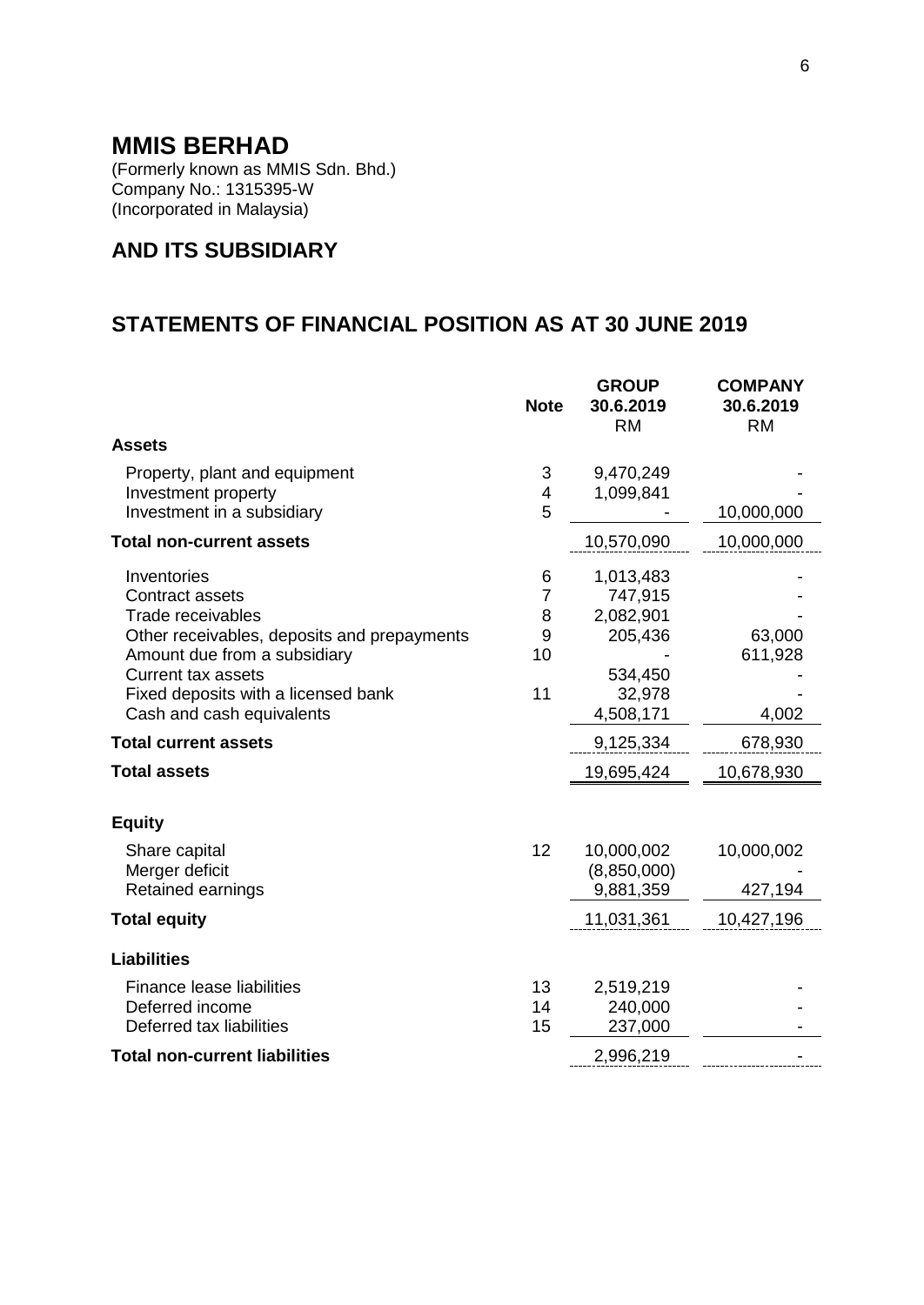# MMIS BERHAD

(Formerly known as MMIS Sdn. Bhd.)
Company No.: 1315395-W
(Incorporated in Malaysia)

## AND ITS SUBSIDIARY

## STATEMENTS OF FINANCIAL POSITION AS AT 30 JUNE 2019

| | Note | GROUP 30.6.2019 RM | COMPANY 30.6.2019 RM |
|---|---|---|---|
| **Assets** | | | |
| Property, plant and equipment | 3 | 9,470,249 | - |
| Investment property | 4 | 1,099,841 | - |
| Investment in a subsidiary | 5 | - | 10,000,000 |
| **Total non-current assets** | | 10,570,090 | 10,000,000 |
| Inventories | 6 | 1,013,483 | - |
| Contract assets | 7 | 747,915 | - |
| Trade receivables | 8 | 2,082,901 | - |
| Other receivables, deposits and prepayments | 9 | 205,436 | 63,000 |
| Amount due from a subsidiary | 10 | - | 611,928 |
| Current tax assets | | 534,450 | - |
| Fixed deposits with a licensed bank | 11 | 32,978 | - |
| Cash and cash equivalents | | 4,508,171 | 4,002 |
| **Total current assets** | | 9,125,334 | 678,930 |
| **Total assets** | | 19,695,424 | 10,678,930 |
| **Equity** | | | |
| Share capital | 12 | 10,000,002 | 10,000,002 |
| Merger deficit | | (8,850,000) | - |
| Retained earnings | | 9,881,359 | 427,194 |
| **Total equity** | | 11,031,361 | 10,427,196 |
| **Liabilities** | | | |
| Finance lease liabilities | 13 | 2,519,219 | - |
| Deferred income | 14 | 240,000 | - |
| Deferred tax liabilities | 15 | 237,000 | - |
| **Total non-current liabilities** | | 2,996,219 | - |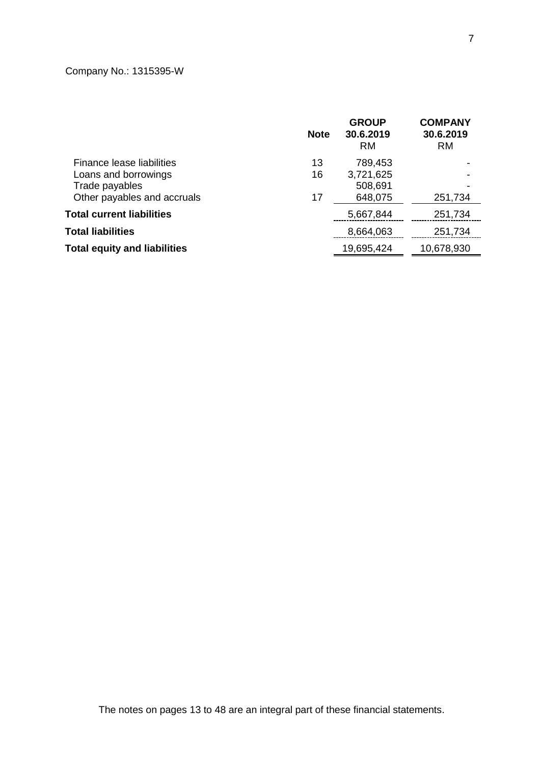Company No.: 1315395-W

| | Note | GROUP 30.6.2019 RM | COMPANY 30.6.2019 RM |
|---|---|---|---|
| Finance lease liabilities | 13 | 789,453 | - |
| Loans and borrowings | 16 | 3,721,625 | - |
| Trade payables | | 508,691 | - |
| Other payables and accruals | 17 | 648,075 | 251,734 |
| **Total current liabilities** | | 5,667,844 | 251,734 |
| **Total liabilities** | | 8,664,063 | 251,734 |
| **Total equity and liabilities** | | 19,695,424 | 10,678,930 |

The notes on pages 13 to 48 are an integral part of these financial statements.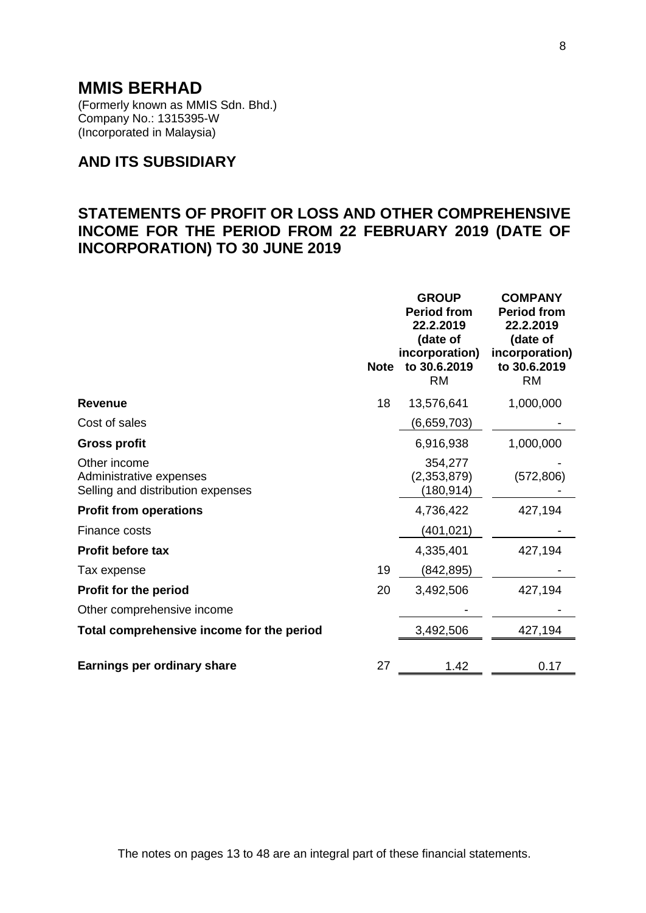# MMIS BERHAD

(Formerly known as MMIS Sdn. Bhd.)
Company No.: 1315395-W
(Incorporated in Malaysia)

## AND ITS SUBSIDIARY

## STATEMENTS OF PROFIT OR LOSS AND OTHER COMPREHENSIVE INCOME FOR THE PERIOD FROM 22 FEBRUARY 2019 (DATE OF INCORPORATION) TO 30 JUNE 2019

| | Note | GROUP Period from 22.2.2019 (date of incorporation) to 30.6.2019 RM | COMPANY Period from 22.2.2019 (date of incorporation) to 30.6.2019 RM |
|---|---|---|---|
| **Revenue** | 18 | 13,576,641 | 1,000,000 |
| Cost of sales | | (6,659,703) | - |
| **Gross profit** | | 6,916,938 | 1,000,000 |
| Other income | | 354,277 | - |
| Administrative expenses | | (2,353,879) | (572,806) |
| Selling and distribution expenses | | (180,914) | - |
| **Profit from operations** | | 4,736,422 | 427,194 |
| Finance costs | | (401,021) | - |
| **Profit before tax** | | 4,335,401 | 427,194 |
| Tax expense | 19 | (842,895) | - |
| **Profit for the period** | 20 | 3,492,506 | 427,194 |
| Other comprehensive income | | - | - |
| **Total comprehensive income for the period** | | 3,492,506 | 427,194 |
| **Earnings per ordinary share** | 27 | 1.42 | 0.17 |

The notes on pages 13 to 48 are an integral part of these financial statements.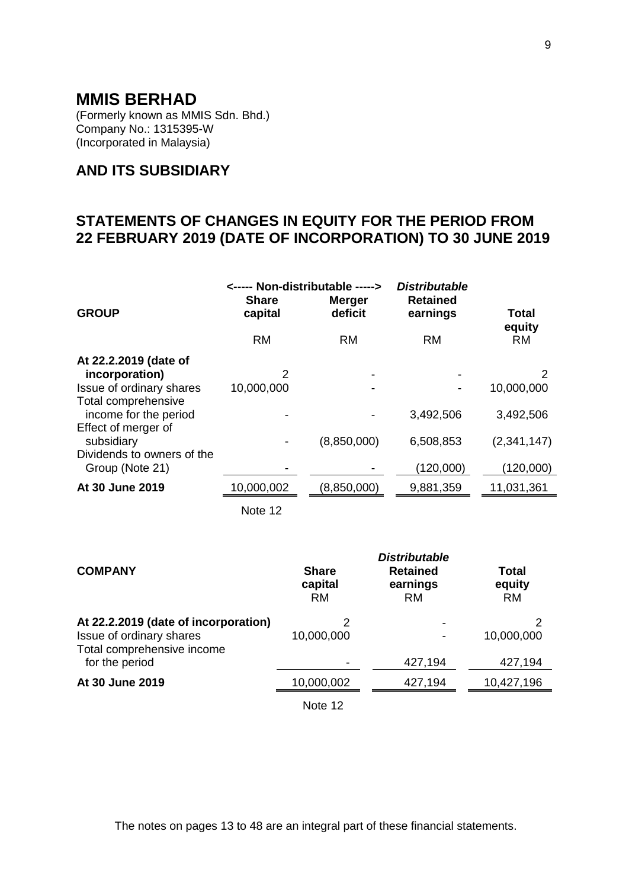# MMIS BERHAD

(Formerly known as MMIS Sdn. Bhd.)
Company No.: 1315395-W
(Incorporated in Malaysia)

## AND ITS SUBSIDIARY

## STATEMENTS OF CHANGES IN EQUITY FOR THE PERIOD FROM 22 FEBRUARY 2019 (DATE OF INCORPORATION) TO 30 JUNE 2019

| GROUP | <----- Non-distributable -----> | | *Distributable* | |
|---|---|---|---|---|
| | **Share capital** | **Merger deficit** | **Retained earnings** | **Total equity** |
| | RM | RM | RM | RM |
| **At 22.2.2019 (date of incorporation)** | 2 | - | - | 2 |
| Issue of ordinary shares | 10,000,000 | - | - | 10,000,000 |
| Total comprehensive income for the period | - | - | 3,492,506 | 3,492,506 |
| Effect of merger of subsidiary | - | (8,850,000) | 6,508,853 | (2,341,147) |
| Dividends to owners of the Group (Note 21) | - | - | (120,000) | (120,000) |
| **At 30 June 2019** | 10,000,002 | (8,850,000) | 9,881,359 | 11,031,361 |
| | Note 12 | | | |

| COMPANY | **Share capital** | *Distributable* **Retained earnings** | **Total equity** |
|---|---|---|---|
| | RM | RM | RM |
| **At 22.2.2019 (date of incorporation)** | 2 | - | 2 |
| Issue of ordinary shares | 10,000,000 | - | 10,000,000 |
| Total comprehensive income for the period | - | 427,194 | 427,194 |
| **At 30 June 2019** | 10,000,002 | 427,194 | 10,427,196 |
| | Note 12 | | |

The notes on pages 13 to 48 are an integral part of these financial statements.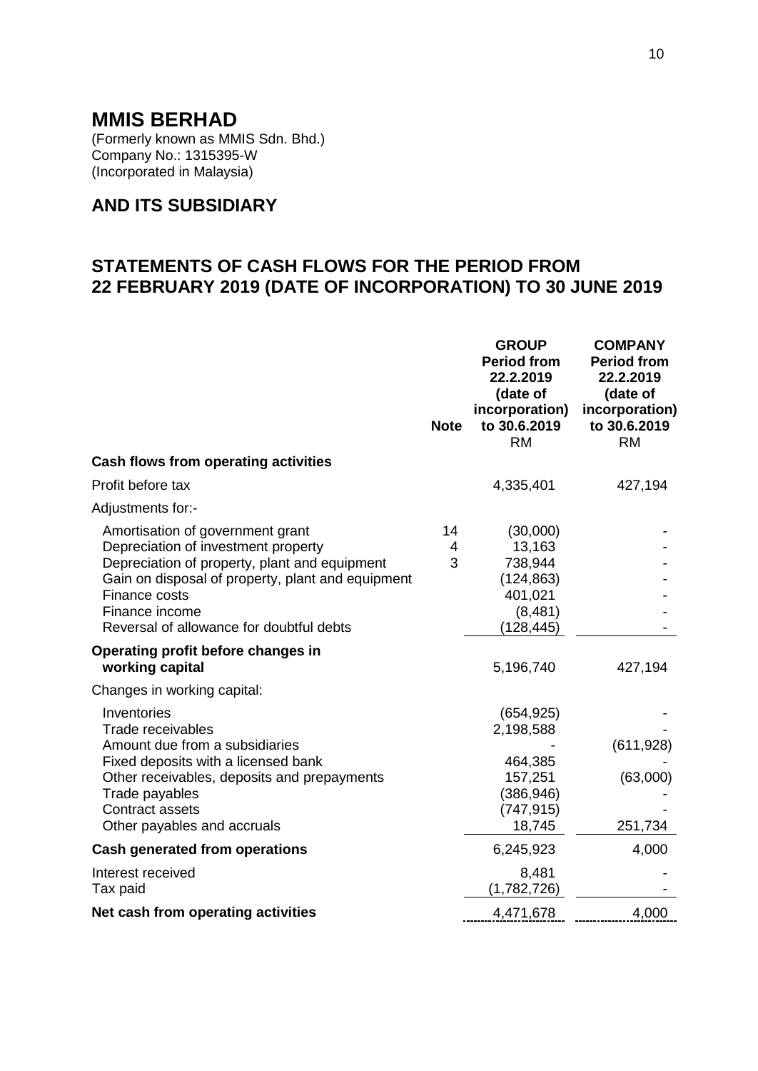# MMIS BERHAD

(Formerly known as MMIS Sdn. Bhd.)
Company No.: 1315395-W
(Incorporated in Malaysia)

## AND ITS SUBSIDIARY

## STATEMENTS OF CASH FLOWS FOR THE PERIOD FROM 22 FEBRUARY 2019 (DATE OF INCORPORATION) TO 30 JUNE 2019

| | Note | GROUP Period from 22.2.2019 (date of incorporation) to 30.6.2019 RM | COMPANY Period from 22.2.2019 (date of incorporation) to 30.6.2019 RM |
|---|---|---|---|
| **Cash flows from operating activities** | | | |
| Profit before tax | | 4,335,401 | 427,194 |
| Adjustments for:- | | | |
| Amortisation of government grant | 14 | (30,000) | - |
| Depreciation of investment property | 4 | 13,163 | - |
| Depreciation of property, plant and equipment | 3 | 738,944 | - |
| Gain on disposal of property, plant and equipment | | (124,863) | - |
| Finance costs | | 401,021 | - |
| Finance income | | (8,481) | - |
| Reversal of allowance for doubtful debts | | (128,445) | - |
| **Operating profit before changes in working capital** | | 5,196,740 | 427,194 |
| Changes in working capital: | | | |
| Inventories | | (654,925) | - |
| Trade receivables | | 2,198,588 | - |
| Amount due from a subsidiaries | | - | (611,928) |
| Fixed deposits with a licensed bank | | 464,385 | - |
| Other receivables, deposits and prepayments | | 157,251 | (63,000) |
| Trade payables | | (386,946) | - |
| Contract assets | | (747,915) | - |
| Other payables and accruals | | 18,745 | 251,734 |
| **Cash generated from operations** | | 6,245,923 | 4,000 |
| Interest received | | 8,481 | - |
| Tax paid | | (1,782,726) | - |
| **Net cash from operating activities** | | 4,471,678 | 4,000 |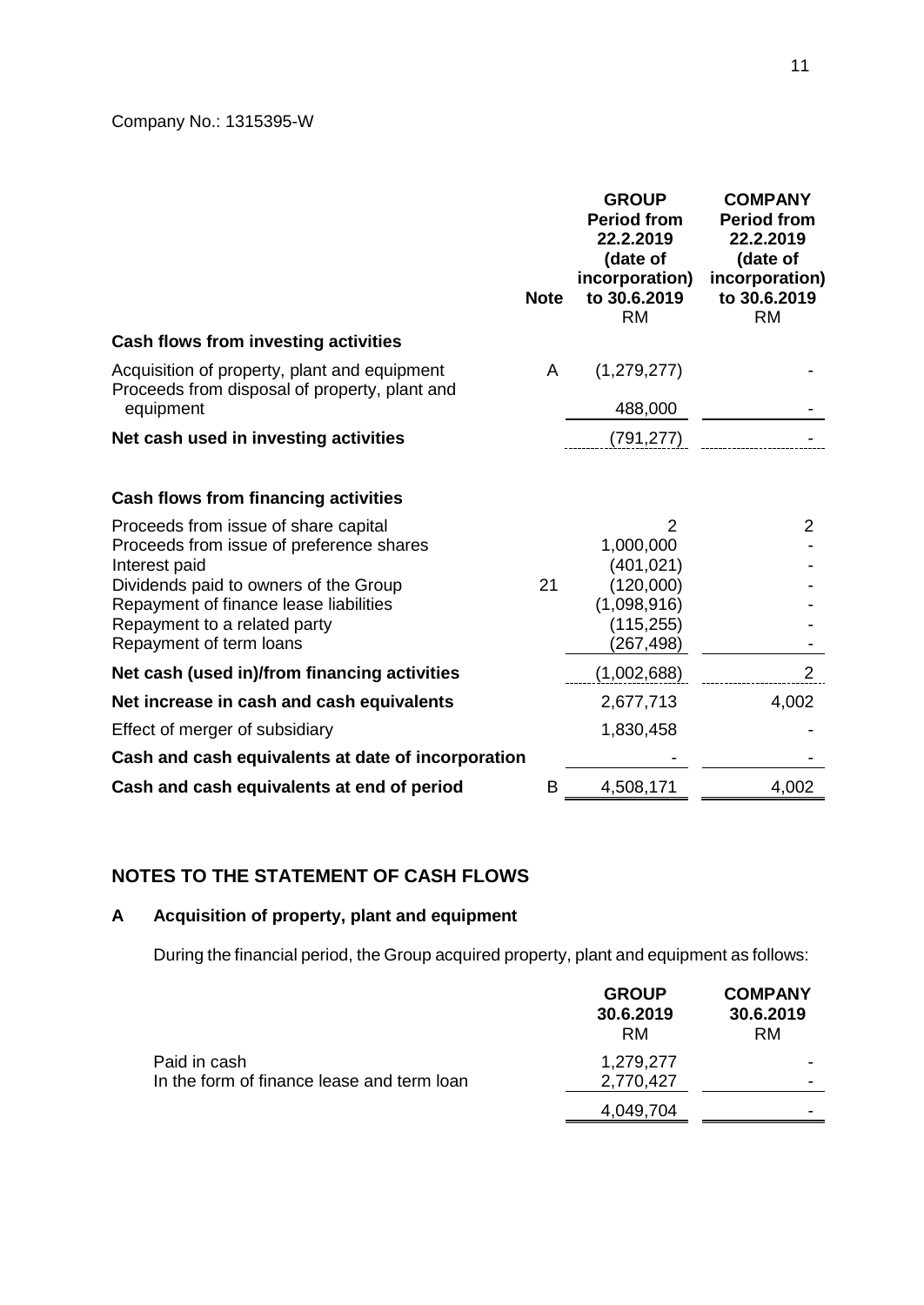Company No.: 1315395-W

| | Note | GROUP Period from 22.2.2019 (date of incorporation) to 30.6.2019 RM | COMPANY Period from 22.2.2019 (date of incorporation) to 30.6.2019 RM |
|---|---|---|---|
| **Cash flows from investing activities** | | | |
| Acquisition of property, plant and equipment | A | (1,279,277) | - |
| Proceeds from disposal of property, plant and equipment | | 488,000 | - |
| **Net cash used in investing activities** | | (791,277) | - |
| | | | |
| **Cash flows from financing activities** | | | |
| Proceeds from issue of share capital | | 2 | 2 |
| Proceeds from issue of preference shares | | 1,000,000 | - |
| Interest paid | | (401,021) | - |
| Dividends paid to owners of the Group | 21 | (120,000) | - |
| Repayment of finance lease liabilities | | (1,098,916) | - |
| Repayment to a related party | | (115,255) | - |
| Repayment of term loans | | (267,498) | - |
| **Net cash (used in)/from financing activities** | | (1,002,688) | 2 |
| **Net increase in cash and cash equivalents** | | 2,677,713 | 4,002 |
| Effect of merger of subsidiary | | 1,830,458 | - |
| **Cash and cash equivalents at date of incorporation** | | - | - |
| **Cash and cash equivalents at end of period** | B | 4,508,171 | 4,002 |

## NOTES TO THE STATEMENT OF CASH FLOWS

### A Acquisition of property, plant and equipment

During the financial period, the Group acquired property, plant and equipment as follows:

| | GROUP 30.6.2019 RM | COMPANY 30.6.2019 RM |
|---|---|---|
| Paid in cash | 1,279,277 | - |
| In the form of finance lease and term loan | 2,770,427 | - |
| | 4,049,704 | - |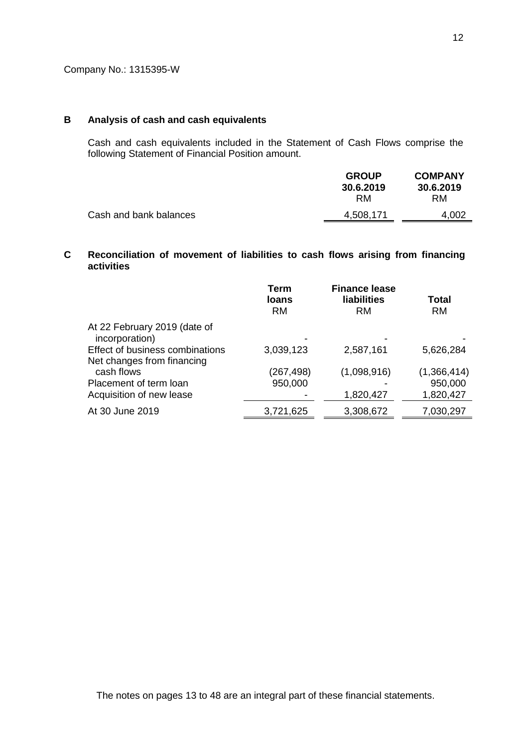Company No.: 1315395-W

## B Analysis of cash and cash equivalents

Cash and cash equivalents included in the Statement of Cash Flows comprise the following Statement of Financial Position amount.

| | GROUP 30.6.2019 RM | COMPANY 30.6.2019 RM |
|---|---|---|
| Cash and bank balances | 4,508,171 | 4,002 |

## C Reconciliation of movement of liabilities to cash flows arising from financing activities

| | Term loans RM | Finance lease liabilities RM | Total RM |
|---|---|---|---|
| At 22 February 2019 (date of incorporation) | - | - | - |
| Effect of business combinations | 3,039,123 | 2,587,161 | 5,626,284 |
| Net changes from financing cash flows | (267,498) | (1,098,916) | (1,366,414) |
| Placement of term loan | 950,000 | - | 950,000 |
| Acquisition of new lease | - | 1,820,427 | 1,820,427 |
| At 30 June 2019 | 3,721,625 | 3,308,672 | 7,030,297 |

The notes on pages 13 to 48 are an integral part of these financial statements.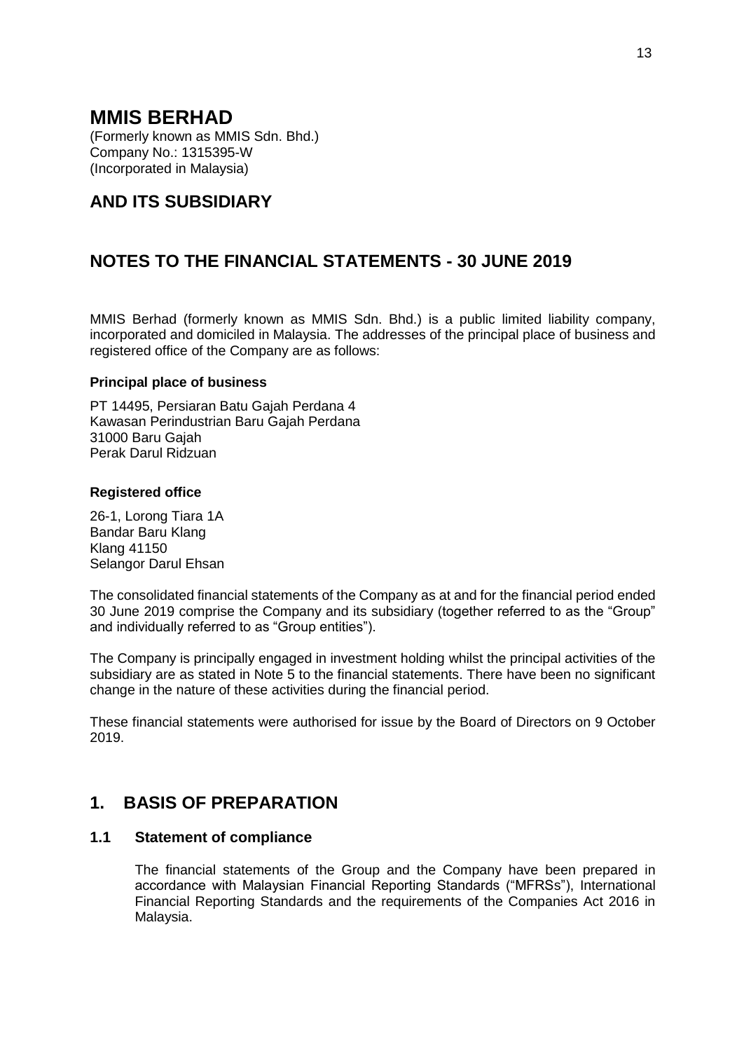# MMIS BERHAD

(Formerly known as MMIS Sdn. Bhd.)
Company No.: 1315395-W
(Incorporated in Malaysia)

## AND ITS SUBSIDIARY

## NOTES TO THE FINANCIAL STATEMENTS - 30 JUNE 2019

MMIS Berhad (formerly known as MMIS Sdn. Bhd.) is a public limited liability company, incorporated and domiciled in Malaysia. The addresses of the principal place of business and registered office of the Company are as follows:

**Principal place of business**

PT 14495, Persiaran Batu Gajah Perdana 4
Kawasan Perindustrian Baru Gajah Perdana
31000 Baru Gajah
Perak Darul Ridzuan

**Registered office**

26-1, Lorong Tiara 1A
Bandar Baru Klang
Klang 41150
Selangor Darul Ehsan

The consolidated financial statements of the Company as at and for the financial period ended 30 June 2019 comprise the Company and its subsidiary (together referred to as the "Group" and individually referred to as "Group entities").

The Company is principally engaged in investment holding whilst the principal activities of the subsidiary are as stated in Note 5 to the financial statements. There have been no significant change in the nature of these activities during the financial period.

These financial statements were authorised for issue by the Board of Directors on 9 October 2019.

## 1. BASIS OF PREPARATION

### 1.1 Statement of compliance

The financial statements of the Group and the Company have been prepared in accordance with Malaysian Financial Reporting Standards ("MFRSs"), International Financial Reporting Standards and the requirements of the Companies Act 2016 in Malaysia.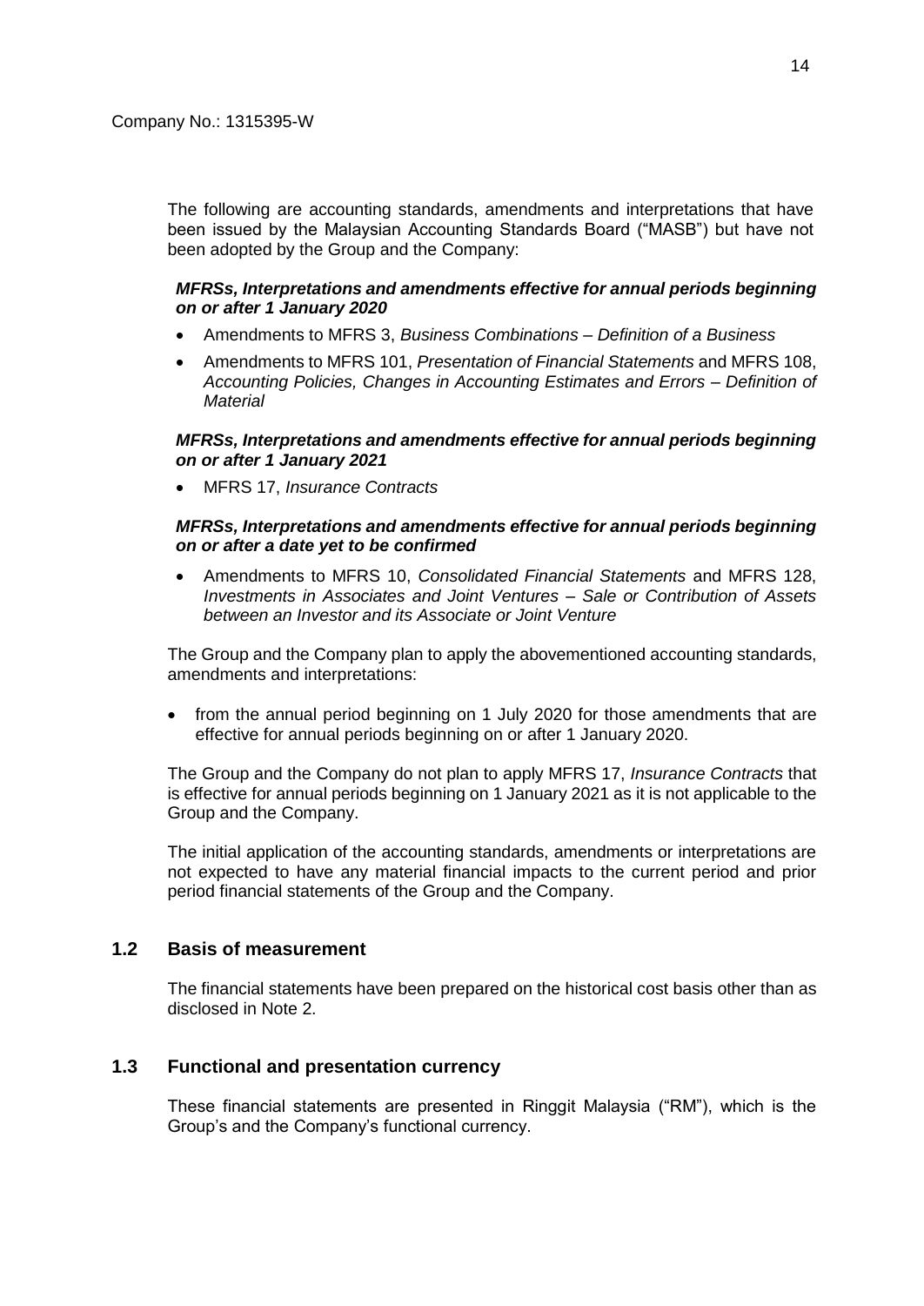Company No.: 1315395-W

The following are accounting standards, amendments and interpretations that have been issued by the Malaysian Accounting Standards Board ("MASB") but have not been adopted by the Group and the Company:

***MFRSs, Interpretations and amendments effective for annual periods beginning on or after 1 January 2020***

- Amendments to MFRS 3, *Business Combinations – Definition of a Business*
- Amendments to MFRS 101, *Presentation of Financial Statements* and MFRS 108, *Accounting Policies, Changes in Accounting Estimates and Errors – Definition of Material*

***MFRSs, Interpretations and amendments effective for annual periods beginning on or after 1 January 2021***

- MFRS 17, *Insurance Contracts*

***MFRSs, Interpretations and amendments effective for annual periods beginning on or after a date yet to be confirmed***

- Amendments to MFRS 10, *Consolidated Financial Statements* and MFRS 128, *Investments in Associates and Joint Ventures – Sale or Contribution of Assets between an Investor and its Associate or Joint Venture*

The Group and the Company plan to apply the abovementioned accounting standards, amendments and interpretations:

- from the annual period beginning on 1 July 2020 for those amendments that are effective for annual periods beginning on or after 1 January 2020.

The Group and the Company do not plan to apply MFRS 17, *Insurance Contracts* that is effective for annual periods beginning on 1 January 2021 as it is not applicable to the Group and the Company.

The initial application of the accounting standards, amendments or interpretations are not expected to have any material financial impacts to the current period and prior period financial statements of the Group and the Company.

## 1.2 Basis of measurement

The financial statements have been prepared on the historical cost basis other than as disclosed in Note 2.

## 1.3 Functional and presentation currency

These financial statements are presented in Ringgit Malaysia ("RM"), which is the Group's and the Company's functional currency.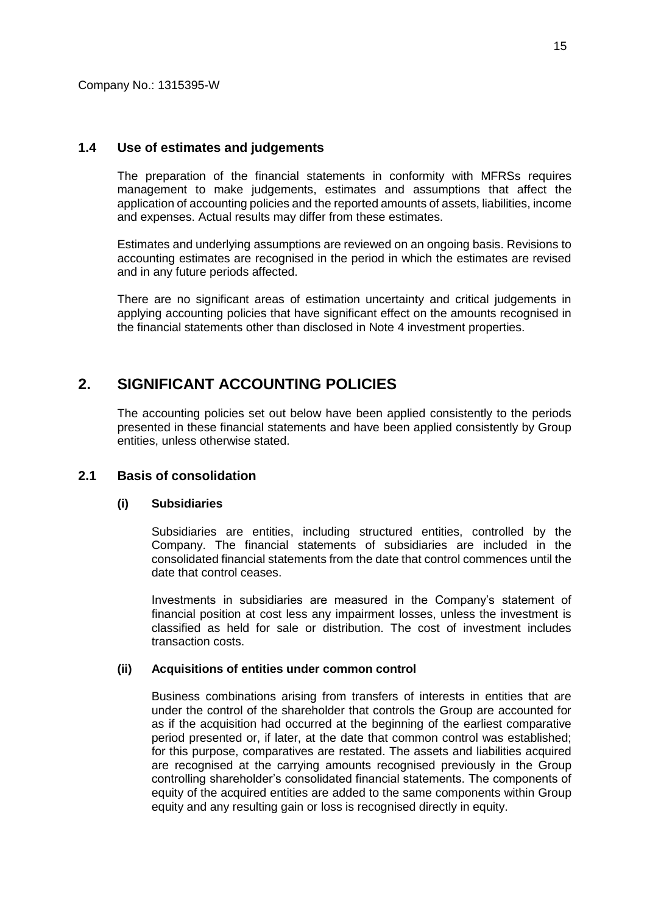Company No.: 1315395-W

### 1.4 Use of estimates and judgements

The preparation of the financial statements in conformity with MFRSs requires management to make judgements, estimates and assumptions that affect the application of accounting policies and the reported amounts of assets, liabilities, income and expenses. Actual results may differ from these estimates.

Estimates and underlying assumptions are reviewed on an ongoing basis. Revisions to accounting estimates are recognised in the period in which the estimates are revised and in any future periods affected.

There are no significant areas of estimation uncertainty and critical judgements in applying accounting policies that have significant effect on the amounts recognised in the financial statements other than disclosed in Note 4 investment properties.

## 2. SIGNIFICANT ACCOUNTING POLICIES

The accounting policies set out below have been applied consistently to the periods presented in these financial statements and have been applied consistently by Group entities, unless otherwise stated.

### 2.1 Basis of consolidation

#### (i) Subsidiaries

Subsidiaries are entities, including structured entities, controlled by the Company. The financial statements of subsidiaries are included in the consolidated financial statements from the date that control commences until the date that control ceases.

Investments in subsidiaries are measured in the Company's statement of financial position at cost less any impairment losses, unless the investment is classified as held for sale or distribution. The cost of investment includes transaction costs.

#### (ii) Acquisitions of entities under common control

Business combinations arising from transfers of interests in entities that are under the control of the shareholder that controls the Group are accounted for as if the acquisition had occurred at the beginning of the earliest comparative period presented or, if later, at the date that common control was established; for this purpose, comparatives are restated. The assets and liabilities acquired are recognised at the carrying amounts recognised previously in the Group controlling shareholder's consolidated financial statements. The components of equity of the acquired entities are added to the same components within Group equity and any resulting gain or loss is recognised directly in equity.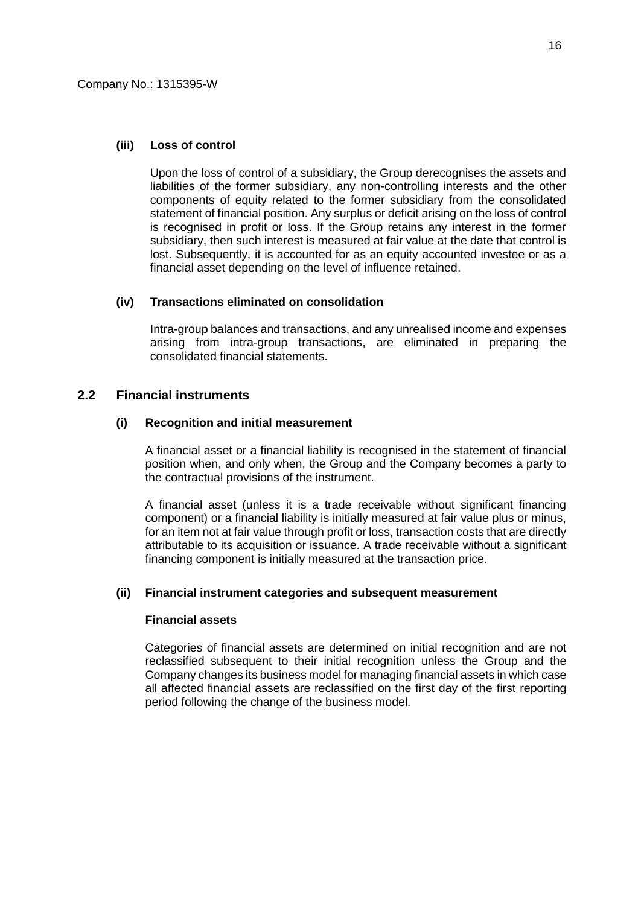Company No.: 1315395-W

### (iii) Loss of control

Upon the loss of control of a subsidiary, the Group derecognises the assets and liabilities of the former subsidiary, any non-controlling interests and the other components of equity related to the former subsidiary from the consolidated statement of financial position. Any surplus or deficit arising on the loss of control is recognised in profit or loss. If the Group retains any interest in the former subsidiary, then such interest is measured at fair value at the date that control is lost. Subsequently, it is accounted for as an equity accounted investee or as a financial asset depending on the level of influence retained.

### (iv) Transactions eliminated on consolidation

Intra-group balances and transactions, and any unrealised income and expenses arising from intra-group transactions, are eliminated in preparing the consolidated financial statements.

## 2.2 Financial instruments

### (i) Recognition and initial measurement

A financial asset or a financial liability is recognised in the statement of financial position when, and only when, the Group and the Company becomes a party to the contractual provisions of the instrument.

A financial asset (unless it is a trade receivable without significant financing component) or a financial liability is initially measured at fair value plus or minus, for an item not at fair value through profit or loss, transaction costs that are directly attributable to its acquisition or issuance. A trade receivable without a significant financing component is initially measured at the transaction price.

### (ii) Financial instrument categories and subsequent measurement

**Financial assets**

Categories of financial assets are determined on initial recognition and are not reclassified subsequent to their initial recognition unless the Group and the Company changes its business model for managing financial assets in which case all affected financial assets are reclassified on the first day of the first reporting period following the change of the business model.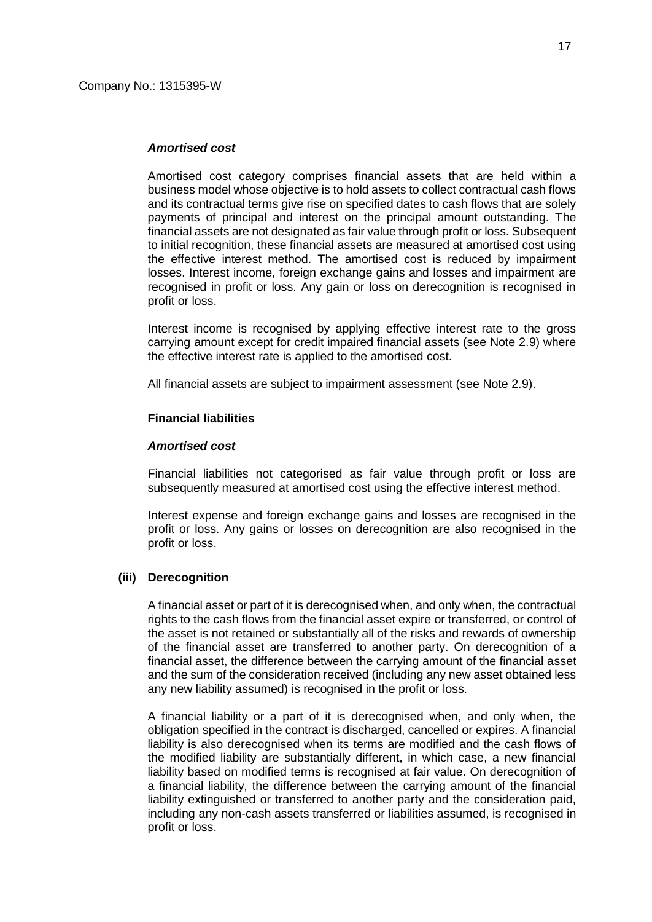Company No.: 1315395-W

***Amortised cost***

Amortised cost category comprises financial assets that are held within a business model whose objective is to hold assets to collect contractual cash flows and its contractual terms give rise on specified dates to cash flows that are solely payments of principal and interest on the principal amount outstanding. The financial assets are not designated as fair value through profit or loss. Subsequent to initial recognition, these financial assets are measured at amortised cost using the effective interest method. The amortised cost is reduced by impairment losses. Interest income, foreign exchange gains and losses and impairment are recognised in profit or loss. Any gain or loss on derecognition is recognised in profit or loss.

Interest income is recognised by applying effective interest rate to the gross carrying amount except for credit impaired financial assets (see Note 2.9) where the effective interest rate is applied to the amortised cost.

All financial assets are subject to impairment assessment (see Note 2.9).

**Financial liabilities**

***Amortised cost***

Financial liabilities not categorised as fair value through profit or loss are subsequently measured at amortised cost using the effective interest method.

Interest expense and foreign exchange gains and losses are recognised in the profit or loss. Any gains or losses on derecognition are also recognised in the profit or loss.

**(iii) Derecognition**

A financial asset or part of it is derecognised when, and only when, the contractual rights to the cash flows from the financial asset expire or transferred, or control of the asset is not retained or substantially all of the risks and rewards of ownership of the financial asset are transferred to another party. On derecognition of a financial asset, the difference between the carrying amount of the financial asset and the sum of the consideration received (including any new asset obtained less any new liability assumed) is recognised in the profit or loss.

A financial liability or a part of it is derecognised when, and only when, the obligation specified in the contract is discharged, cancelled or expires. A financial liability is also derecognised when its terms are modified and the cash flows of the modified liability are substantially different, in which case, a new financial liability based on modified terms is recognised at fair value. On derecognition of a financial liability, the difference between the carrying amount of the financial liability extinguished or transferred to another party and the consideration paid, including any non-cash assets transferred or liabilities assumed, is recognised in profit or loss.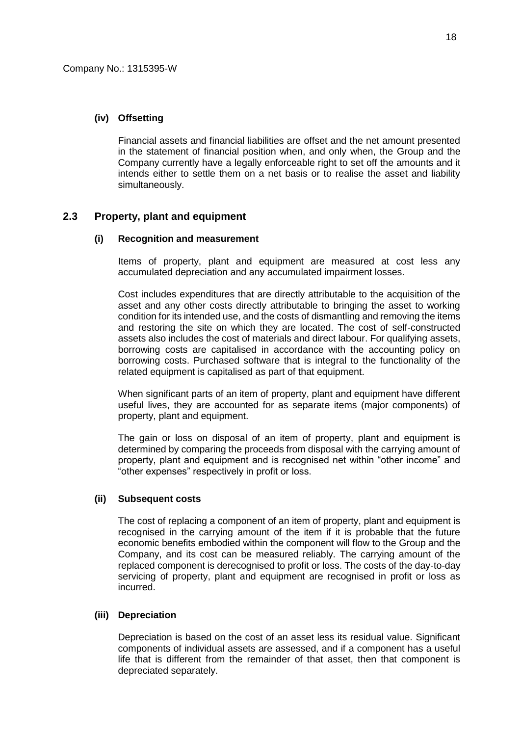Company No.: 1315395-W

#### (iv) Offsetting

Financial assets and financial liabilities are offset and the net amount presented in the statement of financial position when, and only when, the Group and the Company currently have a legally enforceable right to set off the amounts and it intends either to settle them on a net basis or to realise the asset and liability simultaneously.

### 2.3 Property, plant and equipment

#### (i) Recognition and measurement

Items of property, plant and equipment are measured at cost less any accumulated depreciation and any accumulated impairment losses.

Cost includes expenditures that are directly attributable to the acquisition of the asset and any other costs directly attributable to bringing the asset to working condition for its intended use, and the costs of dismantling and removing the items and restoring the site on which they are located. The cost of self-constructed assets also includes the cost of materials and direct labour. For qualifying assets, borrowing costs are capitalised in accordance with the accounting policy on borrowing costs. Purchased software that is integral to the functionality of the related equipment is capitalised as part of that equipment.

When significant parts of an item of property, plant and equipment have different useful lives, they are accounted for as separate items (major components) of property, plant and equipment.

The gain or loss on disposal of an item of property, plant and equipment is determined by comparing the proceeds from disposal with the carrying amount of property, plant and equipment and is recognised net within "other income" and "other expenses" respectively in profit or loss.

#### (ii) Subsequent costs

The cost of replacing a component of an item of property, plant and equipment is recognised in the carrying amount of the item if it is probable that the future economic benefits embodied within the component will flow to the Group and the Company, and its cost can be measured reliably. The carrying amount of the replaced component is derecognised to profit or loss. The costs of the day-to-day servicing of property, plant and equipment are recognised in profit or loss as incurred.

#### (iii) Depreciation

Depreciation is based on the cost of an asset less its residual value. Significant components of individual assets are assessed, and if a component has a useful life that is different from the remainder of that asset, then that component is depreciated separately.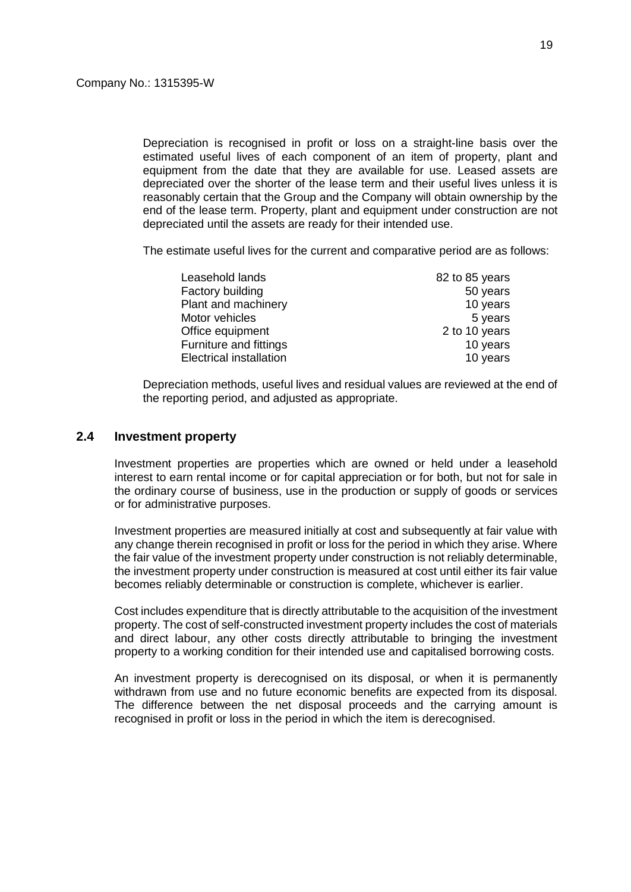Company No.: 1315395-W

Depreciation is recognised in profit or loss on a straight-line basis over the estimated useful lives of each component of an item of property, plant and equipment from the date that they are available for use. Leased assets are depreciated over the shorter of the lease term and their useful lives unless it is reasonably certain that the Group and the Company will obtain ownership by the end of the lease term. Property, plant and equipment under construction are not depreciated until the assets are ready for their intended use.

The estimate useful lives for the current and comparative period are as follows:

| | |
|---|---|
| Leasehold lands | 82 to 85 years |
| Factory building | 50 years |
| Plant and machinery | 10 years |
| Motor vehicles | 5 years |
| Office equipment | 2 to 10 years |
| Furniture and fittings | 10 years |
| Electrical installation | 10 years |

Depreciation methods, useful lives and residual values are reviewed at the end of the reporting period, and adjusted as appropriate.

## 2.4 Investment property

Investment properties are properties which are owned or held under a leasehold interest to earn rental income or for capital appreciation or for both, but not for sale in the ordinary course of business, use in the production or supply of goods or services or for administrative purposes.

Investment properties are measured initially at cost and subsequently at fair value with any change therein recognised in profit or loss for the period in which they arise. Where the fair value of the investment property under construction is not reliably determinable, the investment property under construction is measured at cost until either its fair value becomes reliably determinable or construction is complete, whichever is earlier.

Cost includes expenditure that is directly attributable to the acquisition of the investment property. The cost of self-constructed investment property includes the cost of materials and direct labour, any other costs directly attributable to bringing the investment property to a working condition for their intended use and capitalised borrowing costs.

An investment property is derecognised on its disposal, or when it is permanently withdrawn from use and no future economic benefits are expected from its disposal. The difference between the net disposal proceeds and the carrying amount is recognised in profit or loss in the period in which the item is derecognised.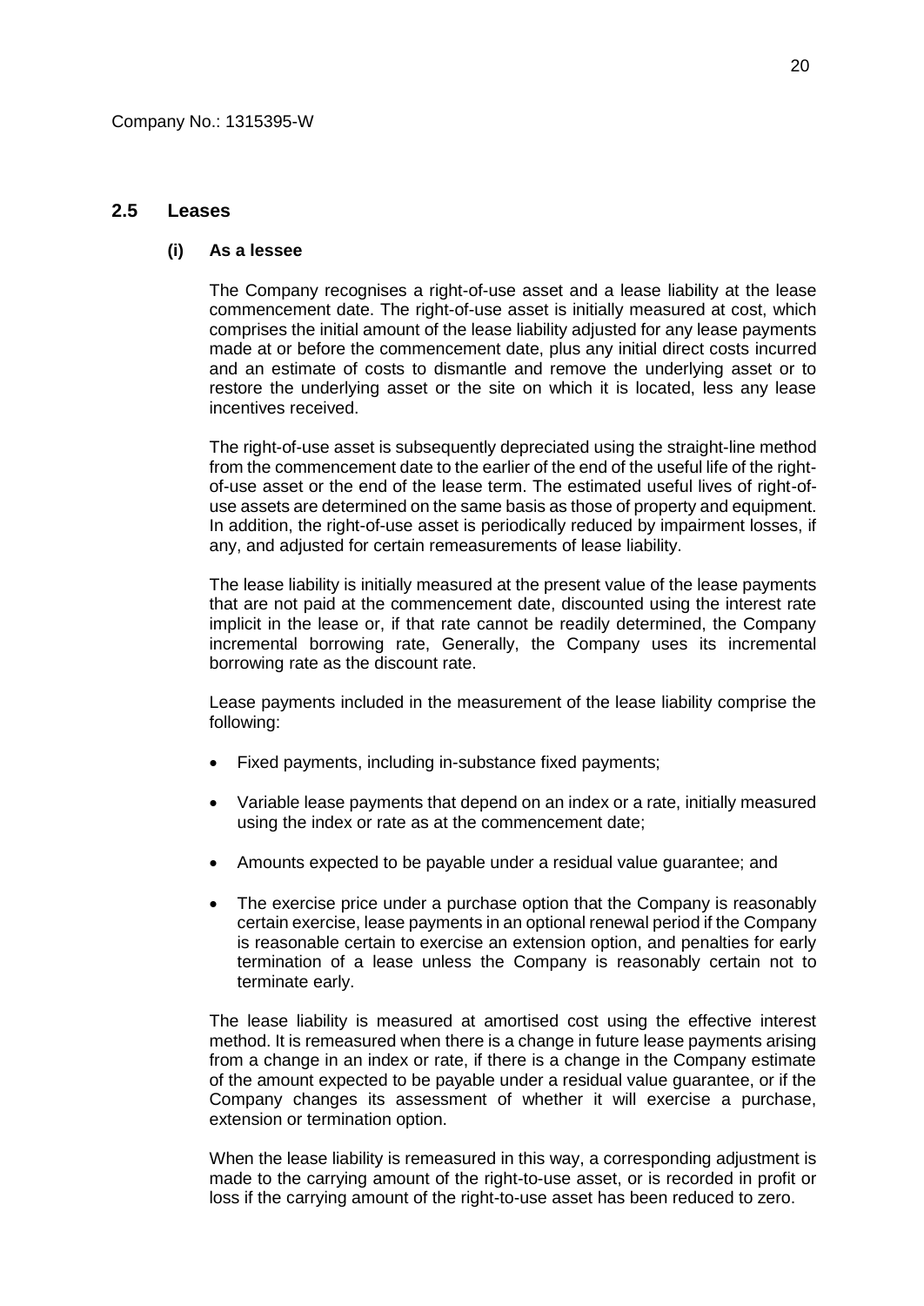Company No.: 1315395-W

## 2.5 Leases

### (i) As a lessee

The Company recognises a right-of-use asset and a lease liability at the lease commencement date. The right-of-use asset is initially measured at cost, which comprises the initial amount of the lease liability adjusted for any lease payments made at or before the commencement date, plus any initial direct costs incurred and an estimate of costs to dismantle and remove the underlying asset or to restore the underlying asset or the site on which it is located, less any lease incentives received.

The right-of-use asset is subsequently depreciated using the straight-line method from the commencement date to the earlier of the end of the useful life of the right-of-use asset or the end of the lease term. The estimated useful lives of right-of-use assets are determined on the same basis as those of property and equipment. In addition, the right-of-use asset is periodically reduced by impairment losses, if any, and adjusted for certain remeasurements of lease liability.

The lease liability is initially measured at the present value of the lease payments that are not paid at the commencement date, discounted using the interest rate implicit in the lease or, if that rate cannot be readily determined, the Company incremental borrowing rate, Generally, the Company uses its incremental borrowing rate as the discount rate.

Lease payments included in the measurement of the lease liability comprise the following:

- Fixed payments, including in-substance fixed payments;
- Variable lease payments that depend on an index or a rate, initially measured using the index or rate as at the commencement date;
- Amounts expected to be payable under a residual value guarantee; and
- The exercise price under a purchase option that the Company is reasonably certain exercise, lease payments in an optional renewal period if the Company is reasonable certain to exercise an extension option, and penalties for early termination of a lease unless the Company is reasonably certain not to terminate early.

The lease liability is measured at amortised cost using the effective interest method. It is remeasured when there is a change in future lease payments arising from a change in an index or rate, if there is a change in the Company estimate of the amount expected to be payable under a residual value guarantee, or if the Company changes its assessment of whether it will exercise a purchase, extension or termination option.

When the lease liability is remeasured in this way, a corresponding adjustment is made to the carrying amount of the right-to-use asset, or is recorded in profit or loss if the carrying amount of the right-to-use asset has been reduced to zero.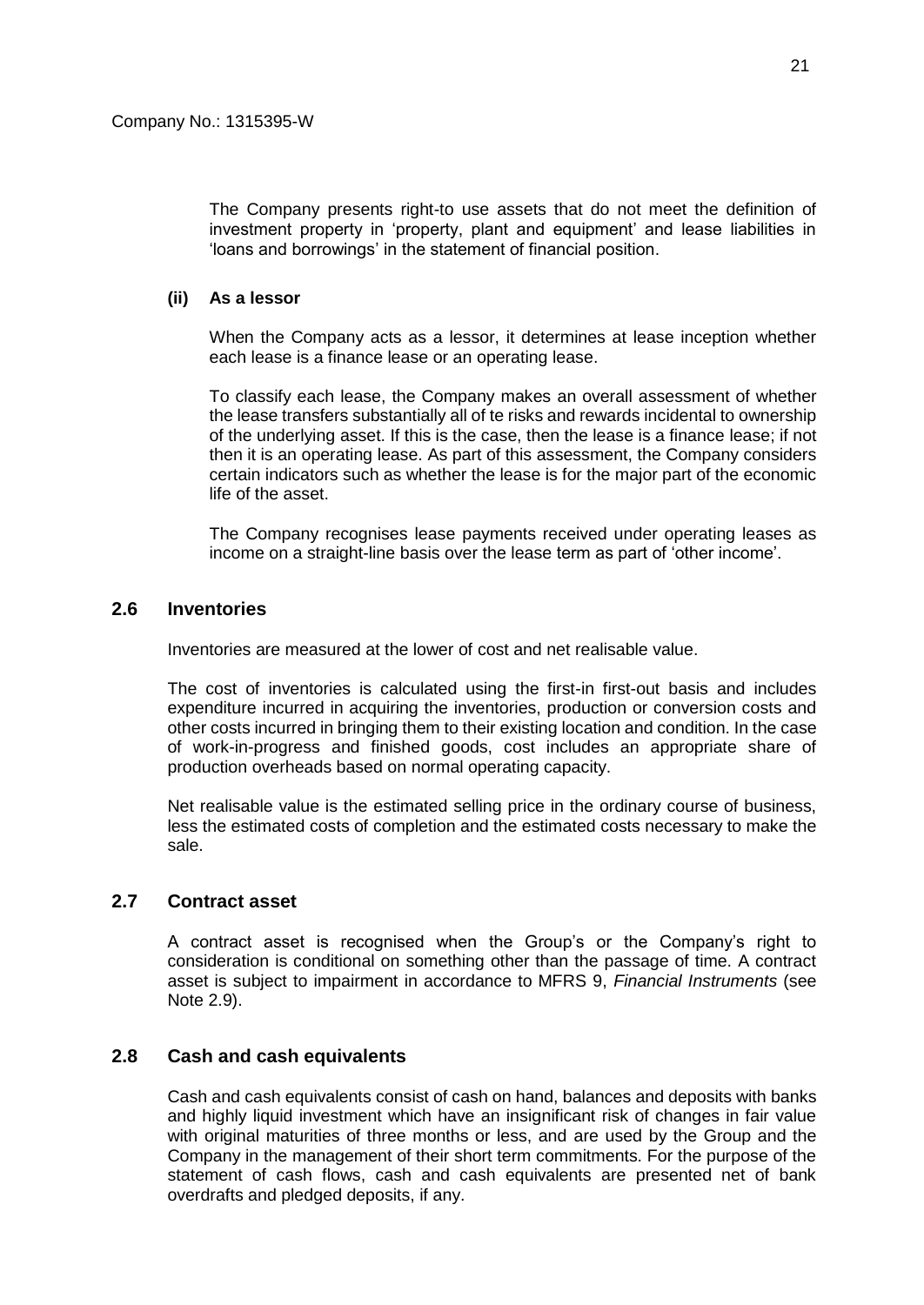The Company presents right-to use assets that do not meet the definition of investment property in 'property, plant and equipment' and lease liabilities in 'loans and borrowings' in the statement of financial position.

**(ii) As a lessor**

When the Company acts as a lessor, it determines at lease inception whether each lease is a finance lease or an operating lease.

To classify each lease, the Company makes an overall assessment of whether the lease transfers substantially all of te risks and rewards incidental to ownership of the underlying asset. If this is the case, then the lease is a finance lease; if not then it is an operating lease. As part of this assessment, the Company considers certain indicators such as whether the lease is for the major part of the economic life of the asset.

The Company recognises lease payments received under operating leases as income on a straight-line basis over the lease term as part of 'other income'.

## 2.6 Inventories

Inventories are measured at the lower of cost and net realisable value.

The cost of inventories is calculated using the first-in first-out basis and includes expenditure incurred in acquiring the inventories, production or conversion costs and other costs incurred in bringing them to their existing location and condition. In the case of work-in-progress and finished goods, cost includes an appropriate share of production overheads based on normal operating capacity.

Net realisable value is the estimated selling price in the ordinary course of business, less the estimated costs of completion and the estimated costs necessary to make the sale.

## 2.7 Contract asset

A contract asset is recognised when the Group's or the Company's right to consideration is conditional on something other than the passage of time. A contract asset is subject to impairment in accordance to MFRS 9, *Financial Instruments* (see Note 2.9).

## 2.8 Cash and cash equivalents

Cash and cash equivalents consist of cash on hand, balances and deposits with banks and highly liquid investment which have an insignificant risk of changes in fair value with original maturities of three months or less, and are used by the Group and the Company in the management of their short term commitments. For the purpose of the statement of cash flows, cash and cash equivalents are presented net of bank overdrafts and pledged deposits, if any.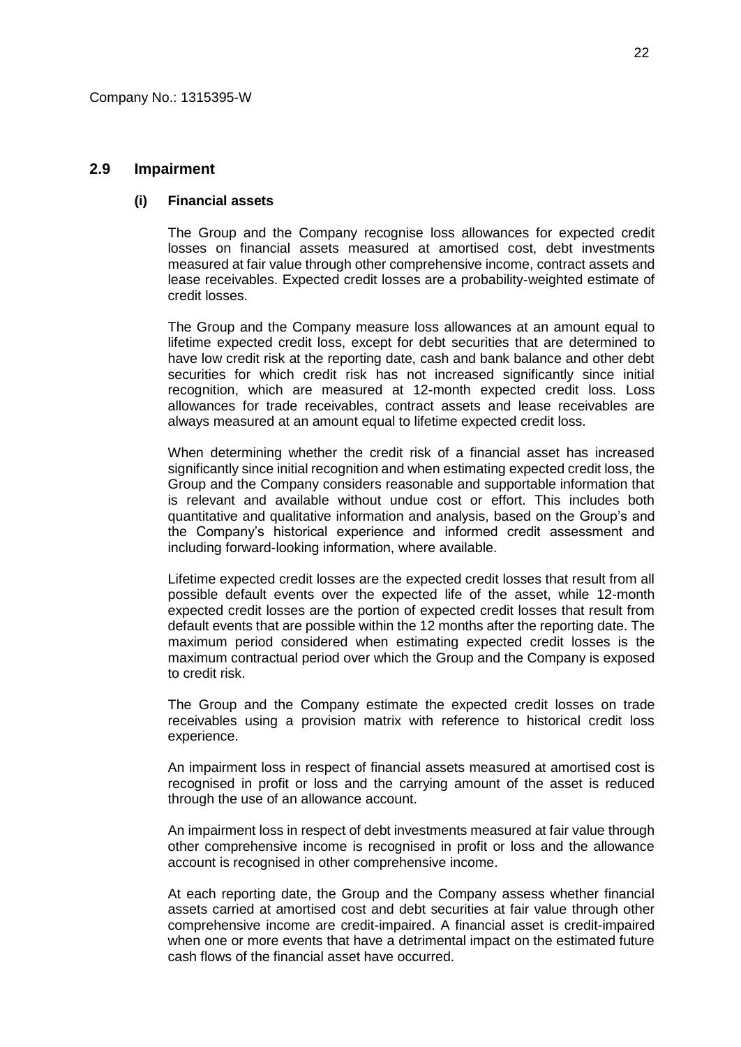Company No.: 1315395-W

## 2.9 Impairment

### (i) Financial assets

The Group and the Company recognise loss allowances for expected credit losses on financial assets measured at amortised cost, debt investments measured at fair value through other comprehensive income, contract assets and lease receivables. Expected credit losses are a probability-weighted estimate of credit losses.

The Group and the Company measure loss allowances at an amount equal to lifetime expected credit loss, except for debt securities that are determined to have low credit risk at the reporting date, cash and bank balance and other debt securities for which credit risk has not increased significantly since initial recognition, which are measured at 12-month expected credit loss. Loss allowances for trade receivables, contract assets and lease receivables are always measured at an amount equal to lifetime expected credit loss.

When determining whether the credit risk of a financial asset has increased significantly since initial recognition and when estimating expected credit loss, the Group and the Company considers reasonable and supportable information that is relevant and available without undue cost or effort. This includes both quantitative and qualitative information and analysis, based on the Group's and the Company's historical experience and informed credit assessment and including forward-looking information, where available.

Lifetime expected credit losses are the expected credit losses that result from all possible default events over the expected life of the asset, while 12-month expected credit losses are the portion of expected credit losses that result from default events that are possible within the 12 months after the reporting date. The maximum period considered when estimating expected credit losses is the maximum contractual period over which the Group and the Company is exposed to credit risk.

The Group and the Company estimate the expected credit losses on trade receivables using a provision matrix with reference to historical credit loss experience.

An impairment loss in respect of financial assets measured at amortised cost is recognised in profit or loss and the carrying amount of the asset is reduced through the use of an allowance account.

An impairment loss in respect of debt investments measured at fair value through other comprehensive income is recognised in profit or loss and the allowance account is recognised in other comprehensive income.

At each reporting date, the Group and the Company assess whether financial assets carried at amortised cost and debt securities at fair value through other comprehensive income are credit-impaired. A financial asset is credit-impaired when one or more events that have a detrimental impact on the estimated future cash flows of the financial asset have occurred.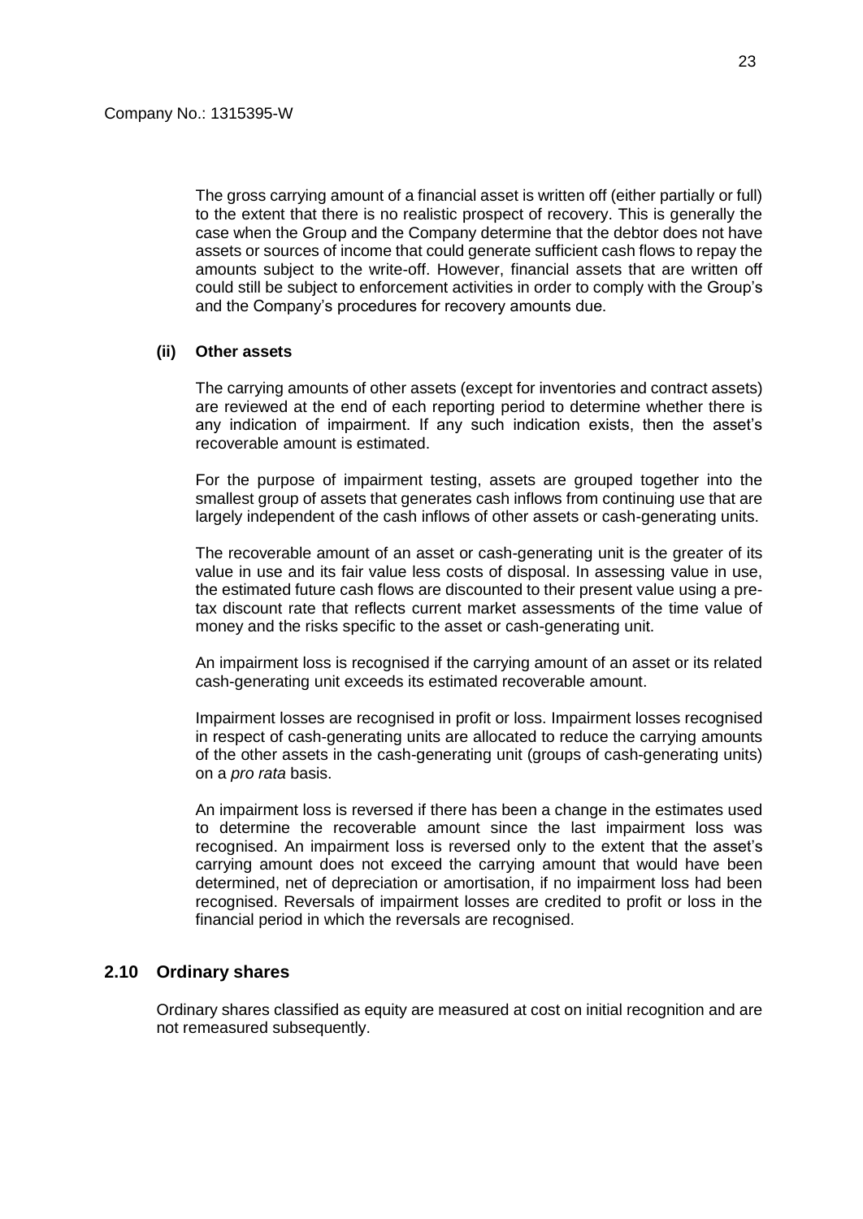The gross carrying amount of a financial asset is written off (either partially or full) to the extent that there is no realistic prospect of recovery. This is generally the case when the Group and the Company determine that the debtor does not have assets or sources of income that could generate sufficient cash flows to repay the amounts subject to the write-off. However, financial assets that are written off could still be subject to enforcement activities in order to comply with the Group's and the Company's procedures for recovery amounts due.

**(ii) Other assets**

The carrying amounts of other assets (except for inventories and contract assets) are reviewed at the end of each reporting period to determine whether there is any indication of impairment. If any such indication exists, then the asset's recoverable amount is estimated.

For the purpose of impairment testing, assets are grouped together into the smallest group of assets that generates cash inflows from continuing use that are largely independent of the cash inflows of other assets or cash-generating units.

The recoverable amount of an asset or cash-generating unit is the greater of its value in use and its fair value less costs of disposal. In assessing value in use, the estimated future cash flows are discounted to their present value using a pre-tax discount rate that reflects current market assessments of the time value of money and the risks specific to the asset or cash-generating unit.

An impairment loss is recognised if the carrying amount of an asset or its related cash-generating unit exceeds its estimated recoverable amount.

Impairment losses are recognised in profit or loss. Impairment losses recognised in respect of cash-generating units are allocated to reduce the carrying amounts of the other assets in the cash-generating unit (groups of cash-generating units) on a *pro rata* basis.

An impairment loss is reversed if there has been a change in the estimates used to determine the recoverable amount since the last impairment loss was recognised. An impairment loss is reversed only to the extent that the asset's carrying amount does not exceed the carrying amount that would have been determined, net of depreciation or amortisation, if no impairment loss had been recognised. Reversals of impairment losses are credited to profit or loss in the financial period in which the reversals are recognised.

## 2.10 Ordinary shares

Ordinary shares classified as equity are measured at cost on initial recognition and are not remeasured subsequently.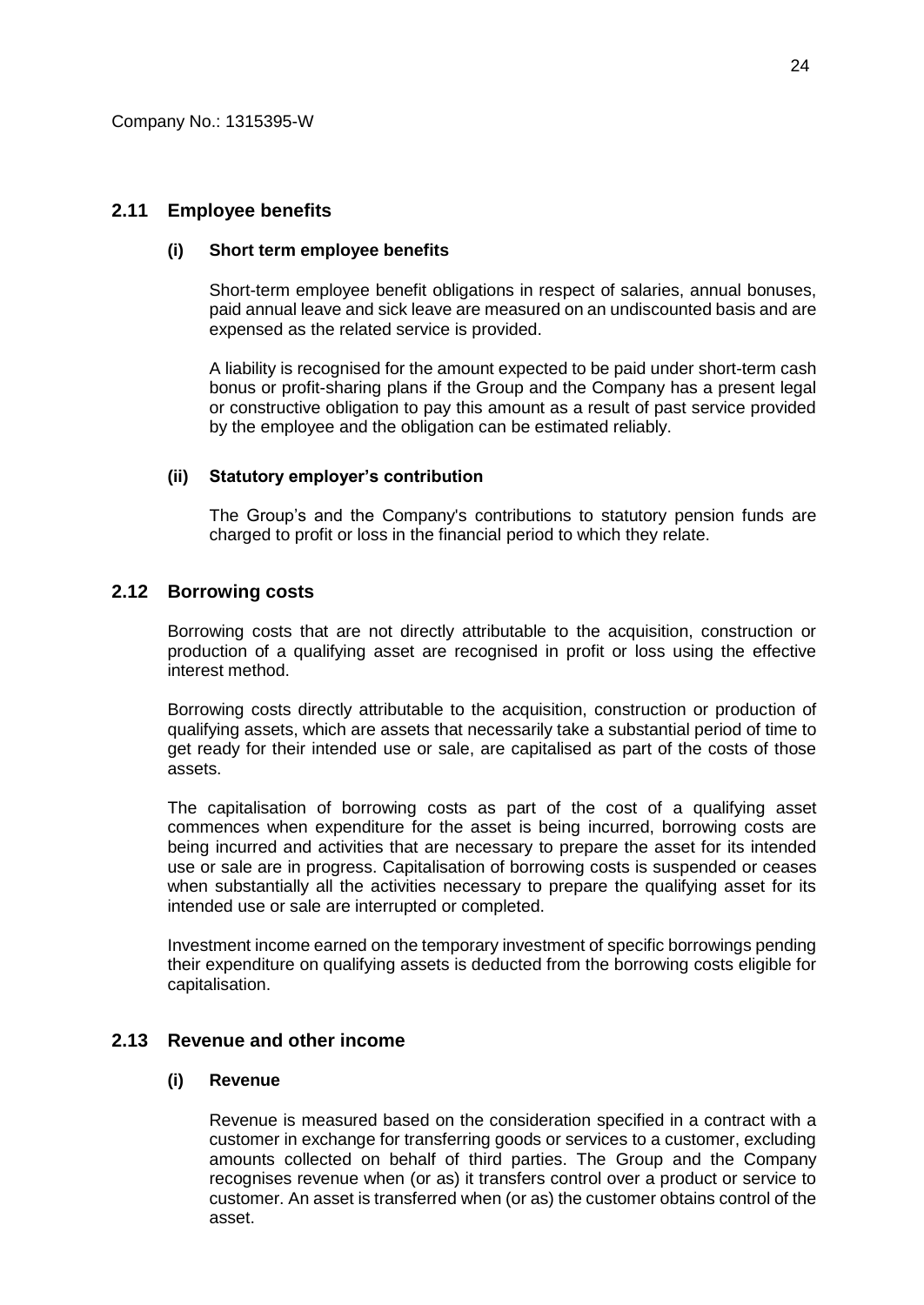Company No.: 1315395-W

## 2.11 Employee benefits

### (i) Short term employee benefits

Short-term employee benefit obligations in respect of salaries, annual bonuses, paid annual leave and sick leave are measured on an undiscounted basis and are expensed as the related service is provided.

A liability is recognised for the amount expected to be paid under short-term cash bonus or profit-sharing plans if the Group and the Company has a present legal or constructive obligation to pay this amount as a result of past service provided by the employee and the obligation can be estimated reliably.

### (ii) Statutory employer's contribution

The Group's and the Company's contributions to statutory pension funds are charged to profit or loss in the financial period to which they relate.

## 2.12 Borrowing costs

Borrowing costs that are not directly attributable to the acquisition, construction or production of a qualifying asset are recognised in profit or loss using the effective interest method.

Borrowing costs directly attributable to the acquisition, construction or production of qualifying assets, which are assets that necessarily take a substantial period of time to get ready for their intended use or sale, are capitalised as part of the costs of those assets.

The capitalisation of borrowing costs as part of the cost of a qualifying asset commences when expenditure for the asset is being incurred, borrowing costs are being incurred and activities that are necessary to prepare the asset for its intended use or sale are in progress. Capitalisation of borrowing costs is suspended or ceases when substantially all the activities necessary to prepare the qualifying asset for its intended use or sale are interrupted or completed.

Investment income earned on the temporary investment of specific borrowings pending their expenditure on qualifying assets is deducted from the borrowing costs eligible for capitalisation.

## 2.13 Revenue and other income

### (i) Revenue

Revenue is measured based on the consideration specified in a contract with a customer in exchange for transferring goods or services to a customer, excluding amounts collected on behalf of third parties. The Group and the Company recognises revenue when (or as) it transfers control over a product or service to customer. An asset is transferred when (or as) the customer obtains control of the asset.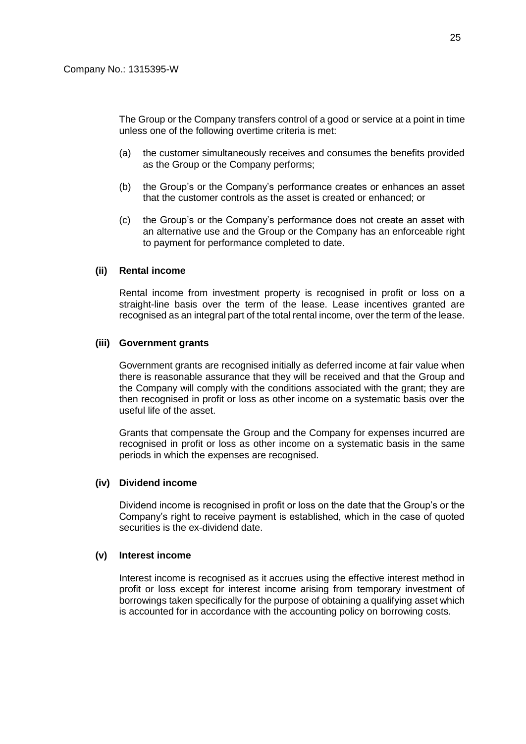Company No.: 1315395-W

The Group or the Company transfers control of a good or service at a point in time unless one of the following overtime criteria is met:

(a) the customer simultaneously receives and consumes the benefits provided as the Group or the Company performs;

(b) the Group's or the Company's performance creates or enhances an asset that the customer controls as the asset is created or enhanced; or

(c) the Group's or the Company's performance does not create an asset with an alternative use and the Group or the Company has an enforceable right to payment for performance completed to date.

**(ii) Rental income**

Rental income from investment property is recognised in profit or loss on a straight-line basis over the term of the lease. Lease incentives granted are recognised as an integral part of the total rental income, over the term of the lease.

**(iii) Government grants**

Government grants are recognised initially as deferred income at fair value when there is reasonable assurance that they will be received and that the Group and the Company will comply with the conditions associated with the grant; they are then recognised in profit or loss as other income on a systematic basis over the useful life of the asset.

Grants that compensate the Group and the Company for expenses incurred are recognised in profit or loss as other income on a systematic basis in the same periods in which the expenses are recognised.

**(iv) Dividend income**

Dividend income is recognised in profit or loss on the date that the Group's or the Company's right to receive payment is established, which in the case of quoted securities is the ex-dividend date.

**(v) Interest income**

Interest income is recognised as it accrues using the effective interest method in profit or loss except for interest income arising from temporary investment of borrowings taken specifically for the purpose of obtaining a qualifying asset which is accounted for in accordance with the accounting policy on borrowing costs.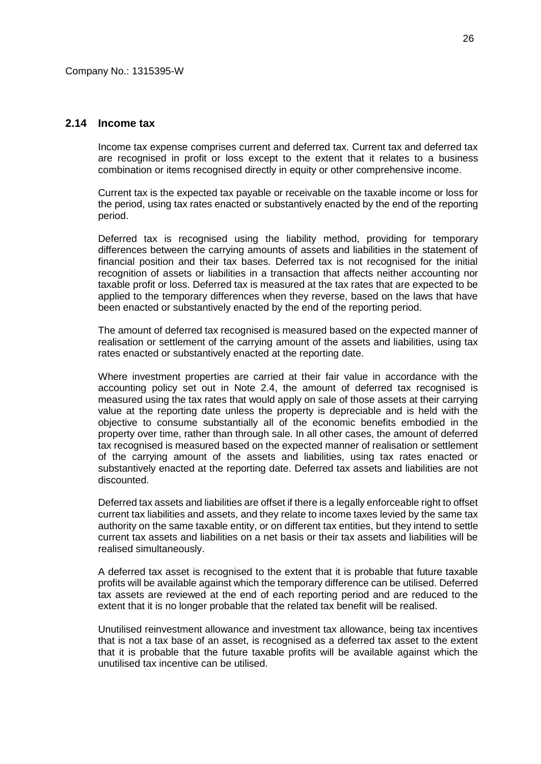Company No.: 1315395-W

## 2.14 Income tax

Income tax expense comprises current and deferred tax. Current tax and deferred tax are recognised in profit or loss except to the extent that it relates to a business combination or items recognised directly in equity or other comprehensive income.

Current tax is the expected tax payable or receivable on the taxable income or loss for the period, using tax rates enacted or substantively enacted by the end of the reporting period.

Deferred tax is recognised using the liability method, providing for temporary differences between the carrying amounts of assets and liabilities in the statement of financial position and their tax bases. Deferred tax is not recognised for the initial recognition of assets or liabilities in a transaction that affects neither accounting nor taxable profit or loss. Deferred tax is measured at the tax rates that are expected to be applied to the temporary differences when they reverse, based on the laws that have been enacted or substantively enacted by the end of the reporting period.

The amount of deferred tax recognised is measured based on the expected manner of realisation or settlement of the carrying amount of the assets and liabilities, using tax rates enacted or substantively enacted at the reporting date.

Where investment properties are carried at their fair value in accordance with the accounting policy set out in Note 2.4, the amount of deferred tax recognised is measured using the tax rates that would apply on sale of those assets at their carrying value at the reporting date unless the property is depreciable and is held with the objective to consume substantially all of the economic benefits embodied in the property over time, rather than through sale. In all other cases, the amount of deferred tax recognised is measured based on the expected manner of realisation or settlement of the carrying amount of the assets and liabilities, using tax rates enacted or substantively enacted at the reporting date. Deferred tax assets and liabilities are not discounted.

Deferred tax assets and liabilities are offset if there is a legally enforceable right to offset current tax liabilities and assets, and they relate to income taxes levied by the same tax authority on the same taxable entity, or on different tax entities, but they intend to settle current tax assets and liabilities on a net basis or their tax assets and liabilities will be realised simultaneously.

A deferred tax asset is recognised to the extent that it is probable that future taxable profits will be available against which the temporary difference can be utilised. Deferred tax assets are reviewed at the end of each reporting period and are reduced to the extent that it is no longer probable that the related tax benefit will be realised.

Unutilised reinvestment allowance and investment tax allowance, being tax incentives that is not a tax base of an asset, is recognised as a deferred tax asset to the extent that it is probable that the future taxable profits will be available against which the unutilised tax incentive can be utilised.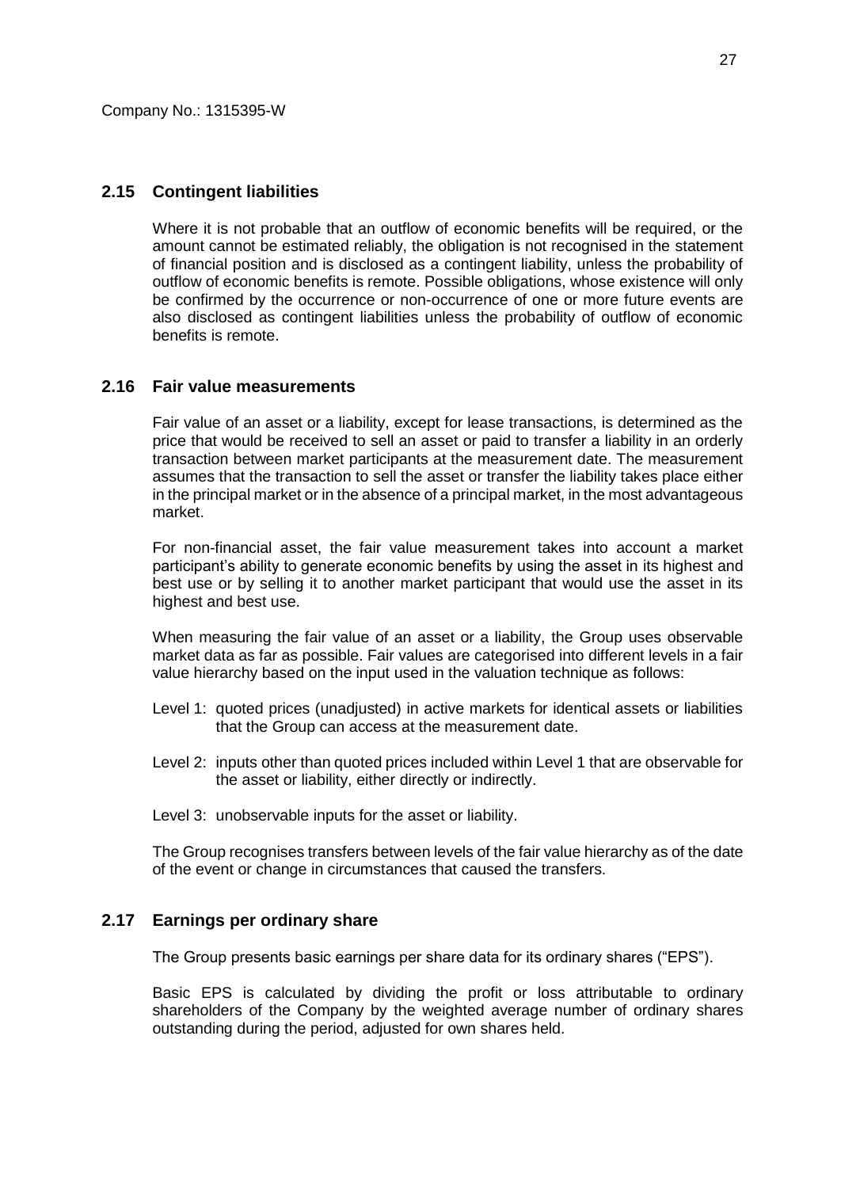Company No.: 1315395-W

## 2.15 Contingent liabilities

Where it is not probable that an outflow of economic benefits will be required, or the amount cannot be estimated reliably, the obligation is not recognised in the statement of financial position and is disclosed as a contingent liability, unless the probability of outflow of economic benefits is remote. Possible obligations, whose existence will only be confirmed by the occurrence or non-occurrence of one or more future events are also disclosed as contingent liabilities unless the probability of outflow of economic benefits is remote.

## 2.16 Fair value measurements

Fair value of an asset or a liability, except for lease transactions, is determined as the price that would be received to sell an asset or paid to transfer a liability in an orderly transaction between market participants at the measurement date. The measurement assumes that the transaction to sell the asset or transfer the liability takes place either in the principal market or in the absence of a principal market, in the most advantageous market.

For non-financial asset, the fair value measurement takes into account a market participant's ability to generate economic benefits by using the asset in its highest and best use or by selling it to another market participant that would use the asset in its highest and best use.

When measuring the fair value of an asset or a liability, the Group uses observable market data as far as possible. Fair values are categorised into different levels in a fair value hierarchy based on the input used in the valuation technique as follows:

Level 1: quoted prices (unadjusted) in active markets for identical assets or liabilities that the Group can access at the measurement date.

Level 2: inputs other than quoted prices included within Level 1 that are observable for the asset or liability, either directly or indirectly.

Level 3: unobservable inputs for the asset or liability.

The Group recognises transfers between levels of the fair value hierarchy as of the date of the event or change in circumstances that caused the transfers.

## 2.17 Earnings per ordinary share

The Group presents basic earnings per share data for its ordinary shares ("EPS").

Basic EPS is calculated by dividing the profit or loss attributable to ordinary shareholders of the Company by the weighted average number of ordinary shares outstanding during the period, adjusted for own shares held.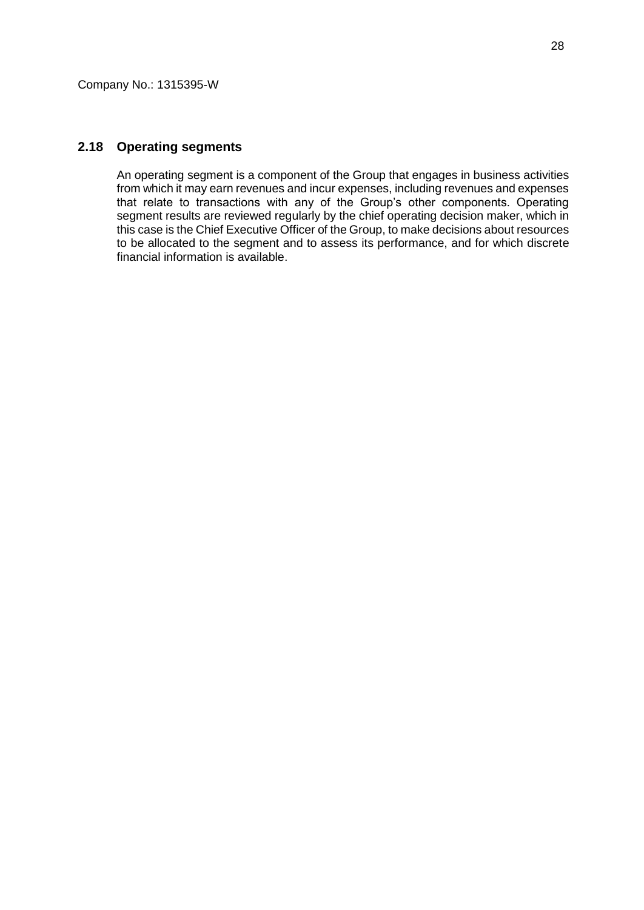Company No.: 1315395-W

## 2.18 Operating segments

An operating segment is a component of the Group that engages in business activities from which it may earn revenues and incur expenses, including revenues and expenses that relate to transactions with any of the Group's other components. Operating segment results are reviewed regularly by the chief operating decision maker, which in this case is the Chief Executive Officer of the Group, to make decisions about resources to be allocated to the segment and to assess its performance, and for which discrete financial information is available.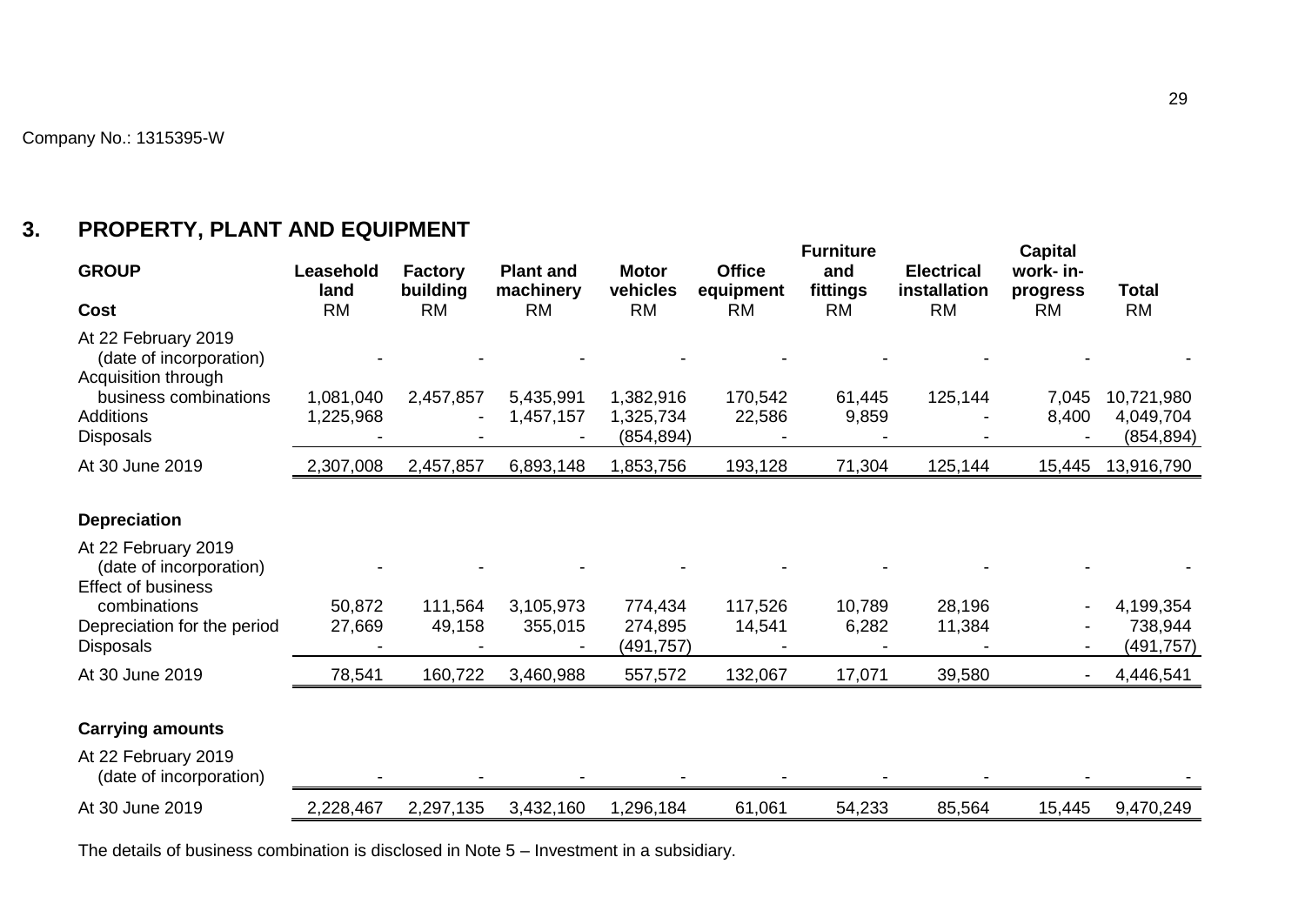Company No.: 1315395-W

## 3. PROPERTY, PLANT AND EQUIPMENT

| GROUP | Leasehold land | Factory building | Plant and machinery | Motor vehicles | Office equipment | Furniture and fittings | Electrical installation | Capital work- in-progress | Total |
|---|---|---|---|---|---|---|---|---|---|
| **Cost** | RM | RM | RM | RM | RM | RM | RM | RM | RM |
| At 22 February 2019 (date of incorporation) | - | - | - | - | - | - | - | - | - |
| Acquisition through business combinations | 1,081,040 | 2,457,857 | 5,435,991 | 1,382,916 | 170,542 | 61,445 | 125,144 | 7,045 | 10,721,980 |
| Additions | 1,225,968 | - | 1,457,157 | 1,325,734 | 22,586 | 9,859 | - | 8,400 | 4,049,704 |
| Disposals | - | - | - | (854,894) | - | - | - | - | (854,894) |
| At 30 June 2019 | 2,307,008 | 2,457,857 | 6,893,148 | 1,853,756 | 193,128 | 71,304 | 125,144 | 15,445 | 13,916,790 |
| **Depreciation** | | | | | | | | | |
| At 22 February 2019 (date of incorporation) | - | - | - | - | - | - | - | - | - |
| Effect of business combinations | 50,872 | 111,564 | 3,105,973 | 774,434 | 117,526 | 10,789 | 28,196 | - | 4,199,354 |
| Depreciation for the period | 27,669 | 49,158 | 355,015 | 274,895 | 14,541 | 6,282 | 11,384 | - | 738,944 |
| Disposals | - | - | - | (491,757) | - | - | - | - | (491,757) |
| At 30 June 2019 | 78,541 | 160,722 | 3,460,988 | 557,572 | 132,067 | 17,071 | 39,580 | - | 4,446,541 |
| **Carrying amounts** | | | | | | | | | |
| At 22 February 2019 (date of incorporation) | - | - | - | - | - | - | - | - | - |
| At 30 June 2019 | 2,228,467 | 2,297,135 | 3,432,160 | 1,296,184 | 61,061 | 54,233 | 85,564 | 15,445 | 9,470,249 |

The details of business combination is disclosed in Note 5 – Investment in a subsidiary.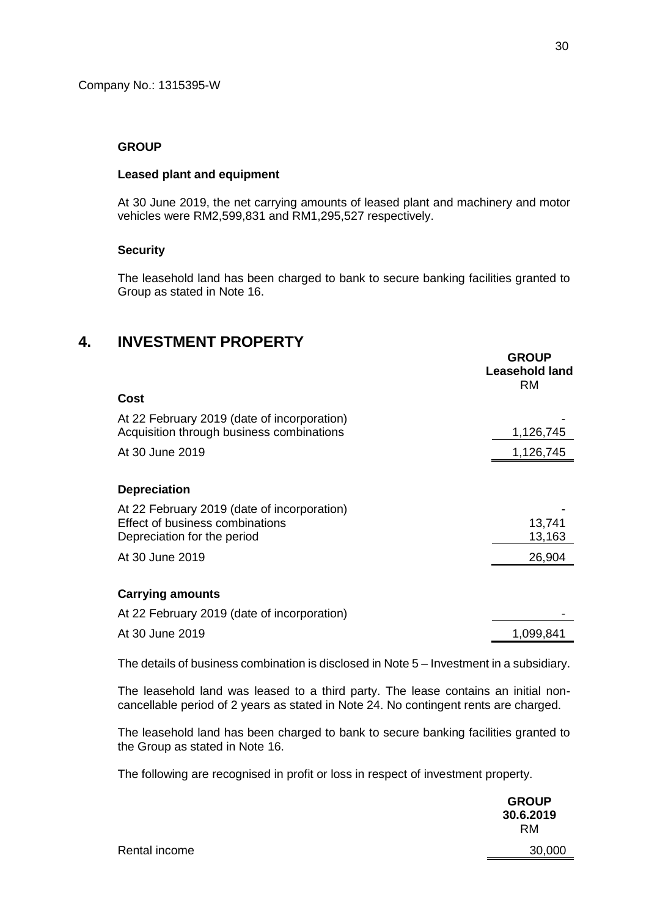Company No.: 1315395-W

**GROUP**

**Leased plant and equipment**

At 30 June 2019, the net carrying amounts of leased plant and machinery and motor vehicles were RM2,599,831 and RM1,295,527 respectively.

**Security**

The leasehold land has been charged to bank to secure banking facilities granted to Group as stated in Note 16.

# 4. INVESTMENT PROPERTY

| | **GROUP Leasehold land** |
|---|---|
| | RM |
| **Cost** | |
| At 22 February 2019 (date of incorporation) | - |
| Acquisition through business combinations | 1,126,745 |
| At 30 June 2019 | 1,126,745 |
| | |
| **Depreciation** | |
| At 22 February 2019 (date of incorporation) | - |
| Effect of business combinations | 13,741 |
| Depreciation for the period | 13,163 |
| At 30 June 2019 | 26,904 |
| | |
| **Carrying amounts** | |
| At 22 February 2019 (date of incorporation) | - |
| At 30 June 2019 | 1,099,841 |

The details of business combination is disclosed in Note 5 – Investment in a subsidiary.

The leasehold land was leased to a third party. The lease contains an initial non-cancellable period of 2 years as stated in Note 24. No contingent rents are charged.

The leasehold land has been charged to bank to secure banking facilities granted to the Group as stated in Note 16.

The following are recognised in profit or loss in respect of investment property.

| | **GROUP 30.6.2019** |
|---|---|
| | RM |
| Rental income | 30,000 |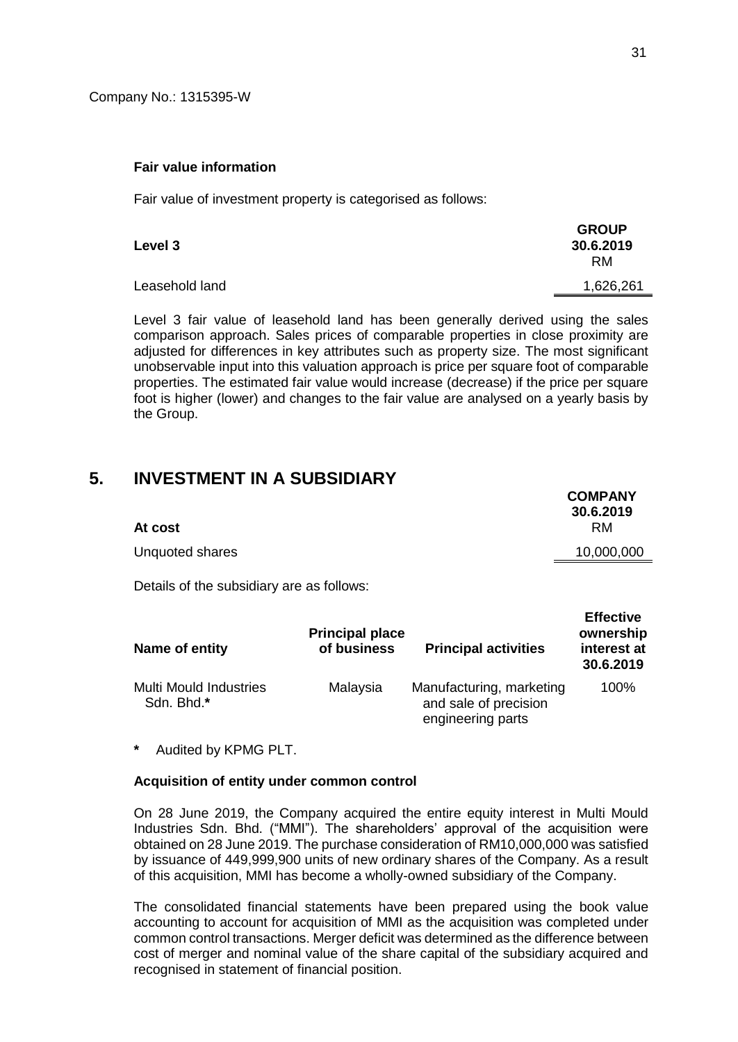Company No.: 1315395-W

**Fair value information**

Fair value of investment property is categorised as follows:

| **Level 3** | **GROUP 30.6.2019** RM |
|---|---|
| Leasehold land | 1,626,261 |

Level 3 fair value of leasehold land has been generally derived using the sales comparison approach. Sales prices of comparable properties in close proximity are adjusted for differences in key attributes such as property size. The most significant unobservable input into this valuation approach is price per square foot of comparable properties. The estimated fair value would increase (decrease) if the price per square foot is higher (lower) and changes to the fair value are analysed on a yearly basis by the Group.

## 5. INVESTMENT IN A SUBSIDIARY

| **At cost** | **COMPANY 30.6.2019** RM |
|---|---|
| Unquoted shares | 10,000,000 |

Details of the subsidiary are as follows:

| **Name of entity** | **Principal place of business** | **Principal activities** | **Effective ownership interest at 30.6.2019** |
|---|---|---|---|
| Multi Mould Industries Sdn. Bhd.* | Malaysia | Manufacturing, marketing and sale of precision engineering parts | 100% |

\* Audited by KPMG PLT.

**Acquisition of entity under common control**

On 28 June 2019, the Company acquired the entire equity interest in Multi Mould Industries Sdn. Bhd. ("MMI"). The shareholders' approval of the acquisition were obtained on 28 June 2019. The purchase consideration of RM10,000,000 was satisfied by issuance of 449,999,900 units of new ordinary shares of the Company. As a result of this acquisition, MMI has become a wholly-owned subsidiary of the Company.

The consolidated financial statements have been prepared using the book value accounting to account for acquisition of MMI as the acquisition was completed under common control transactions. Merger deficit was determined as the difference between cost of merger and nominal value of the share capital of the subsidiary acquired and recognised in statement of financial position.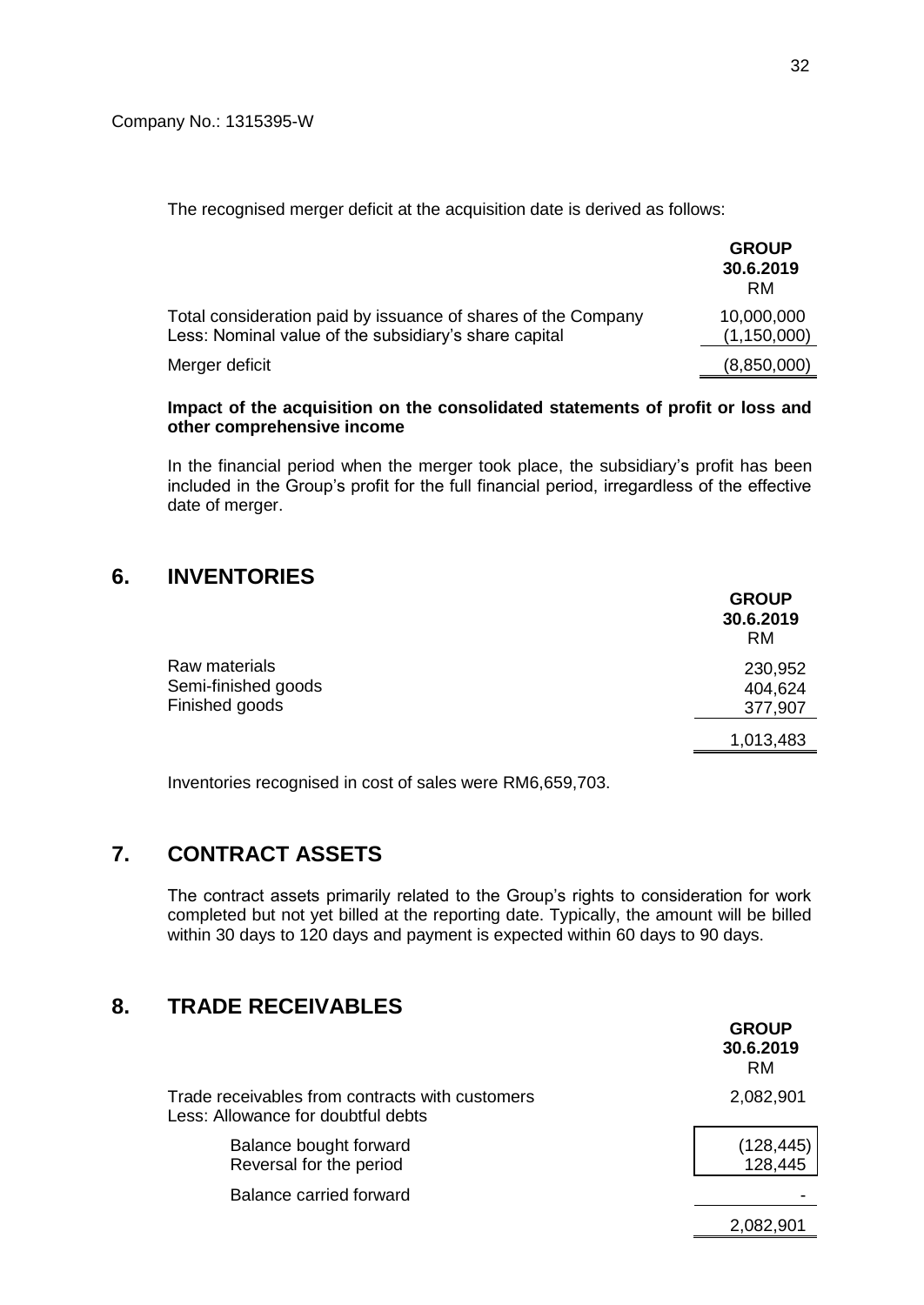Company No.: 1315395-W

The recognised merger deficit at the acquisition date is derived as follows:

| | GROUP 30.6.2019 RM |
|---|---|
| Total consideration paid by issuance of shares of the Company | 10,000,000 |
| Less: Nominal value of the subsidiary's share capital | (1,150,000) |
| Merger deficit | (8,850,000) |

**Impact of the acquisition on the consolidated statements of profit or loss and other comprehensive income**

In the financial period when the merger took place, the subsidiary's profit has been included in the Group's profit for the full financial period, irregardless of the effective date of merger.

## 6. INVENTORIES

| | GROUP 30.6.2019 RM |
|---|---|
| Raw materials | 230,952 |
| Semi-finished goods | 404,624 |
| Finished goods | 377,907 |
| | 1,013,483 |

Inventories recognised in cost of sales were RM6,659,703.

## 7. CONTRACT ASSETS

The contract assets primarily related to the Group's rights to consideration for work completed but not yet billed at the reporting date. Typically, the amount will be billed within 30 days to 120 days and payment is expected within 60 days to 90 days.

## 8. TRADE RECEIVABLES

| | GROUP 30.6.2019 RM |
|---|---|
| Trade receivables from contracts with customers | 2,082,901 |
| Less: Allowance for doubtful debts | |
| Balance bought forward | (128,445) |
| Reversal for the period | 128,445 |
| Balance carried forward | - |
| | 2,082,901 |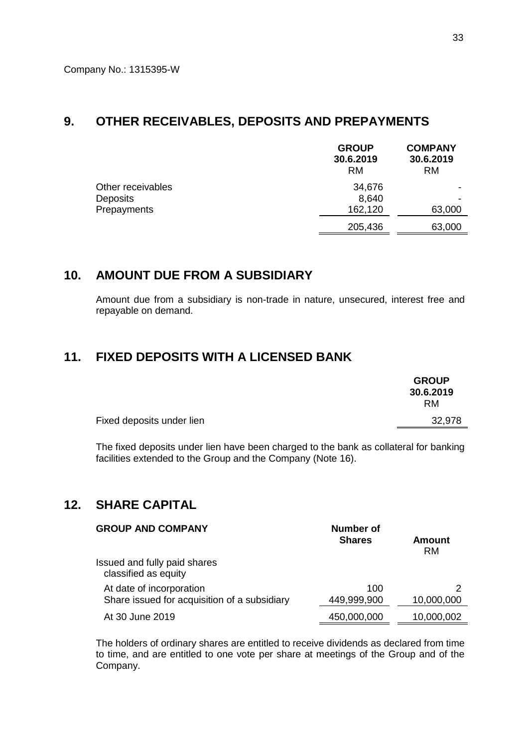Company No.: 1315395-W

## 9. OTHER RECEIVABLES, DEPOSITS AND PREPAYMENTS

| | GROUP 30.6.2019 RM | COMPANY 30.6.2019 RM |
|---|---|---|
| Other receivables | 34,676 | - |
| Deposits | 8,640 | - |
| Prepayments | 162,120 | 63,000 |
| | 205,436 | 63,000 |

## 10. AMOUNT DUE FROM A SUBSIDIARY

Amount due from a subsidiary is non-trade in nature, unsecured, interest free and repayable on demand.

## 11. FIXED DEPOSITS WITH A LICENSED BANK

| | GROUP 30.6.2019 RM |
|---|---|
| Fixed deposits under lien | 32,978 |

The fixed deposits under lien have been charged to the bank as collateral for banking facilities extended to the Group and the Company (Note 16).

## 12. SHARE CAPITAL

| GROUP AND COMPANY | Number of Shares | Amount RM |
|---|---|---|
| Issued and fully paid shares classified as equity | | |
| At date of incorporation | 100 | 2 |
| Share issued for acquisition of a subsidiary | 449,999,900 | 10,000,000 |
| At 30 June 2019 | 450,000,000 | 10,000,002 |

The holders of ordinary shares are entitled to receive dividends as declared from time to time, and are entitled to one vote per share at meetings of the Group and of the Company.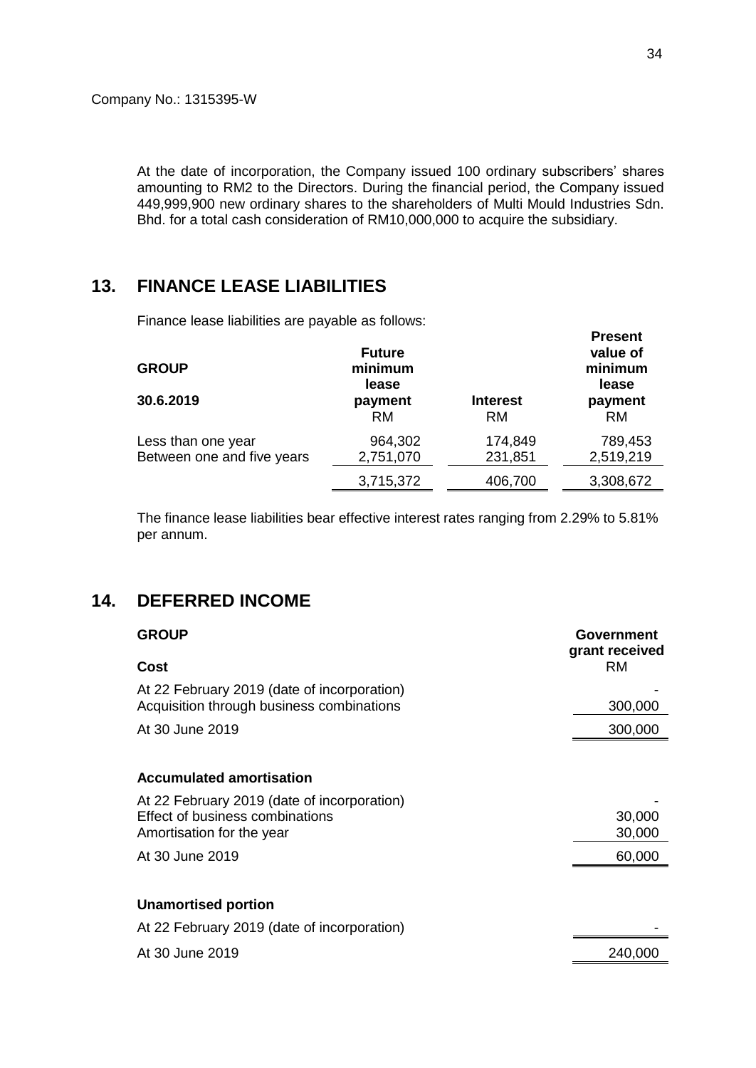Company No.: 1315395-W

At the date of incorporation, the Company issued 100 ordinary subscribers' shares amounting to RM2 to the Directors. During the financial period, the Company issued 449,999,900 new ordinary shares to the shareholders of Multi Mould Industries Sdn. Bhd. for a total cash consideration of RM10,000,000 to acquire the subsidiary.

## 13. FINANCE LEASE LIABILITIES

Finance lease liabilities are payable as follows:

| **GROUP** **30.6.2019** | **Future minimum lease payment** RM | **Interest** RM | **Present value of minimum lease payment** RM |
|---|---|---|---|
| Less than one year | 964,302 | 174,849 | 789,453 |
| Between one and five years | 2,751,070 | 231,851 | 2,519,219 |
| | 3,715,372 | 406,700 | 3,308,672 |

The finance lease liabilities bear effective interest rates ranging from 2.29% to 5.81% per annum.

## 14. DEFERRED INCOME

| **GROUP** | **Government grant received** |
|---|---|
| **Cost** | RM |
| At 22 February 2019 (date of incorporation) | - |
| Acquisition through business combinations | 300,000 |
| At 30 June 2019 | 300,000 |
| | |
| **Accumulated amortisation** | |
| At 22 February 2019 (date of incorporation) | - |
| Effect of business combinations | 30,000 |
| Amortisation for the year | 30,000 |
| At 30 June 2019 | 60,000 |
| | |
| **Unamortised portion** | |
| At 22 February 2019 (date of incorporation) | - |
| At 30 June 2019 | 240,000 |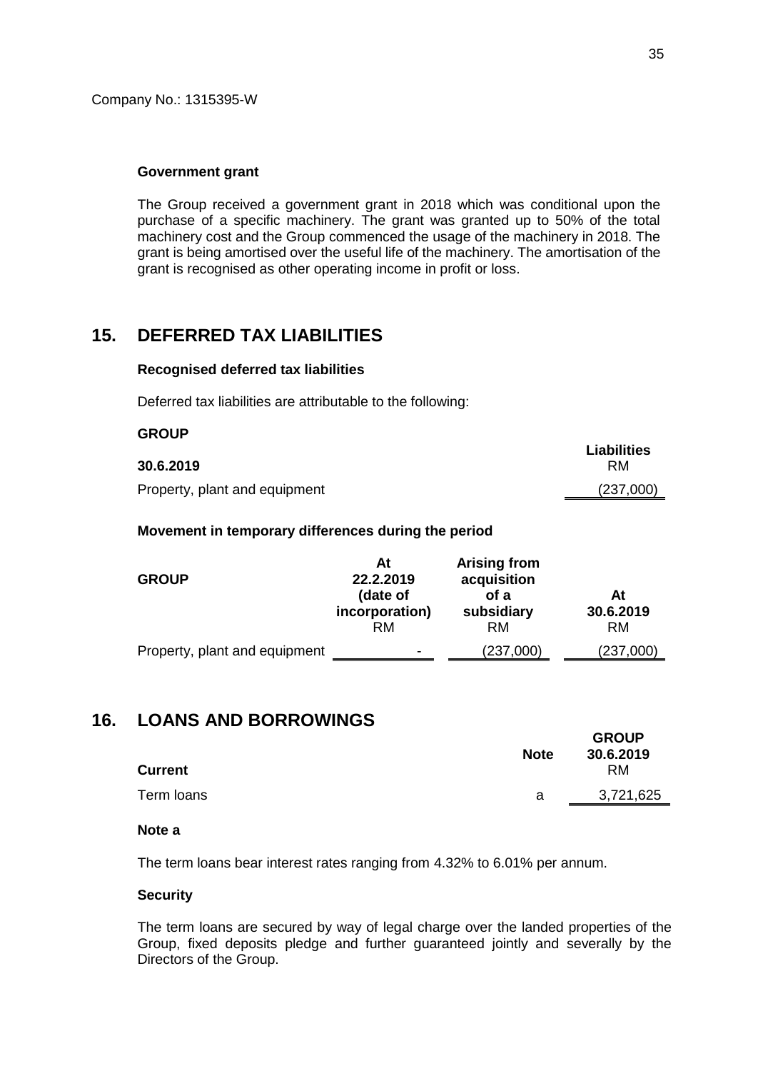Company No.: 1315395-W

**Government grant**

The Group received a government grant in 2018 which was conditional upon the purchase of a specific machinery. The grant was granted up to 50% of the total machinery cost and the Group commenced the usage of the machinery in 2018. The grant is being amortised over the useful life of the machinery. The amortisation of the grant is recognised as other operating income in profit or loss.

## 15. DEFERRED TAX LIABILITIES

**Recognised deferred tax liabilities**

Deferred tax liabilities are attributable to the following:

| **GROUP** | |
|---|---|
| **30.6.2019** | **Liabilities** RM |
| Property, plant and equipment | (237,000) |

**Movement in temporary differences during the period**

| **GROUP** | **At 22.2.2019 (date of incorporation)** RM | **Arising from acquisition of a subsidiary** RM | **At 30.6.2019** RM |
|---|---|---|---|
| Property, plant and equipment | - | (237,000) | (237,000) |

## 16. LOANS AND BORROWINGS

| **Current** | **Note** | **GROUP 30.6.2019** RM |
|---|---|---|
| Term loans | a | 3,721,625 |

**Note a**

The term loans bear interest rates ranging from 4.32% to 6.01% per annum.

**Security**

The term loans are secured by way of legal charge over the landed properties of the Group, fixed deposits pledge and further guaranteed jointly and severally by the Directors of the Group.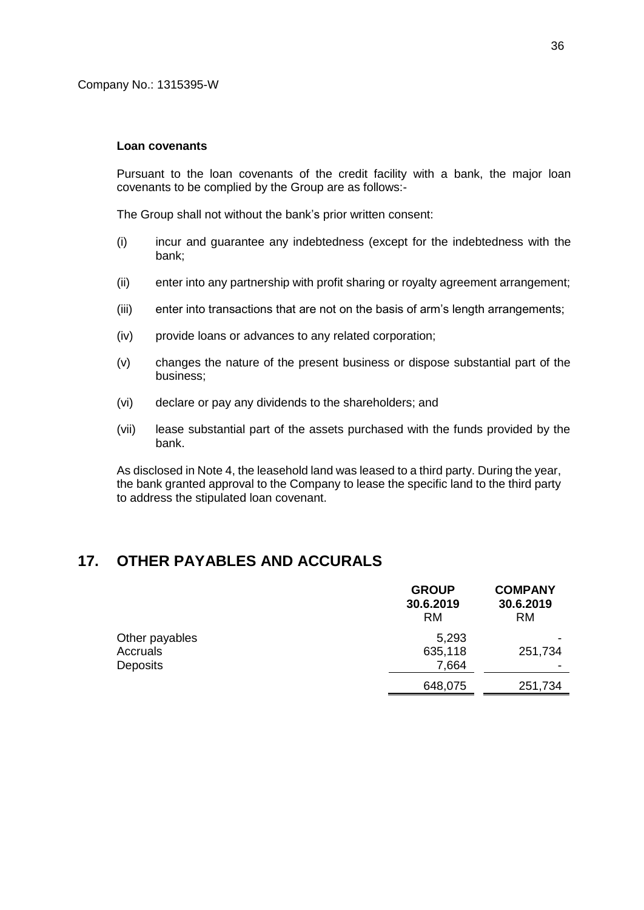Company No.: 1315395-W

**Loan covenants**

Pursuant to the loan covenants of the credit facility with a bank, the major loan covenants to be complied by the Group are as follows:-

The Group shall not without the bank's prior written consent:

(i) incur and guarantee any indebtedness (except for the indebtedness with the bank;

(ii) enter into any partnership with profit sharing or royalty agreement arrangement;

(iii) enter into transactions that are not on the basis of arm's length arrangements;

(iv) provide loans or advances to any related corporation;

(v) changes the nature of the present business or dispose substantial part of the business;

(vi) declare or pay any dividends to the shareholders; and

(vii) lease substantial part of the assets purchased with the funds provided by the bank.

As disclosed in Note 4, the leasehold land was leased to a third party. During the year, the bank granted approval to the Company to lease the specific land to the third party to address the stipulated loan covenant.

## 17. OTHER PAYABLES AND ACCURALS

| | GROUP 30.6.2019 RM | COMPANY 30.6.2019 RM |
|---|---|---|
| Other payables | 5,293 | - |
| Accruals | 635,118 | 251,734 |
| Deposits | 7,664 | - |
| | 648,075 | 251,734 |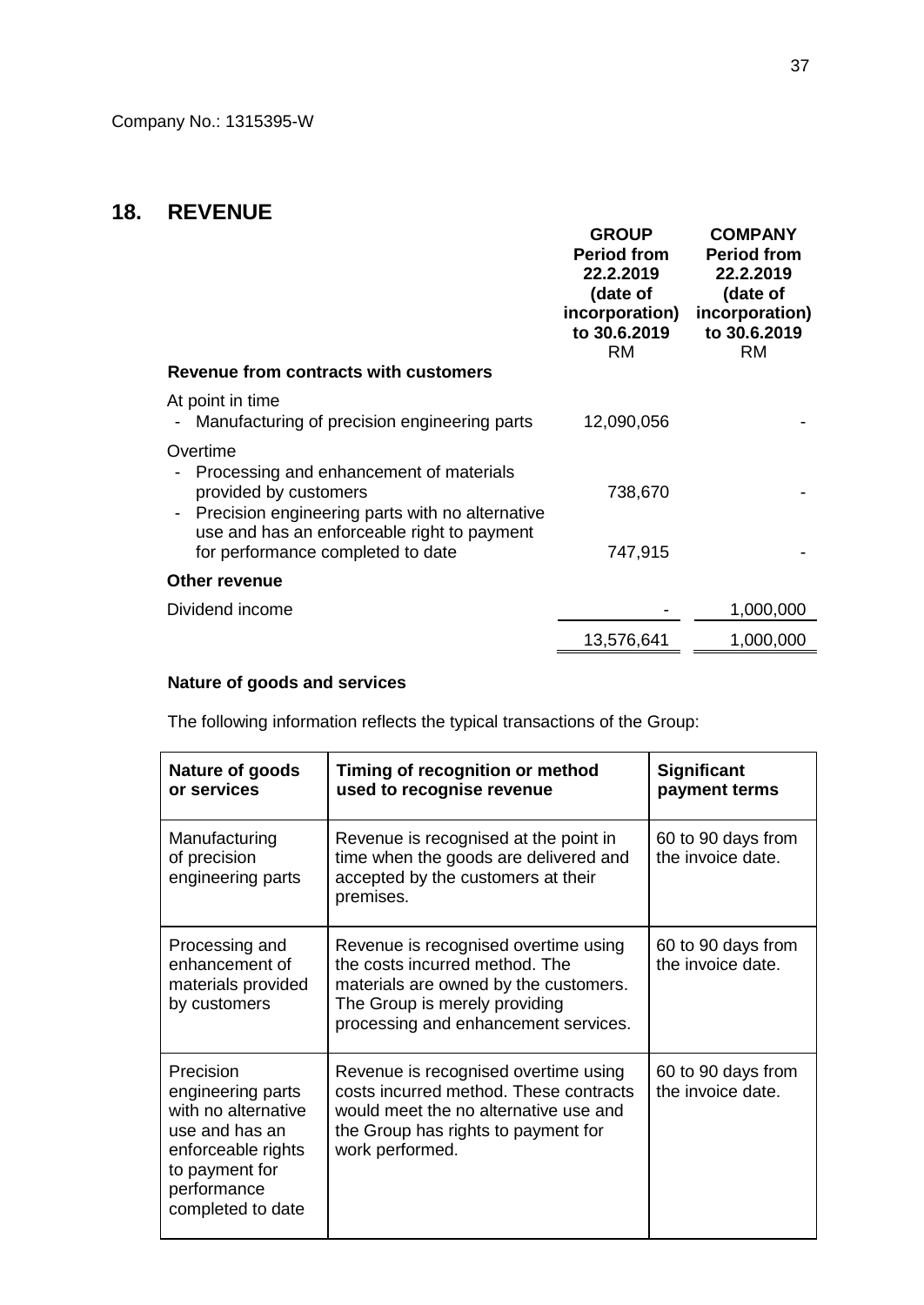Company No.: 1315395-W

## 18. REVENUE

| | GROUP Period from 22.2.2019 (date of incorporation) to 30.6.2019 RM | COMPANY Period from 22.2.2019 (date of incorporation) to 30.6.2019 RM |
|---|---|---|
| **Revenue from contracts with customers** | | |
| At point in time | | |
| - Manufacturing of precision engineering parts | 12,090,056 | - |
| Overtime | | |
| - Processing and enhancement of materials provided by customers | 738,670 | - |
| - Precision engineering parts with no alternative use and has an enforceable right to payment for performance completed to date | 747,915 | - |
| **Other revenue** | | |
| Dividend income | - | 1,000,000 |
| | 13,576,641 | 1,000,000 |

**Nature of goods and services**

The following information reflects the typical transactions of the Group:

| Nature of goods or services | Timing of recognition or method used to recognise revenue | Significant payment terms |
|---|---|---|
| Manufacturing of precision engineering parts | Revenue is recognised at the point in time when the goods are delivered and accepted by the customers at their premises. | 60 to 90 days from the invoice date. |
| Processing and enhancement of materials provided by customers | Revenue is recognised overtime using the costs incurred method. The materials are owned by the customers. The Group is merely providing processing and enhancement services. | 60 to 90 days from the invoice date. |
| Precision engineering parts with no alternative use and has an enforceable rights to payment for performance completed to date | Revenue is recognised overtime using costs incurred method. These contracts would meet the no alternative use and the Group has rights to payment for work performed. | 60 to 90 days from the invoice date. |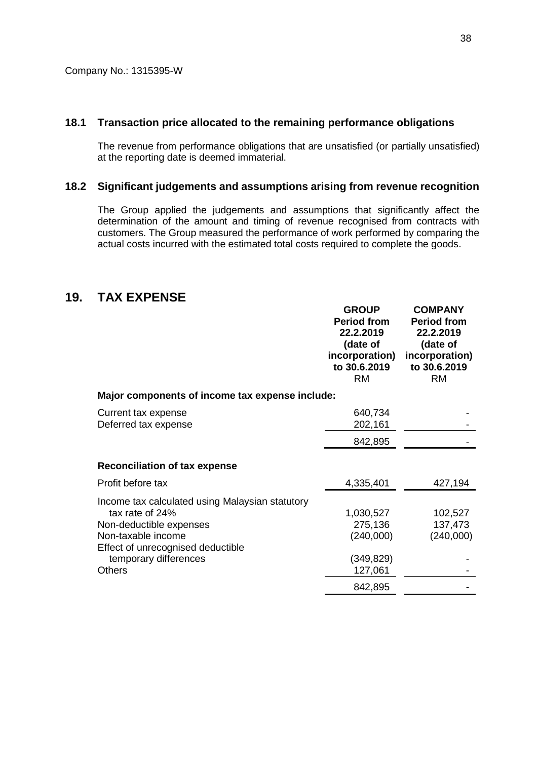Company No.: 1315395-W

### 18.1 Transaction price allocated to the remaining performance obligations

The revenue from performance obligations that are unsatisfied (or partially unsatisfied) at the reporting date is deemed immaterial.

### 18.2 Significant judgements and assumptions arising from revenue recognition

The Group applied the judgements and assumptions that significantly affect the determination of the amount and timing of revenue recognised from contracts with customers. The Group measured the performance of work performed by comparing the actual costs incurred with the estimated total costs required to complete the goods.

## 19. TAX EXPENSE

| | GROUP Period from 22.2.2019 (date of incorporation) to 30.6.2019 RM | COMPANY Period from 22.2.2019 (date of incorporation) to 30.6.2019 RM |
|---|---|---|
| **Major components of income tax expense include:** | | |
| Current tax expense | 640,734 | - |
| Deferred tax expense | 202,161 | - |
| | 842,895 | - |
| **Reconciliation of tax expense** | | |
| Profit before tax | 4,335,401 | 427,194 |
| Income tax calculated using Malaysian statutory tax rate of 24% | 1,030,527 | 102,527 |
| Non-deductible expenses | 275,136 | 137,473 |
| Non-taxable income | (240,000) | (240,000) |
| Effect of unrecognised deductible temporary differences | (349,829) | - |
| Others | 127,061 | - |
| | 842,895 | - |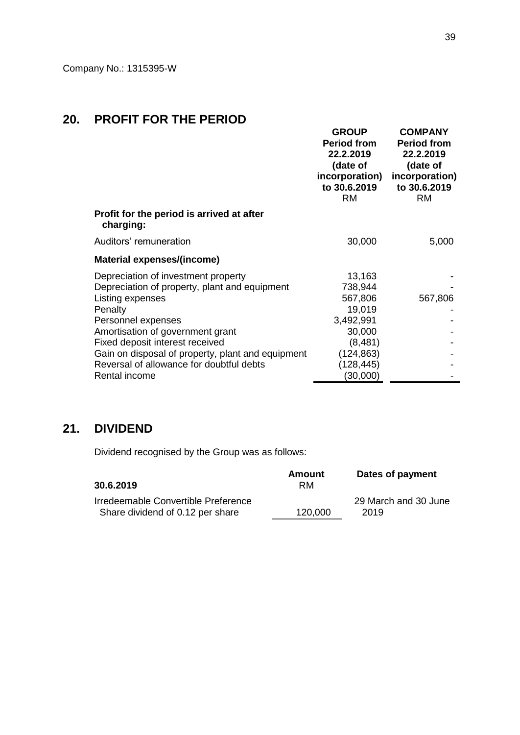Company No.: 1315395-W

## 20. PROFIT FOR THE PERIOD

| | GROUP Period from 22.2.2019 (date of incorporation) to 30.6.2019 RM | COMPANY Period from 22.2.2019 (date of incorporation) to 30.6.2019 RM |
|---|---|---|
| **Profit for the period is arrived at after charging:** | | |
| Auditors' remuneration | 30,000 | 5,000 |
| **Material expenses/(income)** | | |
| Depreciation of investment property | 13,163 | - |
| Depreciation of property, plant and equipment | 738,944 | - |
| Listing expenses | 567,806 | 567,806 |
| Penalty | 19,019 | - |
| Personnel expenses | 3,492,991 | - |
| Amortisation of government grant | 30,000 | - |
| Fixed deposit interest received | (8,481) | - |
| Gain on disposal of property, plant and equipment | (124,863) | - |
| Reversal of allowance for doubtful debts | (128,445) | - |
| Rental income | (30,000) | - |

## 21. DIVIDEND

Dividend recognised by the Group was as follows:

| 30.6.2019 | Amount RM | Dates of payment |
|---|---|---|
| Irredeemable Convertible Preference Share dividend of 0.12 per share | 120,000 | 29 March and 30 June 2019 |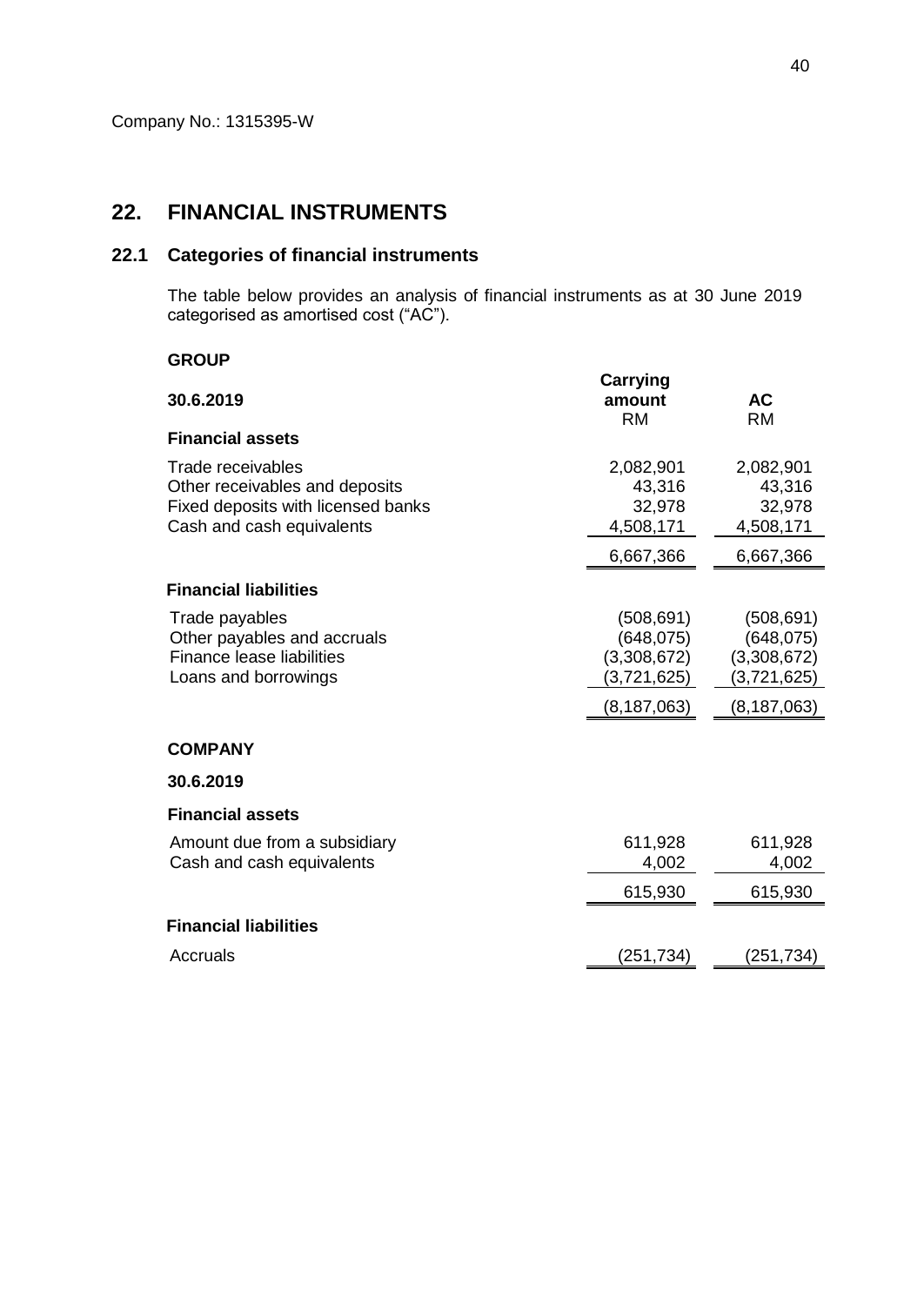Company No.: 1315395-W

## 22. FINANCIAL INSTRUMENTS

### 22.1 Categories of financial instruments

The table below provides an analysis of financial instruments as at 30 June 2019 categorised as amortised cost ("AC").

**GROUP**

| 30.6.2019 | Carrying amount RM | AC RM |
|---|---|---|
| **Financial assets** | | |
| Trade receivables | 2,082,901 | 2,082,901 |
| Other receivables and deposits | 43,316 | 43,316 |
| Fixed deposits with licensed banks | 32,978 | 32,978 |
| Cash and cash equivalents | 4,508,171 | 4,508,171 |
| | 6,667,366 | 6,667,366 |
| **Financial liabilities** | | |
| Trade payables | (508,691) | (508,691) |
| Other payables and accruals | (648,075) | (648,075) |
| Finance lease liabilities | (3,308,672) | (3,308,672) |
| Loans and borrowings | (3,721,625) | (3,721,625) |
| | (8,187,063) | (8,187,063) |

**COMPANY**

| 30.6.2019 | Carrying amount RM | AC RM |
|---|---|---|
| **Financial assets** | | |
| Amount due from a subsidiary | 611,928 | 611,928 |
| Cash and cash equivalents | 4,002 | 4,002 |
| | 615,930 | 615,930 |
| **Financial liabilities** | | |
| Accruals | (251,734) | (251,734) |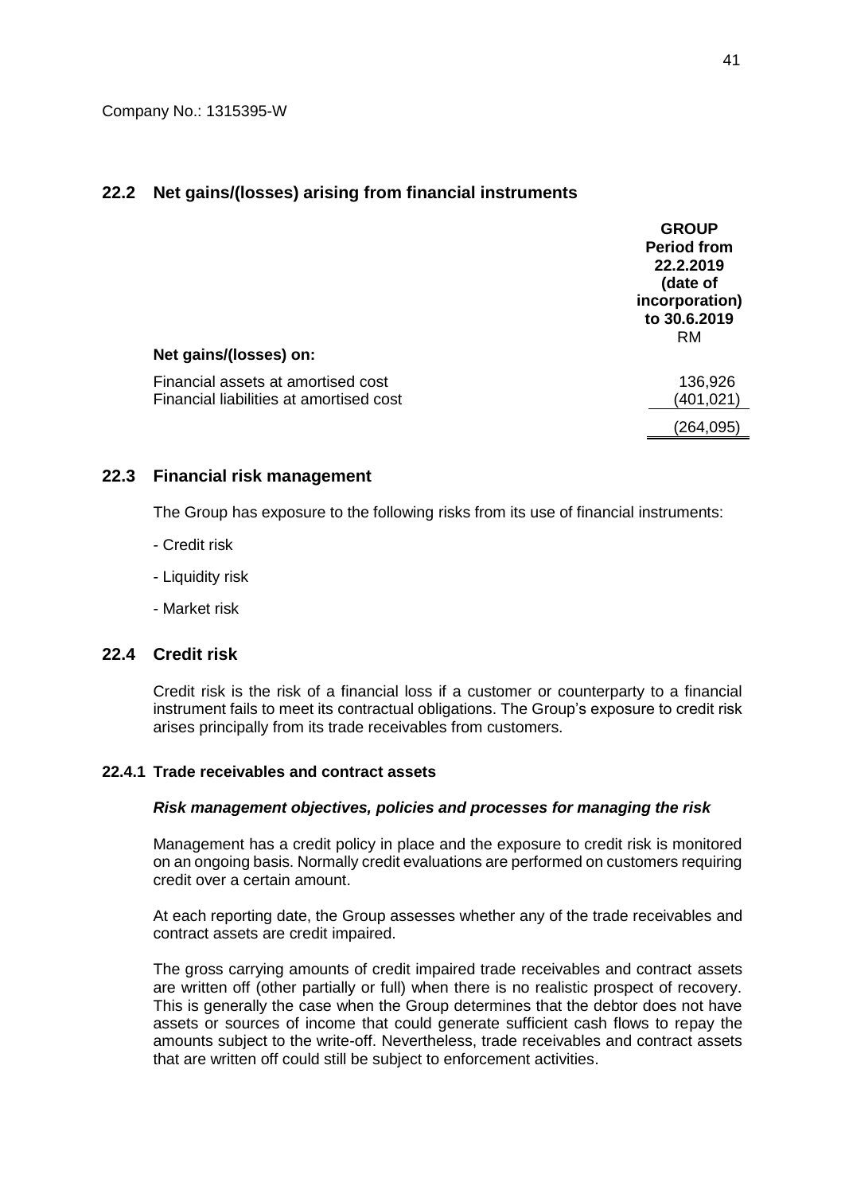Company No.: 1315395-W

## 22.2 Net gains/(losses) arising from financial instruments

| | GROUP Period from 22.2.2019 (date of incorporation) to 30.6.2019 RM |
|---|---|
| **Net gains/(losses) on:** | |
| Financial assets at amortised cost | 136,926 |
| Financial liabilities at amortised cost | (401,021) |
| | (264,095) |

## 22.3 Financial risk management

The Group has exposure to the following risks from its use of financial instruments:

- Credit risk

- Liquidity risk

- Market risk

## 22.4 Credit risk

Credit risk is the risk of a financial loss if a customer or counterparty to a financial instrument fails to meet its contractual obligations. The Group's exposure to credit risk arises principally from its trade receivables from customers.

### 22.4.1 Trade receivables and contract assets

***Risk management objectives, policies and processes for managing the risk***

Management has a credit policy in place and the exposure to credit risk is monitored on an ongoing basis. Normally credit evaluations are performed on customers requiring credit over a certain amount.

At each reporting date, the Group assesses whether any of the trade receivables and contract assets are credit impaired.

The gross carrying amounts of credit impaired trade receivables and contract assets are written off (other partially or full) when there is no realistic prospect of recovery. This is generally the case when the Group determines that the debtor does not have assets or sources of income that could generate sufficient cash flows to repay the amounts subject to the write-off. Nevertheless, trade receivables and contract assets that are written off could still be subject to enforcement activities.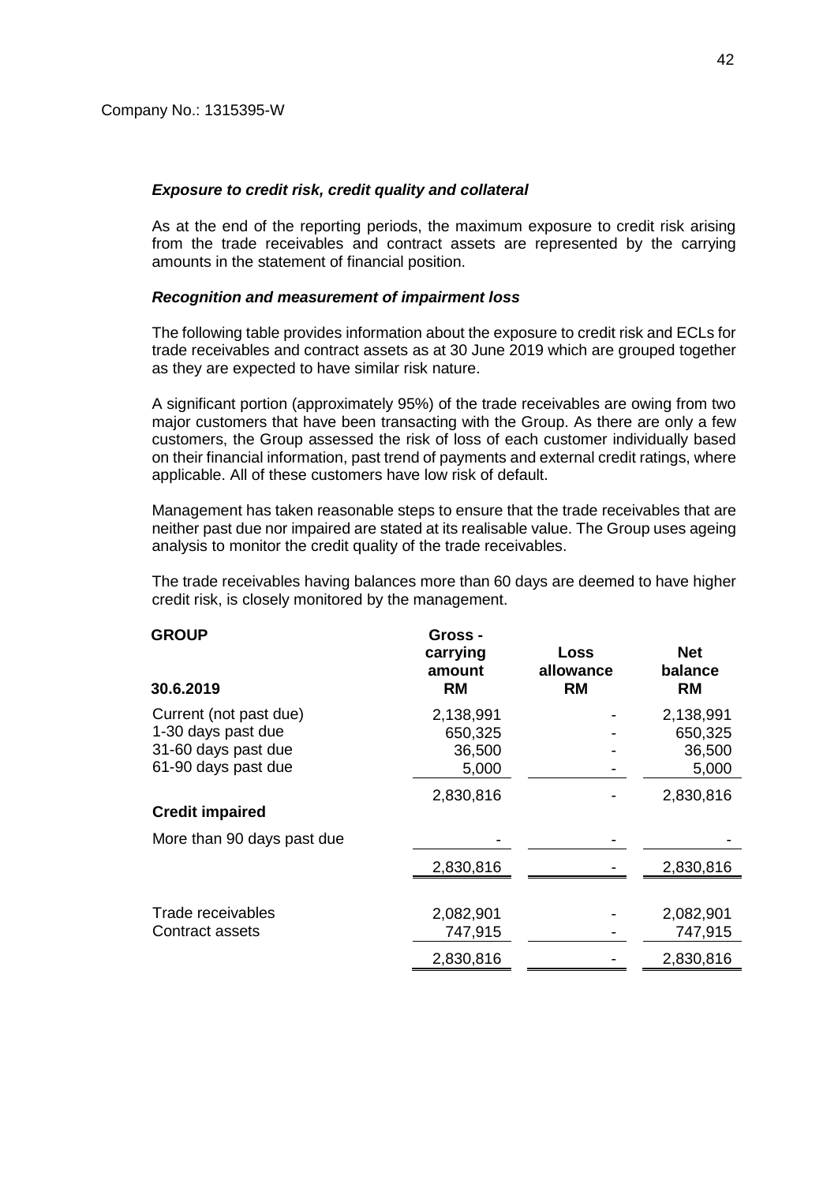Company No.: 1315395-W

***Exposure to credit risk, credit quality and collateral***

As at the end of the reporting periods, the maximum exposure to credit risk arising from the trade receivables and contract assets are represented by the carrying amounts in the statement of financial position.

***Recognition and measurement of impairment loss***

The following table provides information about the exposure to credit risk and ECLs for trade receivables and contract assets as at 30 June 2019 which are grouped together as they are expected to have similar risk nature.

A significant portion (approximately 95%) of the trade receivables are owing from two major customers that have been transacting with the Group. As there are only a few customers, the Group assessed the risk of loss of each customer individually based on their financial information, past trend of payments and external credit ratings, where applicable. All of these customers have low risk of default.

Management has taken reasonable steps to ensure that the trade receivables that are neither past due nor impaired are stated at its realisable value. The Group uses ageing analysis to monitor the credit quality of the trade receivables.

The trade receivables having balances more than 60 days are deemed to have higher credit risk, is closely monitored by the management.

| **GROUP** <br> **30.6.2019** | **Gross - carrying amount** <br> **RM** | **Loss allowance** <br> **RM** | **Net balance** <br> **RM** |
|---|---|---|---|
| Current (not past due) | 2,138,991 | - | 2,138,991 |
| 1-30 days past due | 650,325 | - | 650,325 |
| 31-60 days past due | 36,500 | - | 36,500 |
| 61-90 days past due | 5,000 | - | 5,000 |
| | 2,830,816 | - | 2,830,816 |
| **Credit impaired** | | | |
| More than 90 days past due | - | - | - |
| | 2,830,816 | - | 2,830,816 |
| | | | |
| Trade receivables | 2,082,901 | - | 2,082,901 |
| Contract assets | 747,915 | - | 747,915 |
| | 2,830,816 | - | 2,830,816 |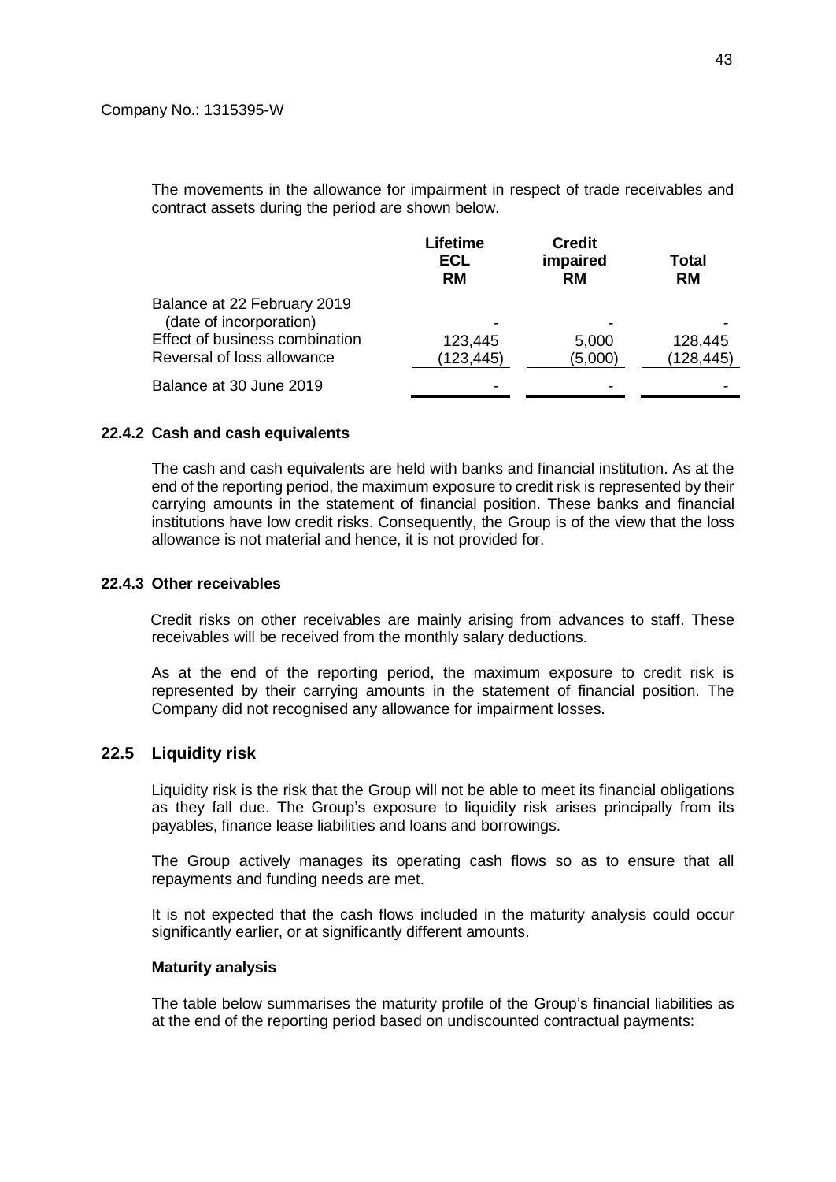Company No.: 1315395-W

The movements in the allowance for impairment in respect of trade receivables and contract assets during the period are shown below.

| | Lifetime ECL RM | Credit impaired RM | Total RM |
|---|---|---|---|
| Balance at 22 February 2019 (date of incorporation) | - | - | - |
| Effect of business combination | 123,445 | 5,000 | 128,445 |
| Reversal of loss allowance | (123,445) | (5,000) | (128,445) |
| Balance at 30 June 2019 | - | - | - |

### 22.4.2 Cash and cash equivalents

The cash and cash equivalents are held with banks and financial institution. As at the end of the reporting period, the maximum exposure to credit risk is represented by their carrying amounts in the statement of financial position. These banks and financial institutions have low credit risks. Consequently, the Group is of the view that the loss allowance is not material and hence, it is not provided for.

### 22.4.3 Other receivables

Credit risks on other receivables are mainly arising from advances to staff. These receivables will be received from the monthly salary deductions.

As at the end of the reporting period, the maximum exposure to credit risk is represented by their carrying amounts in the statement of financial position. The Company did not recognised any allowance for impairment losses.

## 22.5 Liquidity risk

Liquidity risk is the risk that the Group will not be able to meet its financial obligations as they fall due. The Group's exposure to liquidity risk arises principally from its payables, finance lease liabilities and loans and borrowings.

The Group actively manages its operating cash flows so as to ensure that all repayments and funding needs are met.

It is not expected that the cash flows included in the maturity analysis could occur significantly earlier, or at significantly different amounts.

**Maturity analysis**

The table below summarises the maturity profile of the Group's financial liabilities as at the end of the reporting period based on undiscounted contractual payments: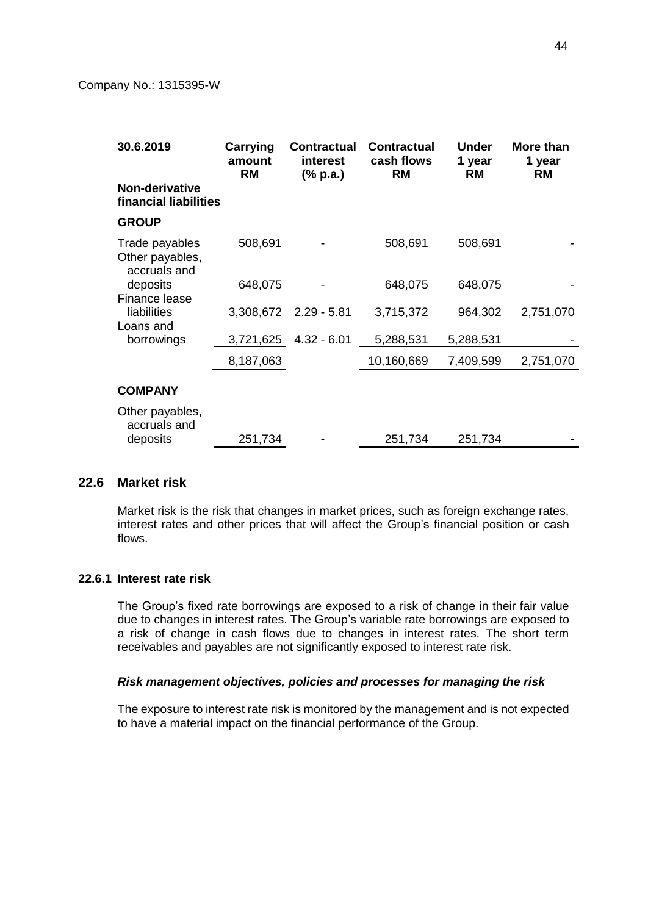Company No.: 1315395-W

| 30.6.2019 | Carrying amount RM | Contractual interest (% p.a.) | Contractual cash flows RM | Under 1 year RM | More than 1 year RM |
|---|---|---|---|---|---|
| **Non-derivative financial liabilities** | | | | | |
| **GROUP** | | | | | |
| Trade payables | 508,691 | - | 508,691 | 508,691 | - |
| Other payables, accruals and deposits | 648,075 | - | 648,075 | 648,075 | - |
| Finance lease liabilities | 3,308,672 | 2.29 - 5.81 | 3,715,372 | 964,302 | 2,751,070 |
| Loans and borrowings | 3,721,625 | 4.32 - 6.01 | 5,288,531 | 5,288,531 | - |
| | 8,187,063 | | 10,160,669 | 7,409,599 | 2,751,070 |
| **COMPANY** | | | | | |
| Other payables, accruals and deposits | 251,734 | - | 251,734 | 251,734 | - |

## 22.6 Market risk

Market risk is the risk that changes in market prices, such as foreign exchange rates, interest rates and other prices that will affect the Group's financial position or cash flows.

### 22.6.1 Interest rate risk

The Group's fixed rate borrowings are exposed to a risk of change in their fair value due to changes in interest rates. The Group's variable rate borrowings are exposed to a risk of change in cash flows due to changes in interest rates. The short term receivables and payables are not significantly exposed to interest rate risk.

***Risk management objectives, policies and processes for managing the risk***

The exposure to interest rate risk is monitored by the management and is not expected to have a material impact on the financial performance of the Group.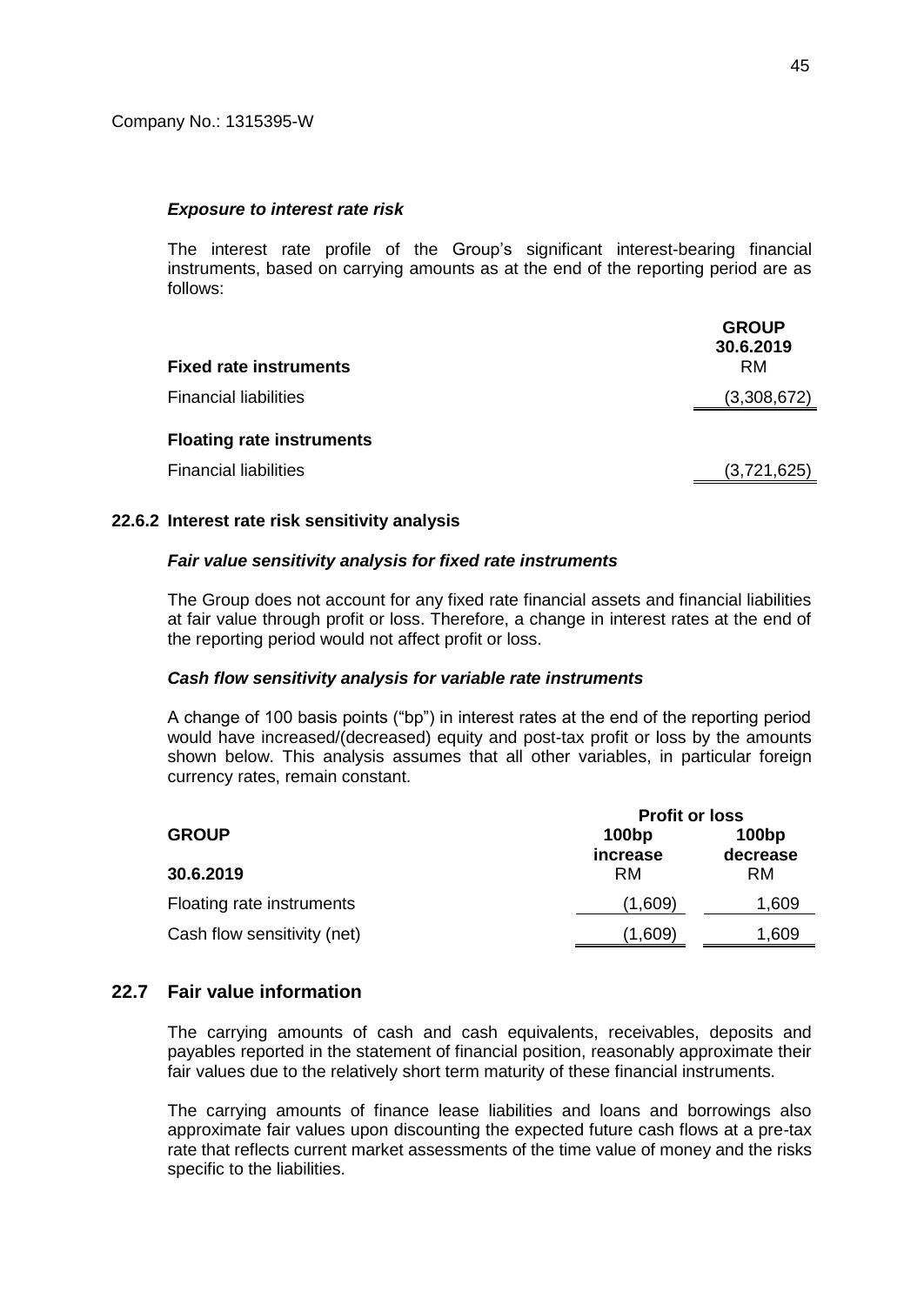*Exposure to interest rate risk*

The interest rate profile of the Group's significant interest-bearing financial instruments, based on carrying amounts as at the end of the reporting period are as follows:

| | **GROUP** |
|---|---|
| | **30.6.2019** |
| **Fixed rate instruments** | RM |
| Financial liabilities | (3,308,672) |
| **Floating rate instruments** | |
| Financial liabilities | (3,721,625) |

### 22.6.2 Interest rate risk sensitivity analysis

***Fair value sensitivity analysis for fixed rate instruments***

The Group does not account for any fixed rate financial assets and financial liabilities at fair value through profit or loss. Therefore, a change in interest rates at the end of the reporting period would not affect profit or loss.

***Cash flow sensitivity analysis for variable rate instruments***

A change of 100 basis points ("bp") in interest rates at the end of the reporting period would have increased/(decreased) equity and post-tax profit or loss by the amounts shown below. This analysis assumes that all other variables, in particular foreign currency rates, remain constant.

| | **Profit or loss** | |
|---|---|---|
| **GROUP** | **100bp increase** | **100bp decrease** |
| **30.6.2019** | RM | RM |
| Floating rate instruments | (1,609) | 1,609 |
| Cash flow sensitivity (net) | (1,609) | 1,609 |

## 22.7 Fair value information

The carrying amounts of cash and cash equivalents, receivables, deposits and payables reported in the statement of financial position, reasonably approximate their fair values due to the relatively short term maturity of these financial instruments.

The carrying amounts of finance lease liabilities and loans and borrowings also approximate fair values upon discounting the expected future cash flows at a pre-tax rate that reflects current market assessments of the time value of money and the risks specific to the liabilities.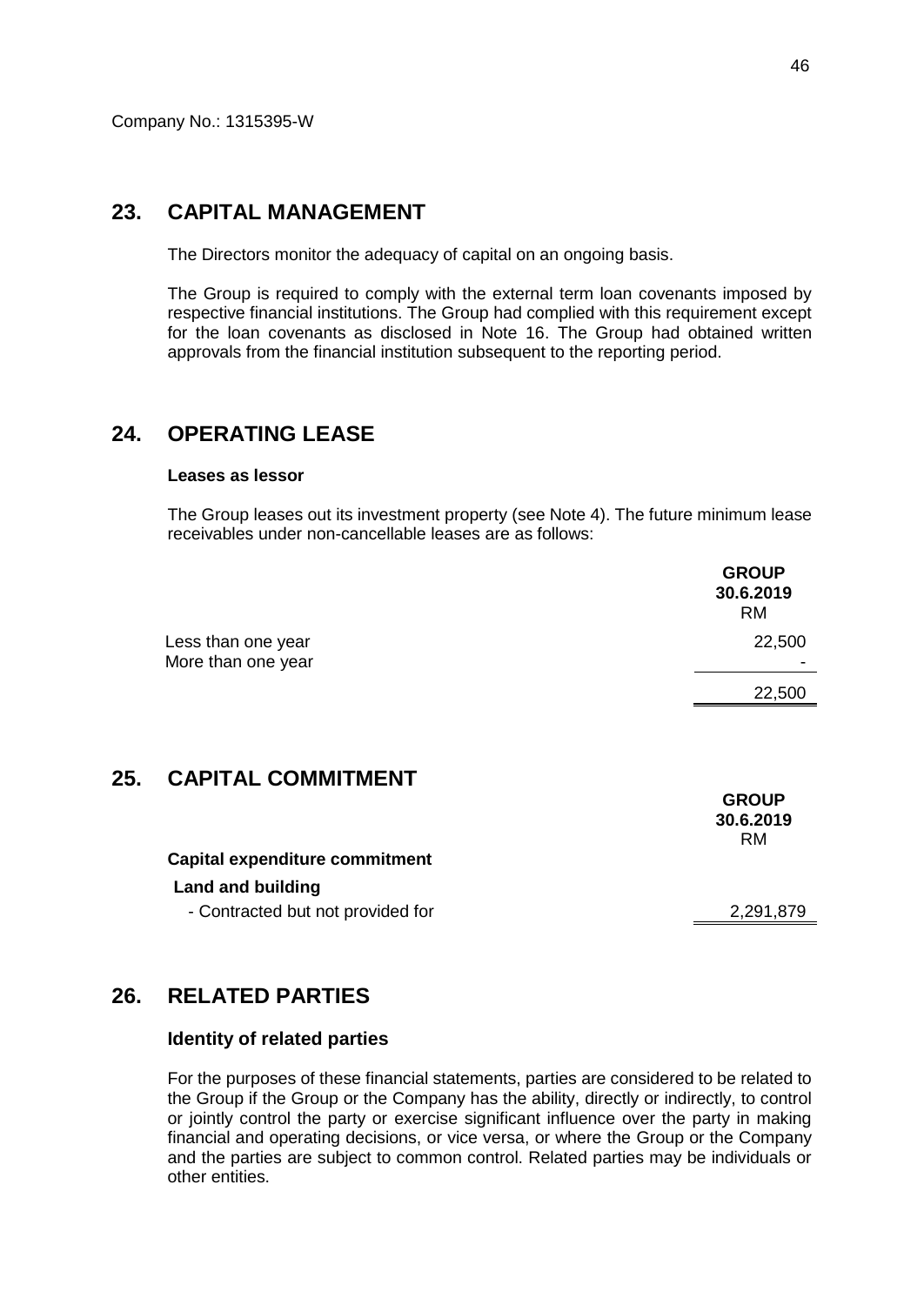Company No.: 1315395-W

## 23. CAPITAL MANAGEMENT

The Directors monitor the adequacy of capital on an ongoing basis.

The Group is required to comply with the external term loan covenants imposed by respective financial institutions. The Group had complied with this requirement except for the loan covenants as disclosed in Note 16. The Group had obtained written approvals from the financial institution subsequent to the reporting period.

## 24. OPERATING LEASE

**Leases as lessor**

The Group leases out its investment property (see Note 4). The future minimum lease receivables under non-cancellable leases are as follows:

| | **GROUP** |
|---|---|
| | **30.6.2019** |
| | RM |
| Less than one year | 22,500 |
| More than one year | - |
| | 22,500 |

## 25. CAPITAL COMMITMENT

| | **GROUP** |
|---|---|
| | **30.6.2019** |
| | RM |
| **Capital expenditure commitment** | |
| **Land and building** | |
| - Contracted but not provided for | 2,291,879 |

## 26. RELATED PARTIES

### Identity of related parties

For the purposes of these financial statements, parties are considered to be related to the Group if the Group or the Company has the ability, directly or indirectly, to control or jointly control the party or exercise significant influence over the party in making financial and operating decisions, or vice versa, or where the Group or the Company and the parties are subject to common control. Related parties may be individuals or other entities.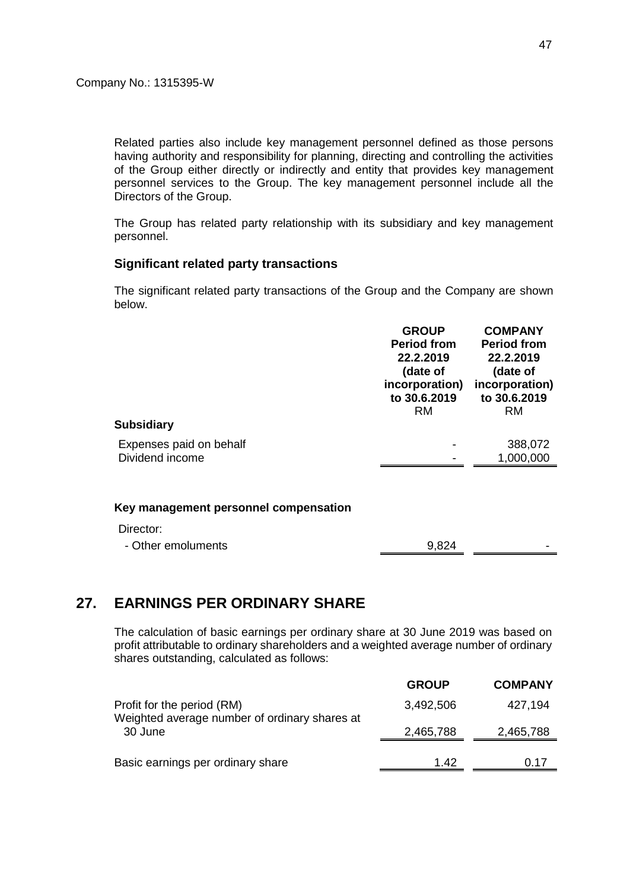Company No.: 1315395-W

Related parties also include key management personnel defined as those persons having authority and responsibility for planning, directing and controlling the activities of the Group either directly or indirectly and entity that provides key management personnel services to the Group. The key management personnel include all the Directors of the Group.

The Group has related party relationship with its subsidiary and key management personnel.

### Significant related party transactions

The significant related party transactions of the Group and the Company are shown below.

| | GROUP Period from 22.2.2019 (date of incorporation) to 30.6.2019 RM | COMPANY Period from 22.2.2019 (date of incorporation) to 30.6.2019 RM |
|---|---|---|
| **Subsidiary** | | |
| Expenses paid on behalf | - | 388,072 |
| Dividend income | - | 1,000,000 |
| | | |
| **Key management personnel compensation** | | |
| Director: | | |
| - Other emoluments | 9,824 | - |

## 27. EARNINGS PER ORDINARY SHARE

The calculation of basic earnings per ordinary share at 30 June 2019 was based on profit attributable to ordinary shareholders and a weighted average number of ordinary shares outstanding, calculated as follows:

| | GROUP | COMPANY |
|---|---|---|
| Profit for the period (RM) | 3,492,506 | 427,194 |
| Weighted average number of ordinary shares at 30 June | 2,465,788 | 2,465,788 |
| Basic earnings per ordinary share | 1.42 | 0.17 |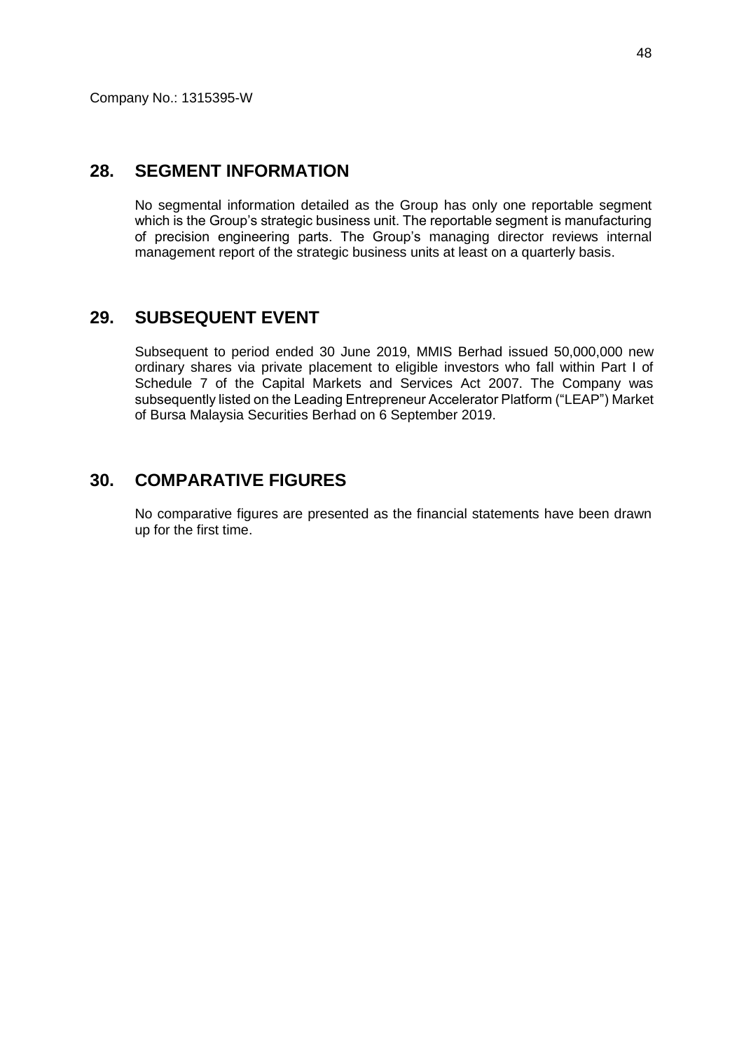Company No.: 1315395-W

## 28. SEGMENT INFORMATION

No segmental information detailed as the Group has only one reportable segment which is the Group's strategic business unit. The reportable segment is manufacturing of precision engineering parts. The Group's managing director reviews internal management report of the strategic business units at least on a quarterly basis.

## 29. SUBSEQUENT EVENT

Subsequent to period ended 30 June 2019, MMIS Berhad issued 50,000,000 new ordinary shares via private placement to eligible investors who fall within Part I of Schedule 7 of the Capital Markets and Services Act 2007. The Company was subsequently listed on the Leading Entrepreneur Accelerator Platform ("LEAP") Market of Bursa Malaysia Securities Berhad on 6 September 2019.

## 30. COMPARATIVE FIGURES

No comparative figures are presented as the financial statements have been drawn up for the first time.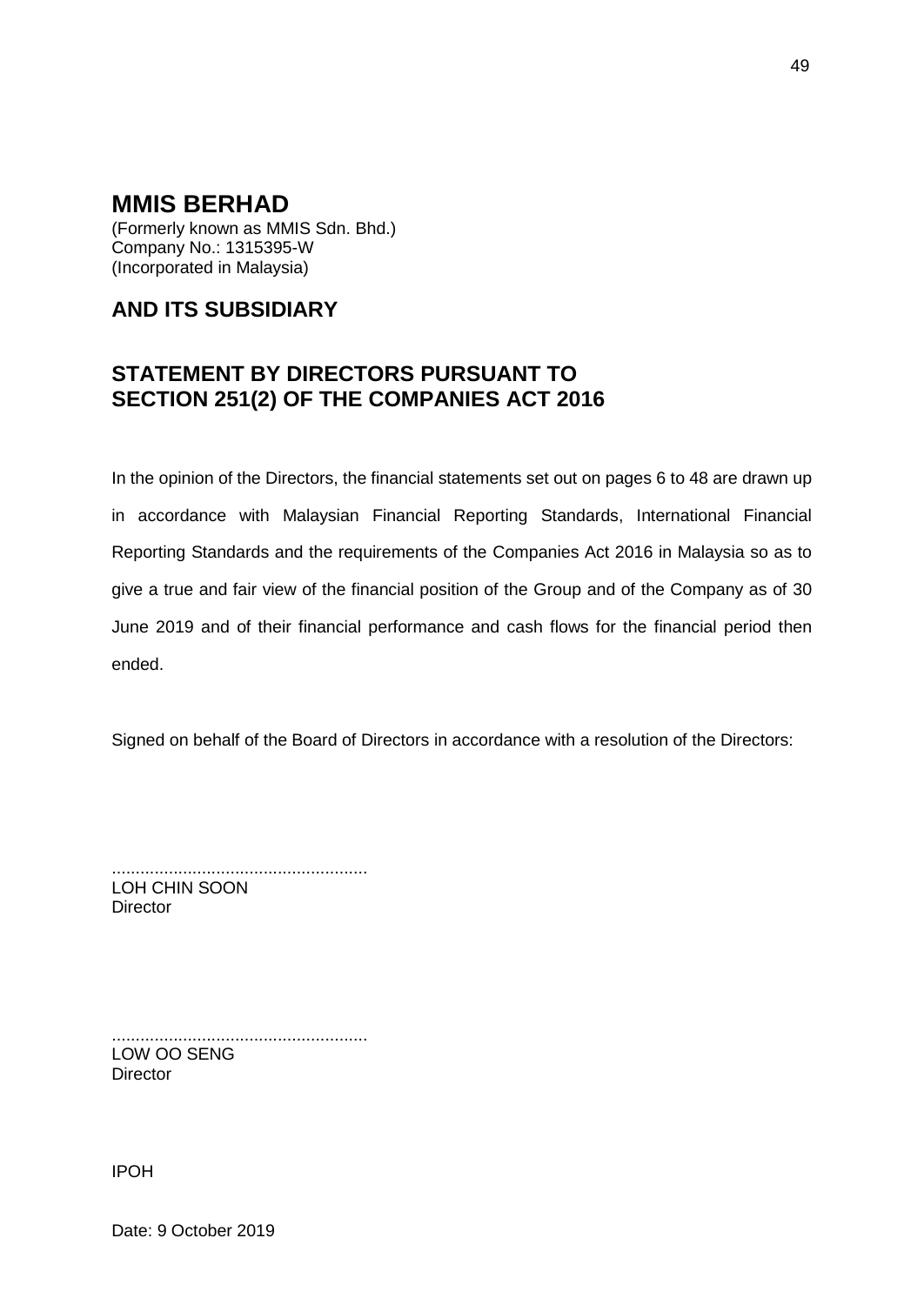# MMIS BERHAD

(Formerly known as MMIS Sdn. Bhd.)
Company No.: 1315395-W
(Incorporated in Malaysia)

## AND ITS SUBSIDIARY

## STATEMENT BY DIRECTORS PURSUANT TO SECTION 251(2) OF THE COMPANIES ACT 2016

In the opinion of the Directors, the financial statements set out on pages 6 to 48 are drawn up in accordance with Malaysian Financial Reporting Standards, International Financial Reporting Standards and the requirements of the Companies Act 2016 in Malaysia so as to give a true and fair view of the financial position of the Group and of the Company as of 30 June 2019 and of their financial performance and cash flows for the financial period then ended.

Signed on behalf of the Board of Directors in accordance with a resolution of the Directors:

.....................................................
LOH CHIN SOON
Director

.....................................................
LOW OO SENG
Director

IPOH

Date: 9 October 2019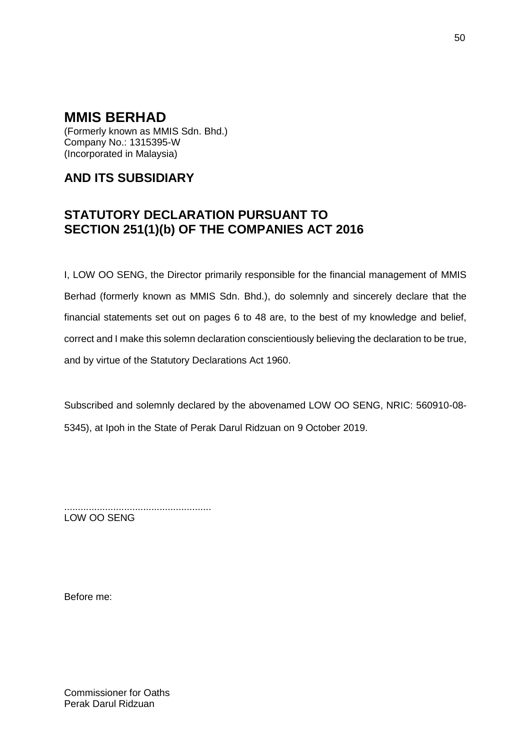# MMIS BERHAD

(Formerly known as MMIS Sdn. Bhd.)
Company No.: 1315395-W
(Incorporated in Malaysia)

## AND ITS SUBSIDIARY

## STATUTORY DECLARATION PURSUANT TO SECTION 251(1)(b) OF THE COMPANIES ACT 2016

I, LOW OO SENG, the Director primarily responsible for the financial management of MMIS Berhad (formerly known as MMIS Sdn. Bhd.), do solemnly and sincerely declare that the financial statements set out on pages 6 to 48 are, to the best of my knowledge and belief, correct and I make this solemn declaration conscientiously believing the declaration to be true, and by virtue of the Statutory Declarations Act 1960.

Subscribed and solemnly declared by the abovenamed LOW OO SENG, NRIC: 560910-08-5345), at Ipoh in the State of Perak Darul Ridzuan on 9 October 2019.

......................................................
LOW OO SENG

Before me:

Commissioner for Oaths
Perak Darul Ridzuan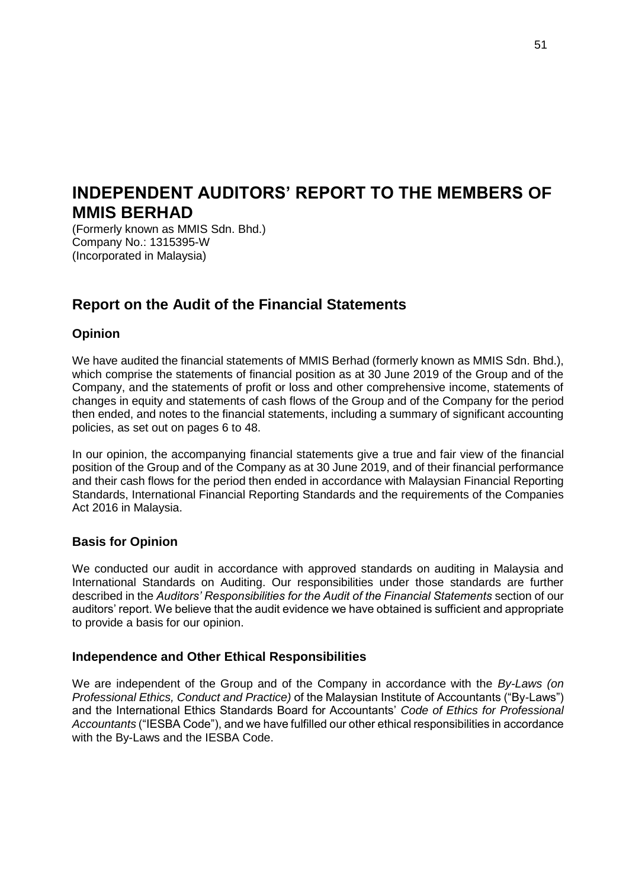# INDEPENDENT AUDITORS' REPORT TO THE MEMBERS OF MMIS BERHAD

(Formerly known as MMIS Sdn. Bhd.)
Company No.: 1315395-W
(Incorporated in Malaysia)

## Report on the Audit of the Financial Statements

### Opinion

We have audited the financial statements of MMIS Berhad (formerly known as MMIS Sdn. Bhd.), which comprise the statements of financial position as at 30 June 2019 of the Group and of the Company, and the statements of profit or loss and other comprehensive income, statements of changes in equity and statements of cash flows of the Group and of the Company for the period then ended, and notes to the financial statements, including a summary of significant accounting policies, as set out on pages 6 to 48.

In our opinion, the accompanying financial statements give a true and fair view of the financial position of the Group and of the Company as at 30 June 2019, and of their financial performance and their cash flows for the period then ended in accordance with Malaysian Financial Reporting Standards, International Financial Reporting Standards and the requirements of the Companies Act 2016 in Malaysia.

### Basis for Opinion

We conducted our audit in accordance with approved standards on auditing in Malaysia and International Standards on Auditing. Our responsibilities under those standards are further described in the *Auditors' Responsibilities for the Audit of the Financial Statements* section of our auditors' report. We believe that the audit evidence we have obtained is sufficient and appropriate to provide a basis for our opinion.

### Independence and Other Ethical Responsibilities

We are independent of the Group and of the Company in accordance with the *By-Laws (on Professional Ethics, Conduct and Practice)* of the Malaysian Institute of Accountants ("By-Laws") and the International Ethics Standards Board for Accountants' *Code of Ethics for Professional Accountants* ("IESBA Code"), and we have fulfilled our other ethical responsibilities in accordance with the By-Laws and the IESBA Code.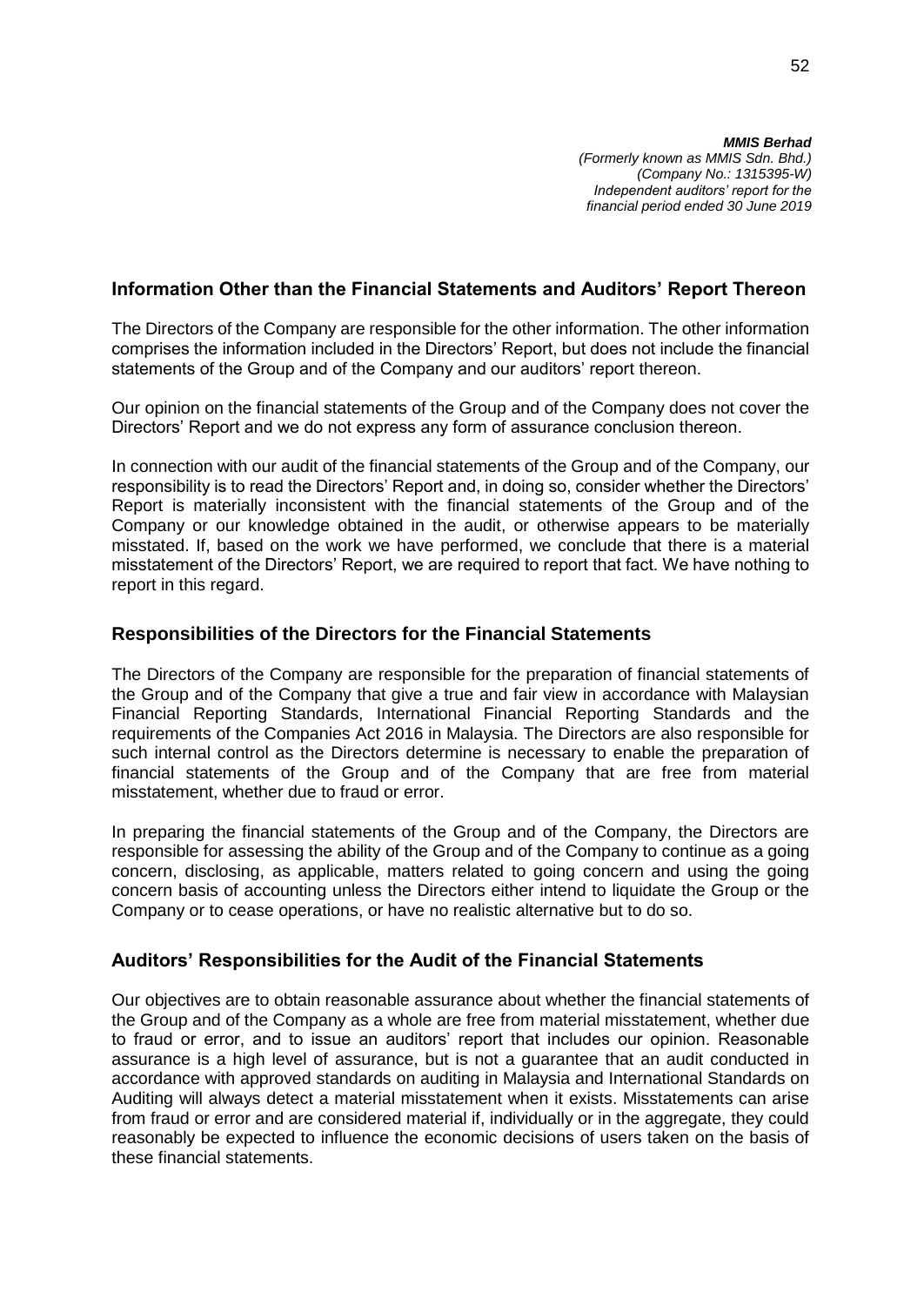## Information Other than the Financial Statements and Auditors' Report Thereon

The Directors of the Company are responsible for the other information. The other information comprises the information included in the Directors' Report, but does not include the financial statements of the Group and of the Company and our auditors' report thereon.

Our opinion on the financial statements of the Group and of the Company does not cover the Directors' Report and we do not express any form of assurance conclusion thereon.

In connection with our audit of the financial statements of the Group and of the Company, our responsibility is to read the Directors' Report and, in doing so, consider whether the Directors' Report is materially inconsistent with the financial statements of the Group and of the Company or our knowledge obtained in the audit, or otherwise appears to be materially misstated. If, based on the work we have performed, we conclude that there is a material misstatement of the Directors' Report, we are required to report that fact. We have nothing to report in this regard.

## Responsibilities of the Directors for the Financial Statements

The Directors of the Company are responsible for the preparation of financial statements of the Group and of the Company that give a true and fair view in accordance with Malaysian Financial Reporting Standards, International Financial Reporting Standards and the requirements of the Companies Act 2016 in Malaysia. The Directors are also responsible for such internal control as the Directors determine is necessary to enable the preparation of financial statements of the Group and of the Company that are free from material misstatement, whether due to fraud or error.

In preparing the financial statements of the Group and of the Company, the Directors are responsible for assessing the ability of the Group and of the Company to continue as a going concern, disclosing, as applicable, matters related to going concern and using the going concern basis of accounting unless the Directors either intend to liquidate the Group or the Company or to cease operations, or have no realistic alternative but to do so.

## Auditors' Responsibilities for the Audit of the Financial Statements

Our objectives are to obtain reasonable assurance about whether the financial statements of the Group and of the Company as a whole are free from material misstatement, whether due to fraud or error, and to issue an auditors' report that includes our opinion. Reasonable assurance is a high level of assurance, but is not a guarantee that an audit conducted in accordance with approved standards on auditing in Malaysia and International Standards on Auditing will always detect a material misstatement when it exists. Misstatements can arise from fraud or error and are considered material if, individually or in the aggregate, they could reasonably be expected to influence the economic decisions of users taken on the basis of these financial statements.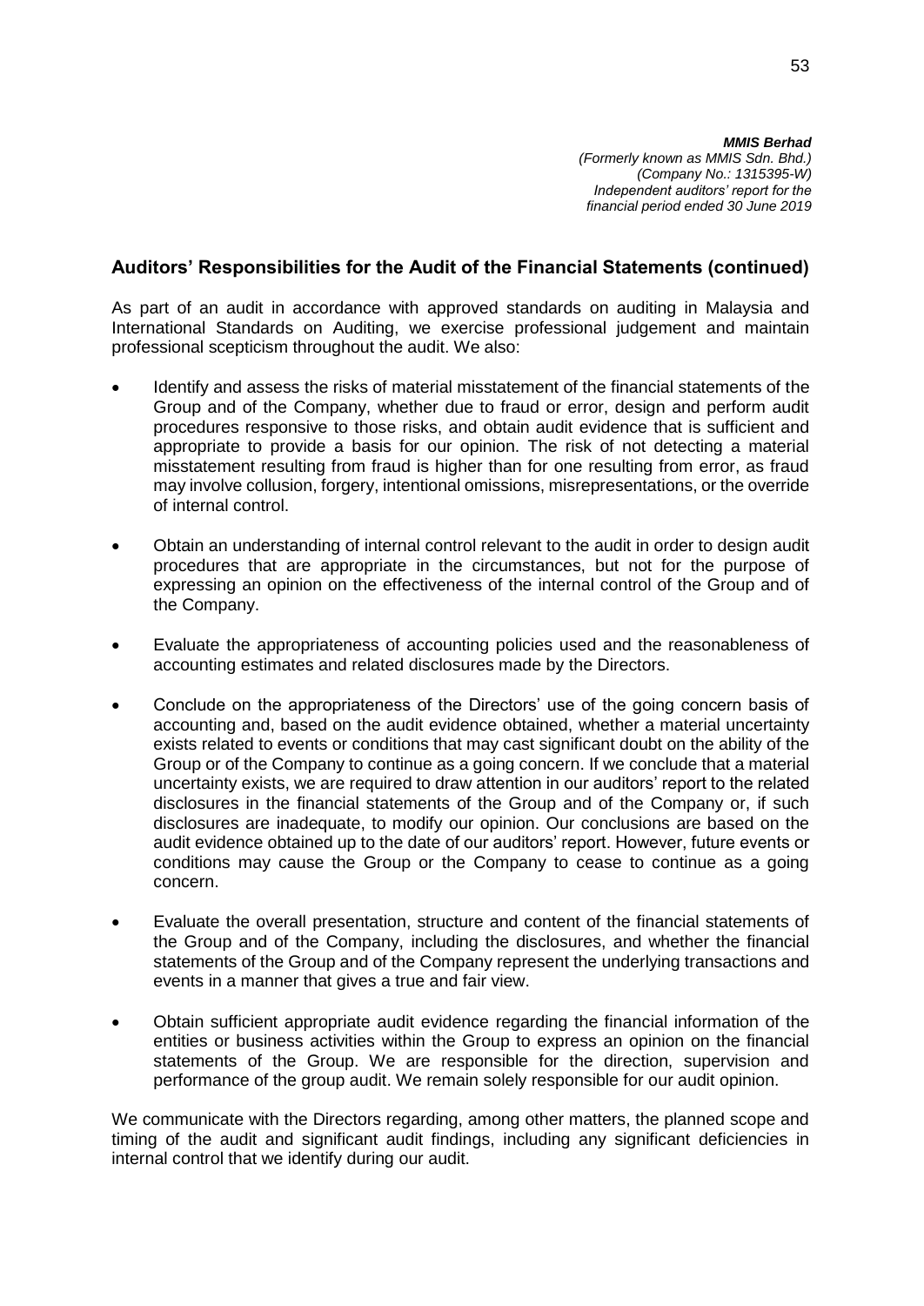## Auditors' Responsibilities for the Audit of the Financial Statements (continued)

As part of an audit in accordance with approved standards on auditing in Malaysia and International Standards on Auditing, we exercise professional judgement and maintain professional scepticism throughout the audit. We also:

- Identify and assess the risks of material misstatement of the financial statements of the Group and of the Company, whether due to fraud or error, design and perform audit procedures responsive to those risks, and obtain audit evidence that is sufficient and appropriate to provide a basis for our opinion. The risk of not detecting a material misstatement resulting from fraud is higher than for one resulting from error, as fraud may involve collusion, forgery, intentional omissions, misrepresentations, or the override of internal control.

- Obtain an understanding of internal control relevant to the audit in order to design audit procedures that are appropriate in the circumstances, but not for the purpose of expressing an opinion on the effectiveness of the internal control of the Group and of the Company.

- Evaluate the appropriateness of accounting policies used and the reasonableness of accounting estimates and related disclosures made by the Directors.

- Conclude on the appropriateness of the Directors' use of the going concern basis of accounting and, based on the audit evidence obtained, whether a material uncertainty exists related to events or conditions that may cast significant doubt on the ability of the Group or of the Company to continue as a going concern. If we conclude that a material uncertainty exists, we are required to draw attention in our auditors' report to the related disclosures in the financial statements of the Group and of the Company or, if such disclosures are inadequate, to modify our opinion. Our conclusions are based on the audit evidence obtained up to the date of our auditors' report. However, future events or conditions may cause the Group or the Company to cease to continue as a going concern.

- Evaluate the overall presentation, structure and content of the financial statements of the Group and of the Company, including the disclosures, and whether the financial statements of the Group and of the Company represent the underlying transactions and events in a manner that gives a true and fair view.

- Obtain sufficient appropriate audit evidence regarding the financial information of the entities or business activities within the Group to express an opinion on the financial statements of the Group. We are responsible for the direction, supervision and performance of the group audit. We remain solely responsible for our audit opinion.

We communicate with the Directors regarding, among other matters, the planned scope and timing of the audit and significant audit findings, including any significant deficiencies in internal control that we identify during our audit.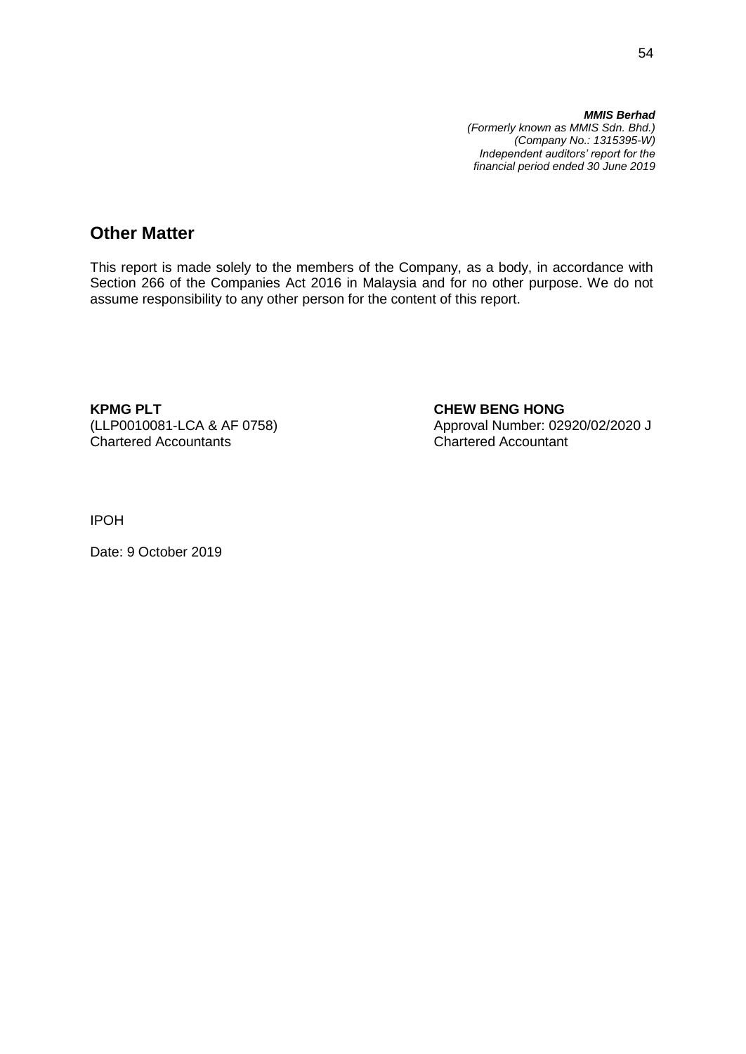## Other Matter

This report is made solely to the members of the Company, as a body, in accordance with Section 266 of the Companies Act 2016 in Malaysia and for no other purpose. We do not assume responsibility to any other person for the content of this report.

**KPMG PLT**
(LLP0010081-LCA & AF 0758)
Chartered Accountants

**CHEW BENG HONG**
Approval Number: 02920/02/2020 J
Chartered Accountant

IPOH

Date: 9 October 2019